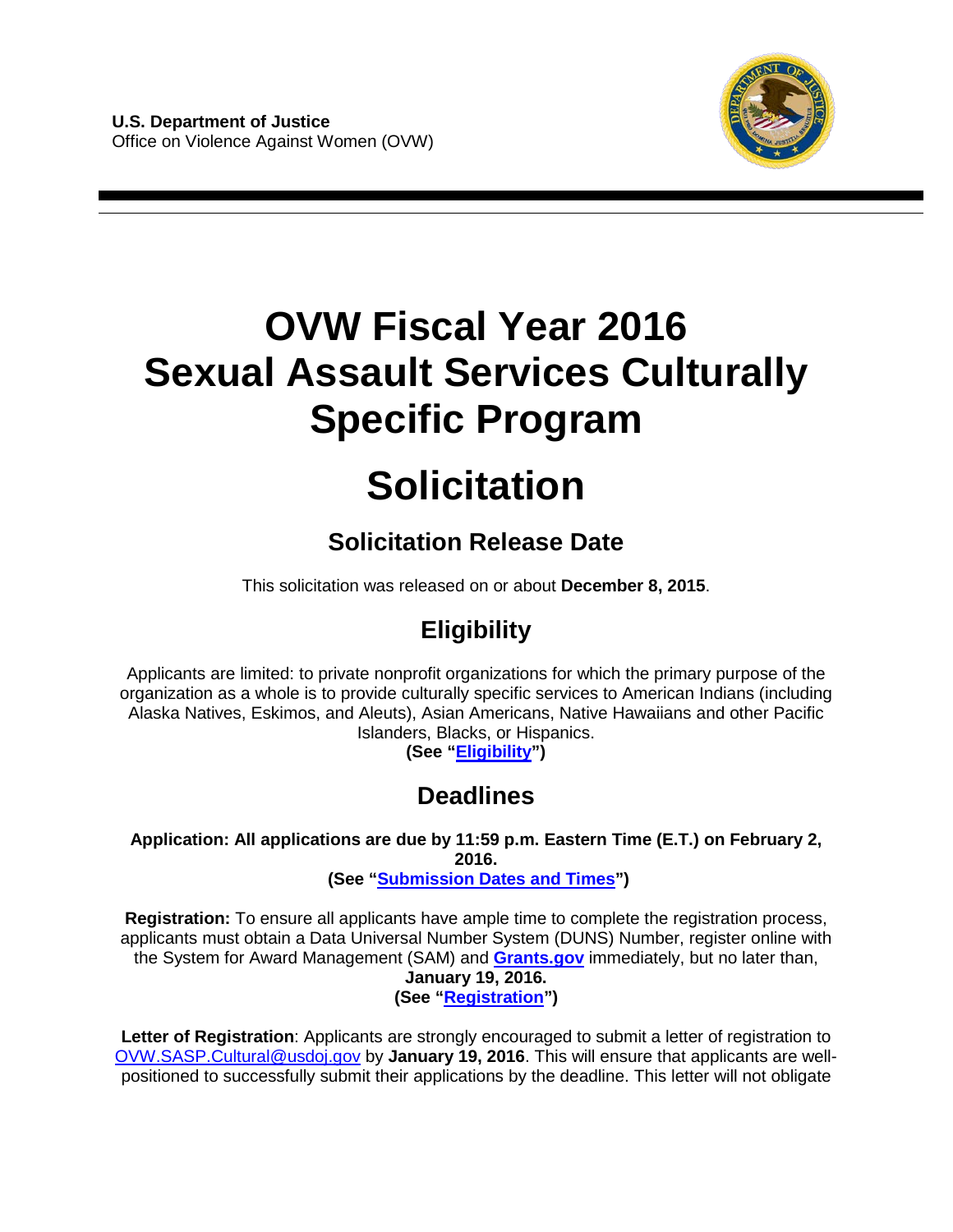**U.S. Department of Justice**
Office on Violence Against Women (OVW)

# OVW Fiscal Year 2016 Sexual Assault Services Culturally Specific Program

# Solicitation

## Solicitation Release Date

This solicitation was released on or about **December 8, 2015**.

## Eligibility

Applicants are limited: to private nonprofit organizations for which the primary purpose of the organization as a whole is to provide culturally specific services to American Indians (including Alaska Natives, Eskimos, and Aleuts), Asian Americans, Native Hawaiians and other Pacific Islanders, Blacks, or Hispanics.
**(See "Eligibility")**

## Deadlines

**Application: All applications are due by 11:59 p.m. Eastern Time (E.T.) on February 2, 2016.**
**(See "Submission Dates and Times")**

**Registration:** To ensure all applicants have ample time to complete the registration process, applicants must obtain a Data Universal Number System (DUNS) Number, register online with the System for Award Management (SAM) and **Grants.gov** immediately, but no later than, **January 19, 2016.**
**(See "Registration")**

**Letter of Registration**: Applicants are strongly encouraged to submit a letter of registration to OVW.SASP.Cultural@usdoj.gov by **January 19, 2016**. This will ensure that applicants are well-positioned to successfully submit their applications by the deadline. This letter will not obligate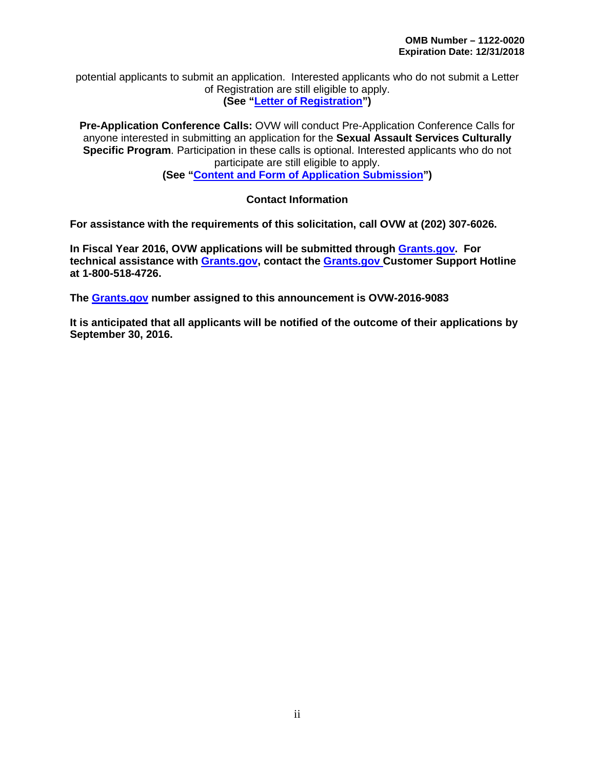potential applicants to submit an application. Interested applicants who do not submit a Letter of Registration are still eligible to apply.
**(See "Letter of Registration")**

**Pre-Application Conference Calls:** OVW will conduct Pre-Application Conference Calls for anyone interested in submitting an application for the **Sexual Assault Services Culturally Specific Program**. Participation in these calls is optional. Interested applicants who do not participate are still eligible to apply.
**(See "Content and Form of Application Submission")**

**Contact Information**

**For assistance with the requirements of this solicitation, call OVW at (202) 307-6026.**

**In Fiscal Year 2016, OVW applications will be submitted through Grants.gov. For technical assistance with Grants.gov, contact the Grants.gov Customer Support Hotline at 1-800-518-4726.**

**The Grants.gov number assigned to this announcement is OVW-2016-9083**

**It is anticipated that all applicants will be notified of the outcome of their applications by September 30, 2016.**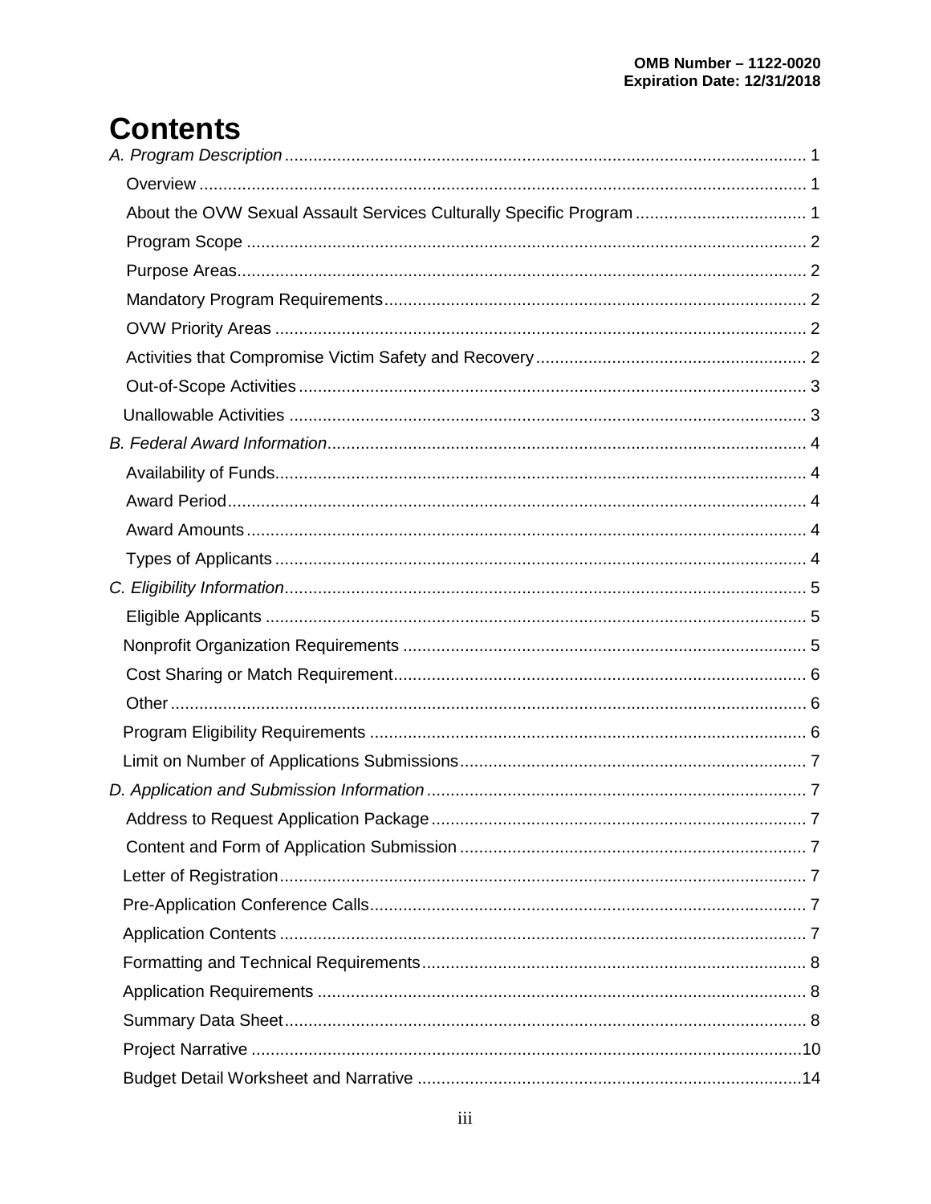OMB Number – 1122-0020
Expiration Date: 12/31/2018

# Contents

*A. Program Description* ........ 1

- Overview ........ 1
- About the OVW Sexual Assault Services Culturally Specific Program ........ 1
- Program Scope ........ 2
- Purpose Areas ........ 2
- Mandatory Program Requirements ........ 2
- OVW Priority Areas ........ 2
- Activities that Compromise Victim Safety and Recovery ........ 2
- Out-of-Scope Activities ........ 3
- Unallowable Activities ........ 3

*B. Federal Award Information* ........ 4

- Availability of Funds ........ 4
- Award Period ........ 4
- Award Amounts ........ 4
- Types of Applicants ........ 4

*C. Eligibility Information* ........ 5

- Eligible Applicants ........ 5
- Nonprofit Organization Requirements ........ 5
- Cost Sharing or Match Requirement ........ 6
- Other ........ 6
- Program Eligibility Requirements ........ 6
- Limit on Number of Applications Submissions ........ 7

*D. Application and Submission Information* ........ 7

- Address to Request Application Package ........ 7
- Content and Form of Application Submission ........ 7
- Letter of Registration ........ 7
- Pre-Application Conference Calls ........ 7
- Application Contents ........ 7
- Formatting and Technical Requirements ........ 8
- Application Requirements ........ 8
- Summary Data Sheet ........ 8
- Project Narrative ........ 10
- Budget Detail Worksheet and Narrative ........ 14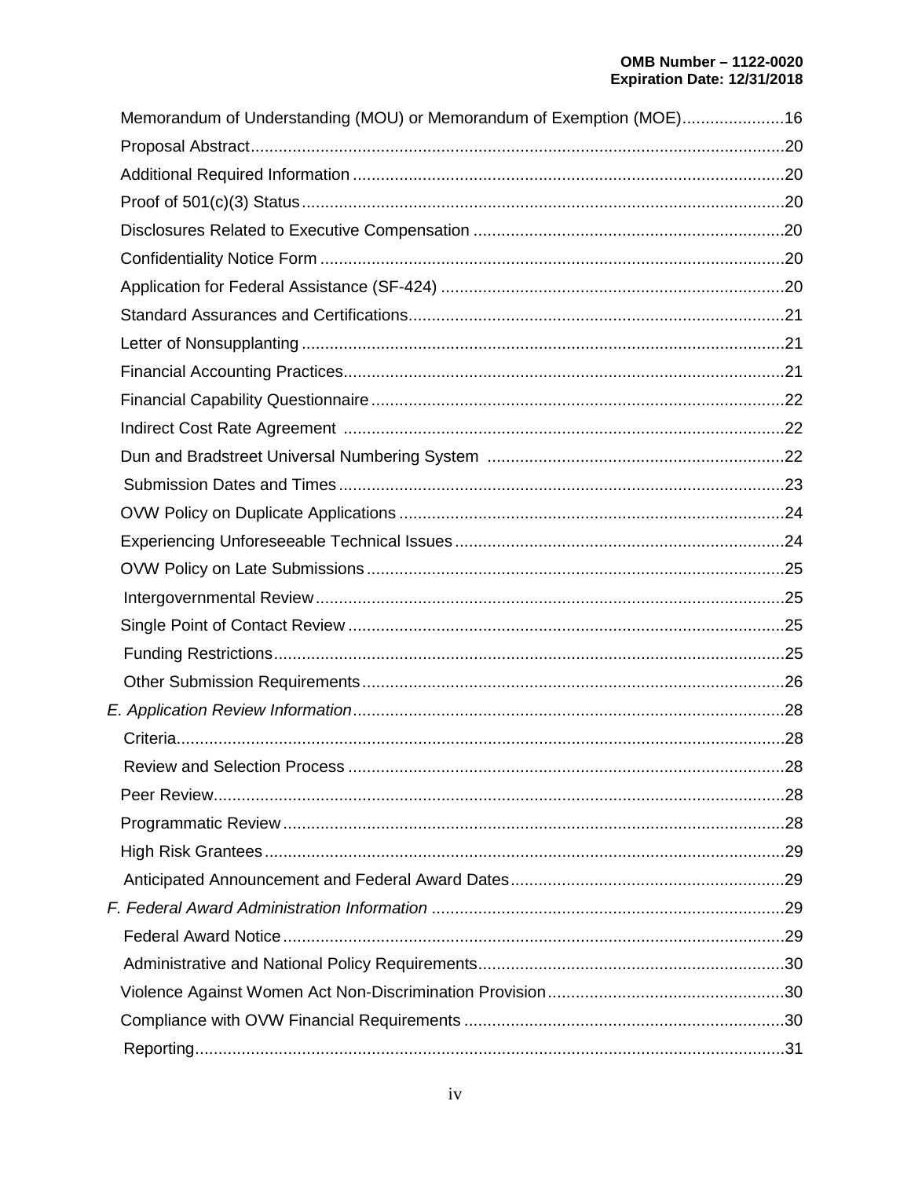Memorandum of Understanding (MOU) or Memorandum of Exemption (MOE).....................16

Proposal Abstract.....................................................................................................20

Additional Required Information ..............................................................................20

Proof of 501(c)(3) Status..........................................................................................20

Disclosures Related to Executive Compensation ...................................................20

Confidentiality Notice Form .....................................................................................20

Application for Federal Assistance (SF-424) ...........................................................20

Standard Assurances and Certifications..................................................................21

Letter of Nonsupplanting ..........................................................................................21

Financial Accounting Practices................................................................................21

Financial Capability Questionnaire ..........................................................................22

Indirect Cost Rate Agreement ..................................................................................22

Dun and Bradstreet Universal Numbering System ..................................................22

Submission Dates and Times..................................................................................23

OVW Policy on Duplicate Applications ....................................................................24

Experiencing Unforeseeable Technical Issues.........................................................24

OVW Policy on Late Submissions............................................................................25

Intergovernmental Review.......................................................................................25

Single Point of Contact Review ...............................................................................25

Funding Restrictions................................................................................................25

Other Submission Requirements.............................................................................26

*E. Application Review Information*..............................................................................28

Criteria.....................................................................................................................28

Review and Selection Process ................................................................................28

Peer Review.............................................................................................................28

Programmatic Review ..............................................................................................28

High Risk Grantees..................................................................................................29

Anticipated Announcement and Federal Award Dates.............................................29

*F. Federal Award Administration Information* ..............................................................29

Federal Award Notice...............................................................................................29

Administrative and National Policy Requirements....................................................30

Violence Against Women Act Non-Discrimination Provision.....................................30

Compliance with OVW Financial Requirements ......................................................30

Reporting..................................................................................................................31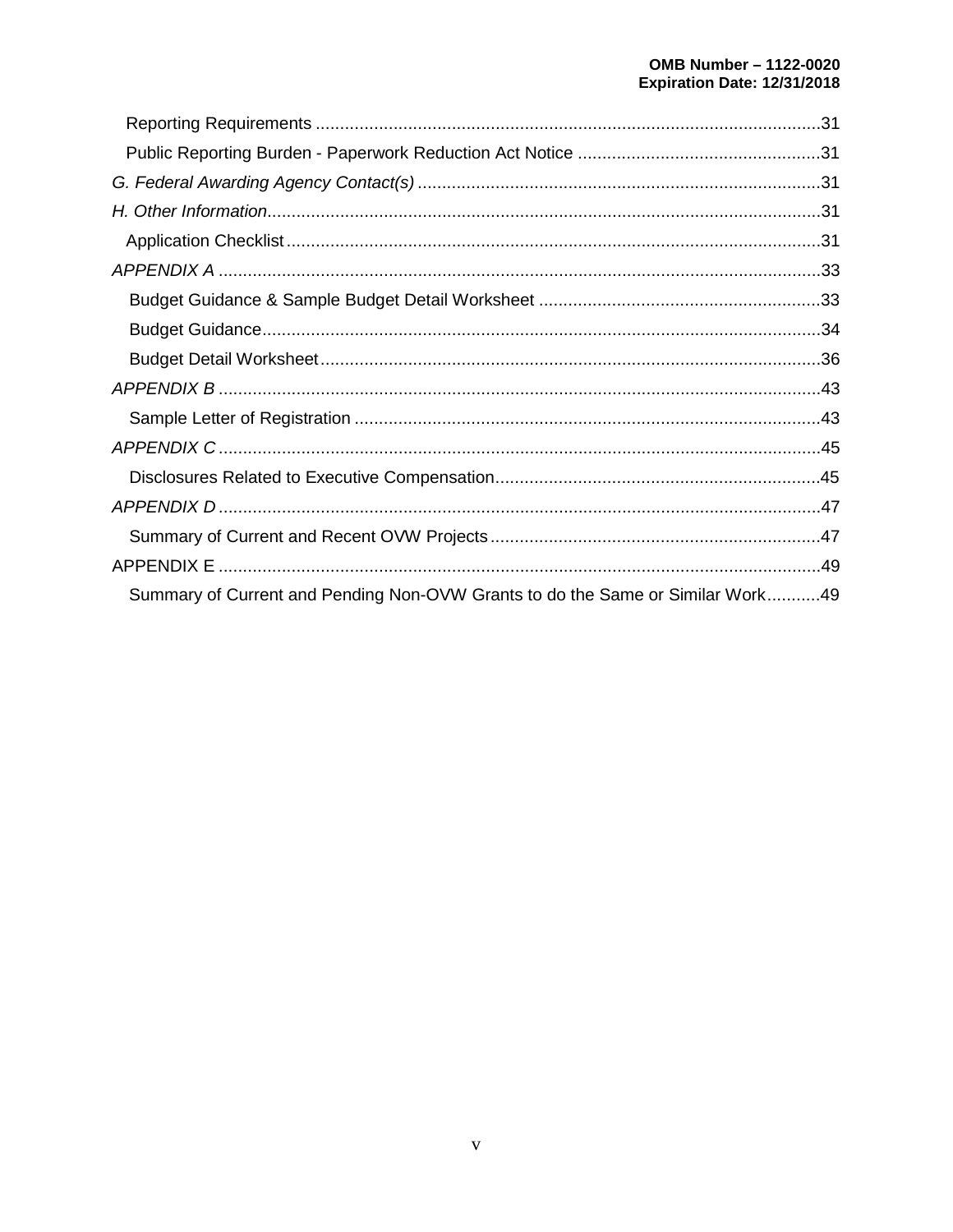Reporting Requirements ........................................................................................................31

Public Reporting Burden - Paperwork Reduction Act Notice ..................................................31

*G. Federal Awarding Agency Contact(s)* ..................................................................................31

*H. Other Information*..................................................................................................................31

Application Checklist ..............................................................................................................31

*APPENDIX A* ............................................................................................................................33

Budget Guidance & Sample Budget Detail Worksheet ..........................................................33

Budget Guidance ...................................................................................................................34

Budget Detail Worksheet .......................................................................................................36

*APPENDIX B* ............................................................................................................................43

Sample Letter of Registration ................................................................................................43

*APPENDIX C* ............................................................................................................................45

Disclosures Related to Executive Compensation ...................................................................45

*APPENDIX D* ............................................................................................................................47

Summary of Current and Recent OVW Projects ....................................................................47

APPENDIX E ............................................................................................................................49

Summary of Current and Pending Non-OVW Grants to do the Same or Similar Work...........49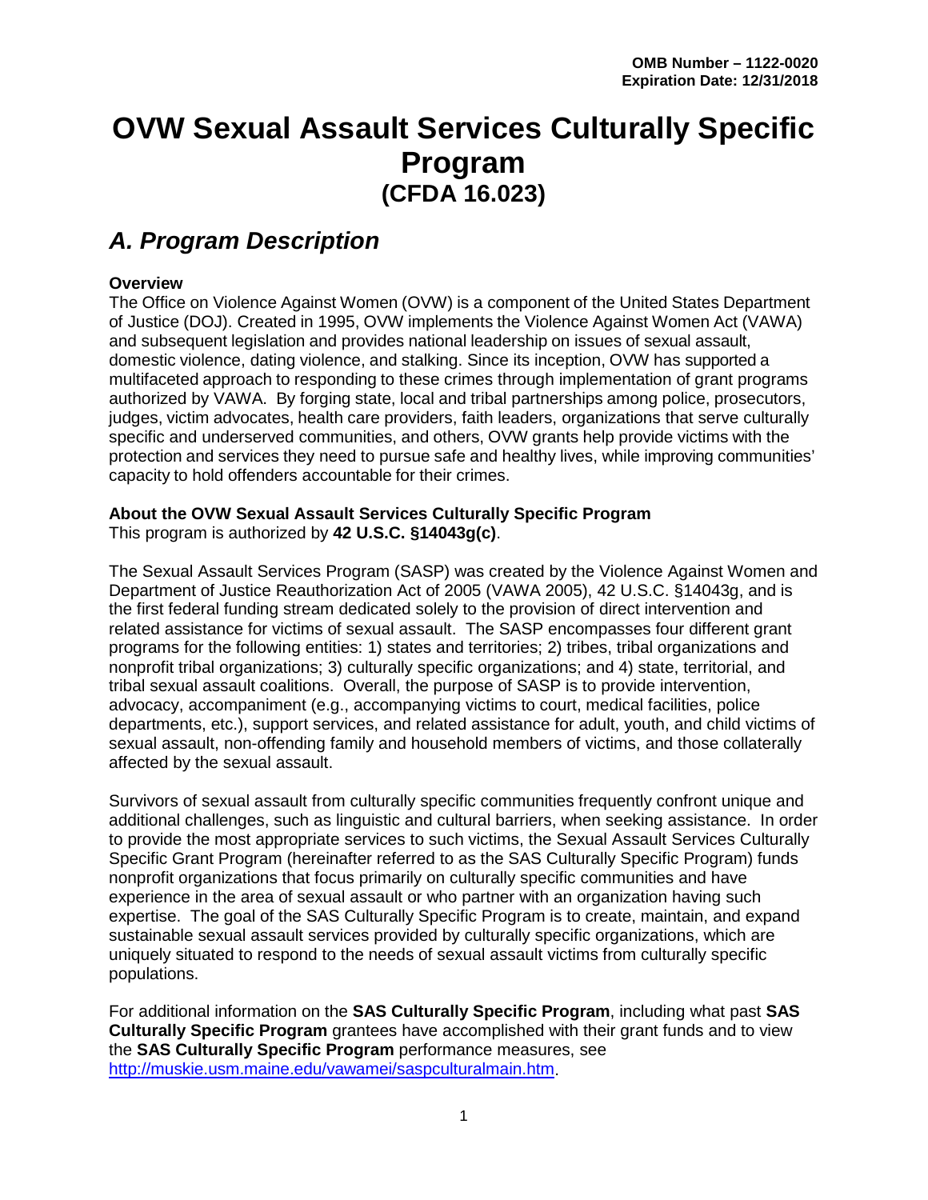OMB Number – 1122-0020
Expiration Date: 12/31/2018

# OVW Sexual Assault Services Culturally Specific Program
## (CFDA 16.023)

## *A. Program Description*

**Overview**
The Office on Violence Against Women (OVW) is a component of the United States Department of Justice (DOJ). Created in 1995, OVW implements the Violence Against Women Act (VAWA) and subsequent legislation and provides national leadership on issues of sexual assault, domestic violence, dating violence, and stalking. Since its inception, OVW has supported a multifaceted approach to responding to these crimes through implementation of grant programs authorized by VAWA. By forging state, local and tribal partnerships among police, prosecutors, judges, victim advocates, health care providers, faith leaders, organizations that serve culturally specific and underserved communities, and others, OVW grants help provide victims with the protection and services they need to pursue safe and healthy lives, while improving communities' capacity to hold offenders accountable for their crimes.

**About the OVW Sexual Assault Services Culturally Specific Program**
This program is authorized by **42 U.S.C. §14043g(c)**.

The Sexual Assault Services Program (SASP) was created by the Violence Against Women and Department of Justice Reauthorization Act of 2005 (VAWA 2005), 42 U.S.C. §14043g, and is the first federal funding stream dedicated solely to the provision of direct intervention and related assistance for victims of sexual assault. The SASP encompasses four different grant programs for the following entities: 1) states and territories; 2) tribes, tribal organizations and nonprofit tribal organizations; 3) culturally specific organizations; and 4) state, territorial, and tribal sexual assault coalitions. Overall, the purpose of SASP is to provide intervention, advocacy, accompaniment (e.g., accompanying victims to court, medical facilities, police departments, etc.), support services, and related assistance for adult, youth, and child victims of sexual assault, non-offending family and household members of victims, and those collaterally affected by the sexual assault.

Survivors of sexual assault from culturally specific communities frequently confront unique and additional challenges, such as linguistic and cultural barriers, when seeking assistance. In order to provide the most appropriate services to such victims, the Sexual Assault Services Culturally Specific Grant Program (hereinafter referred to as the SAS Culturally Specific Program) funds nonprofit organizations that focus primarily on culturally specific communities and have experience in the area of sexual assault or who partner with an organization having such expertise. The goal of the SAS Culturally Specific Program is to create, maintain, and expand sustainable sexual assault services provided by culturally specific organizations, which are uniquely situated to respond to the needs of sexual assault victims from culturally specific populations.

For additional information on the **SAS Culturally Specific Program**, including what past **SAS Culturally Specific Program** grantees have accomplished with their grant funds and to view the **SAS Culturally Specific Program** performance measures, see [http://muskie.usm.maine.edu/vawamei/saspculturalmain.htm](http://muskie.usm.maine.edu/vawamei/saspculturalmain.htm).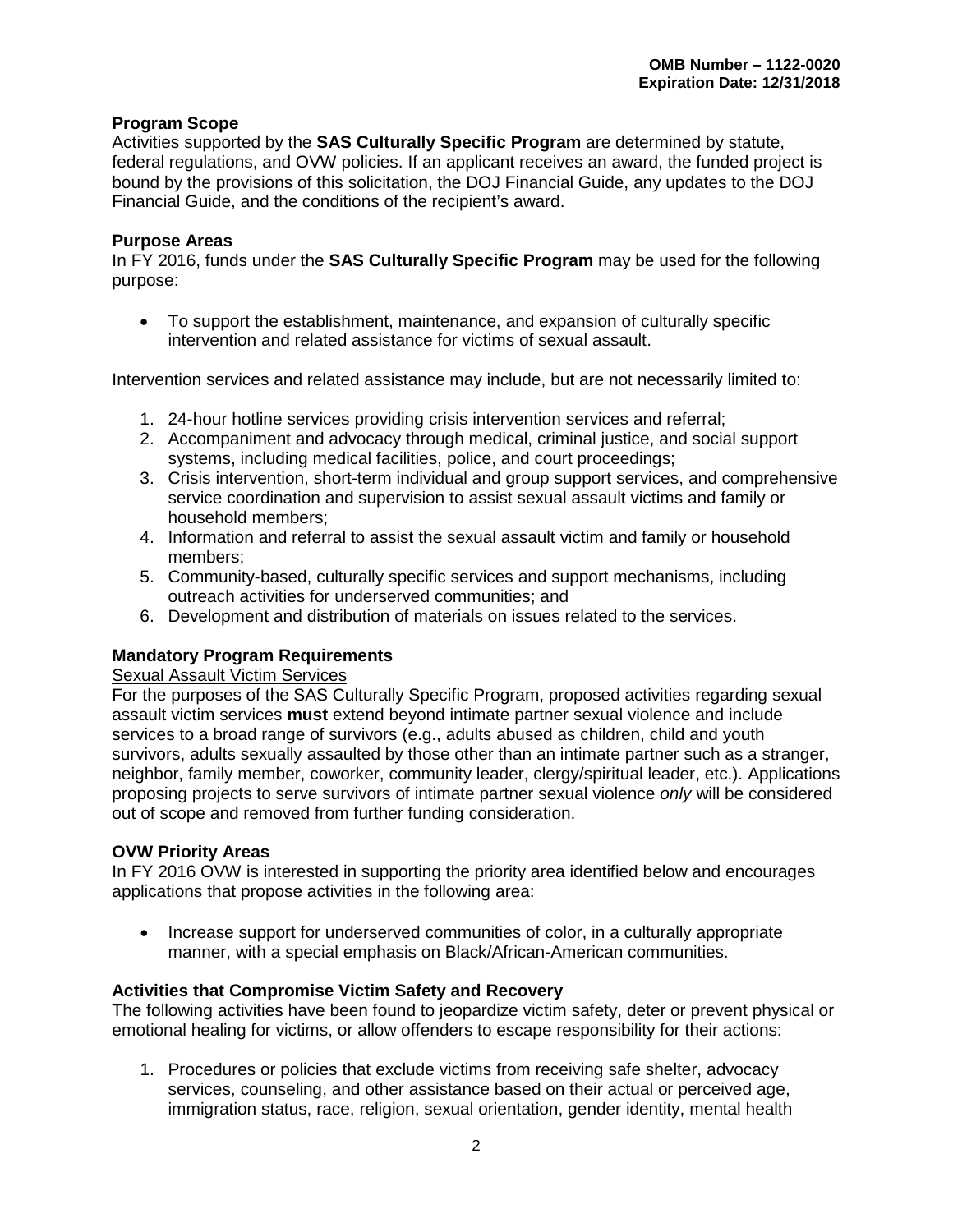**Program Scope**

Activities supported by the **SAS Culturally Specific Program** are determined by statute, federal regulations, and OVW policies. If an applicant receives an award, the funded project is bound by the provisions of this solicitation, the DOJ Financial Guide, any updates to the DOJ Financial Guide, and the conditions of the recipient's award.

**Purpose Areas**

In FY 2016, funds under the **SAS Culturally Specific Program** may be used for the following purpose:

- To support the establishment, maintenance, and expansion of culturally specific intervention and related assistance for victims of sexual assault.

Intervention services and related assistance may include, but are not necessarily limited to:

1. 24-hour hotline services providing crisis intervention services and referral;
2. Accompaniment and advocacy through medical, criminal justice, and social support systems, including medical facilities, police, and court proceedings;
3. Crisis intervention, short-term individual and group support services, and comprehensive service coordination and supervision to assist sexual assault victims and family or household members;
4. Information and referral to assist the sexual assault victim and family or household members;
5. Community-based, culturally specific services and support mechanisms, including outreach activities for underserved communities; and
6. Development and distribution of materials on issues related to the services.

**Mandatory Program Requirements**

Sexual Assault Victim Services

For the purposes of the SAS Culturally Specific Program, proposed activities regarding sexual assault victim services **must** extend beyond intimate partner sexual violence and include services to a broad range of survivors (e.g., adults abused as children, child and youth survivors, adults sexually assaulted by those other than an intimate partner such as a stranger, neighbor, family member, coworker, community leader, clergy/spiritual leader, etc.). Applications proposing projects to serve survivors of intimate partner sexual violence *only* will be considered out of scope and removed from further funding consideration.

**OVW Priority Areas**

In FY 2016 OVW is interested in supporting the priority area identified below and encourages applications that propose activities in the following area:

- Increase support for underserved communities of color, in a culturally appropriate manner, with a special emphasis on Black/African-American communities.

**Activities that Compromise Victim Safety and Recovery**

The following activities have been found to jeopardize victim safety, deter or prevent physical or emotional healing for victims, or allow offenders to escape responsibility for their actions:

1. Procedures or policies that exclude victims from receiving safe shelter, advocacy services, counseling, and other assistance based on their actual or perceived age, immigration status, race, religion, sexual orientation, gender identity, mental health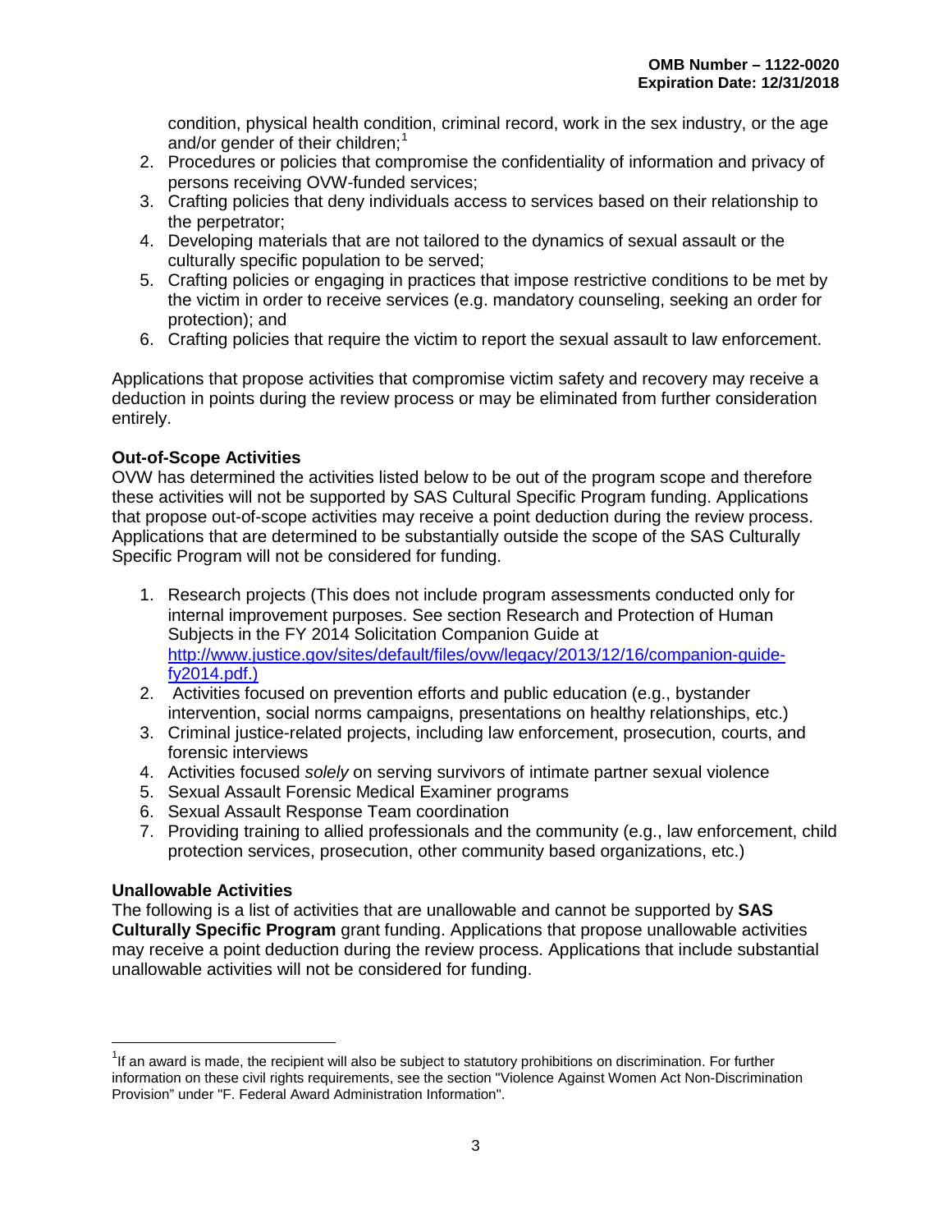condition, physical health condition, criminal record, work in the sex industry, or the age and/or gender of their children;[1]

2. Procedures or policies that compromise the confidentiality of information and privacy of persons receiving OVW-funded services;
3. Crafting policies that deny individuals access to services based on their relationship to the perpetrator;
4. Developing materials that are not tailored to the dynamics of sexual assault or the culturally specific population to be served;
5. Crafting policies or engaging in practices that impose restrictive conditions to be met by the victim in order to receive services (e.g. mandatory counseling, seeking an order for protection); and
6. Crafting policies that require the victim to report the sexual assault to law enforcement.

Applications that propose activities that compromise victim safety and recovery may receive a deduction in points during the review process or may be eliminated from further consideration entirely.

**Out-of-Scope Activities**

OVW has determined the activities listed below to be out of the program scope and therefore these activities will not be supported by SAS Cultural Specific Program funding. Applications that propose out-of-scope activities may receive a point deduction during the review process. Applications that are determined to be substantially outside the scope of the SAS Culturally Specific Program will not be considered for funding.

1. Research projects (This does not include program assessments conducted only for internal improvement purposes. See section Research and Protection of Human Subjects in the FY 2014 Solicitation Companion Guide at http://www.justice.gov/sites/default/files/ovw/legacy/2013/12/16/companion-guide-fy2014.pdf.)
2. Activities focused on prevention efforts and public education (e.g., bystander intervention, social norms campaigns, presentations on healthy relationships, etc.)
3. Criminal justice-related projects, including law enforcement, prosecution, courts, and forensic interviews
4. Activities focused *solely* on serving survivors of intimate partner sexual violence
5. Sexual Assault Forensic Medical Examiner programs
6. Sexual Assault Response Team coordination
7. Providing training to allied professionals and the community (e.g., law enforcement, child protection services, prosecution, other community based organizations, etc.)

**Unallowable Activities**

The following is a list of activities that are unallowable and cannot be supported by **SAS Culturally Specific Program** grant funding. Applications that propose unallowable activities may receive a point deduction during the review process. Applications that include substantial unallowable activities will not be considered for funding.

[1] If an award is made, the recipient will also be subject to statutory prohibitions on discrimination. For further information on these civil rights requirements, see the section "Violence Against Women Act Non-Discrimination Provision" under "F. Federal Award Administration Information".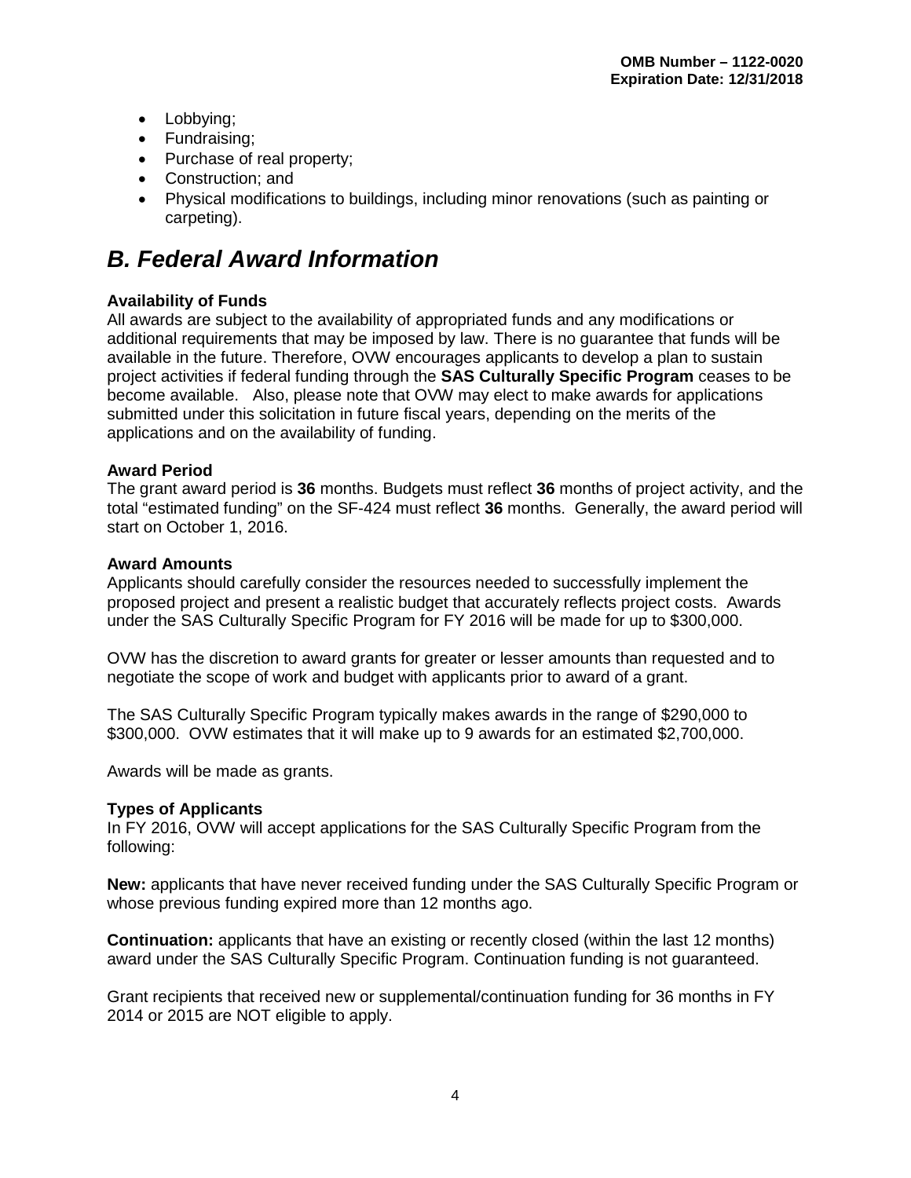- Lobbying;
- Fundraising;
- Purchase of real property;
- Construction; and
- Physical modifications to buildings, including minor renovations (such as painting or carpeting).

## *B. Federal Award Information*

**Availability of Funds**

All awards are subject to the availability of appropriated funds and any modifications or additional requirements that may be imposed by law. There is no guarantee that funds will be available in the future. Therefore, OVW encourages applicants to develop a plan to sustain project activities if federal funding through the **SAS Culturally Specific Program** ceases to be become available. Also, please note that OVW may elect to make awards for applications submitted under this solicitation in future fiscal years, depending on the merits of the applications and on the availability of funding.

**Award Period**

The grant award period is **36** months. Budgets must reflect **36** months of project activity, and the total "estimated funding" on the SF-424 must reflect **36** months. Generally, the award period will start on October 1, 2016.

**Award Amounts**

Applicants should carefully consider the resources needed to successfully implement the proposed project and present a realistic budget that accurately reflects project costs. Awards under the SAS Culturally Specific Program for FY 2016 will be made for up to $300,000.

OVW has the discretion to award grants for greater or lesser amounts than requested and to negotiate the scope of work and budget with applicants prior to award of a grant.

The SAS Culturally Specific Program typically makes awards in the range of $290,000 to $300,000. OVW estimates that it will make up to 9 awards for an estimated $2,700,000.

Awards will be made as grants.

**Types of Applicants**

In FY 2016, OVW will accept applications for the SAS Culturally Specific Program from the following:

**New:** applicants that have never received funding under the SAS Culturally Specific Program or whose previous funding expired more than 12 months ago.

**Continuation:** applicants that have an existing or recently closed (within the last 12 months) award under the SAS Culturally Specific Program. Continuation funding is not guaranteed.

Grant recipients that received new or supplemental/continuation funding for 36 months in FY 2014 or 2015 are NOT eligible to apply.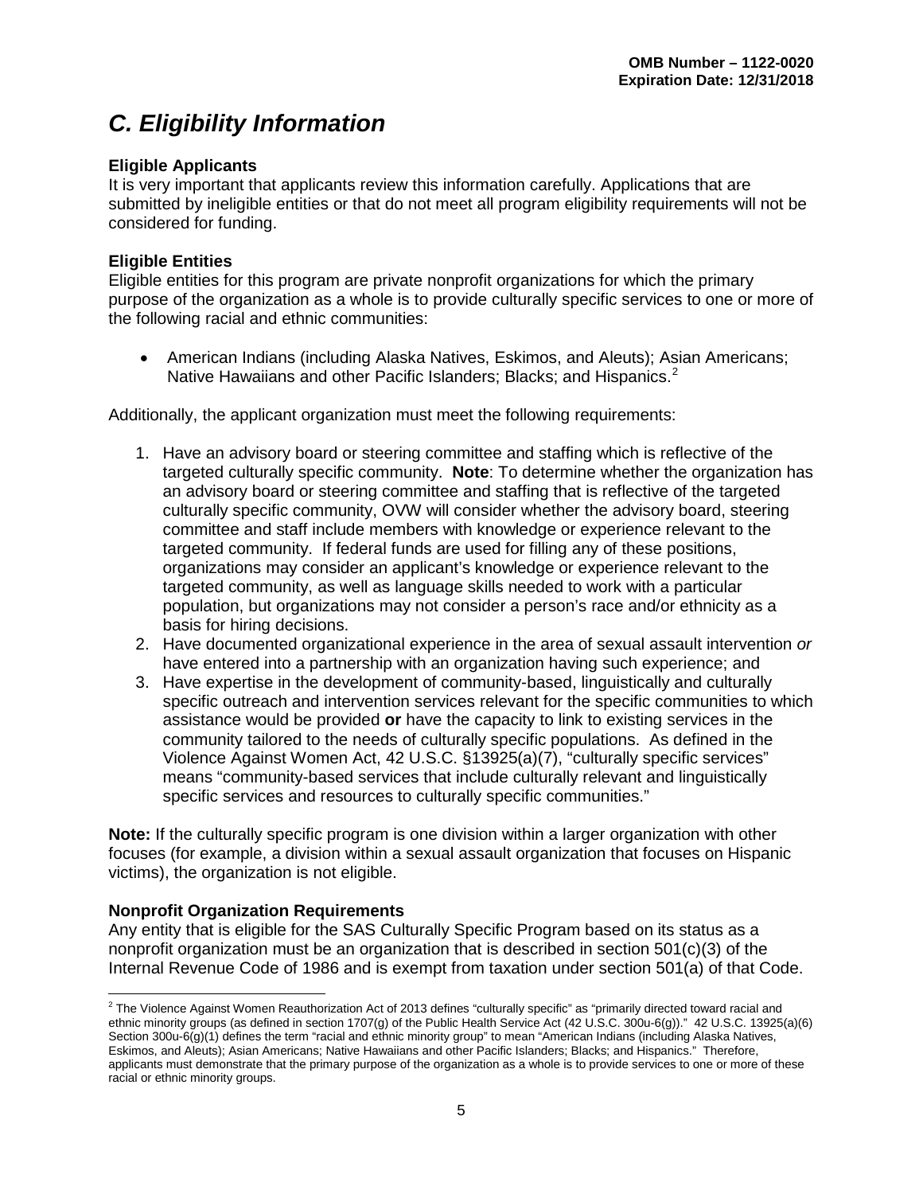# *C. Eligibility Information*

**Eligible Applicants**

It is very important that applicants review this information carefully. Applications that are submitted by ineligible entities or that do not meet all program eligibility requirements will not be considered for funding.

**Eligible Entities**

Eligible entities for this program are private nonprofit organizations for which the primary purpose of the organization as a whole is to provide culturally specific services to one or more of the following racial and ethnic communities:

- American Indians (including Alaska Natives, Eskimos, and Aleuts); Asian Americans; Native Hawaiians and other Pacific Islanders; Blacks; and Hispanics.[2]

Additionally, the applicant organization must meet the following requirements:

1. Have an advisory board or steering committee and staffing which is reflective of the targeted culturally specific community. **Note**: To determine whether the organization has an advisory board or steering committee and staffing that is reflective of the targeted culturally specific community, OVW will consider whether the advisory board, steering committee and staff include members with knowledge or experience relevant to the targeted community. If federal funds are used for filling any of these positions, organizations may consider an applicant's knowledge or experience relevant to the targeted community, as well as language skills needed to work with a particular population, but organizations may not consider a person's race and/or ethnicity as a basis for hiring decisions.
2. Have documented organizational experience in the area of sexual assault intervention *or* have entered into a partnership with an organization having such experience; and
3. Have expertise in the development of community-based, linguistically and culturally specific outreach and intervention services relevant for the specific communities to which assistance would be provided **or** have the capacity to link to existing services in the community tailored to the needs of culturally specific populations. As defined in the Violence Against Women Act, 42 U.S.C. §13925(a)(7), "culturally specific services" means "community-based services that include culturally relevant and linguistically specific services and resources to culturally specific communities."

**Note:** If the culturally specific program is one division within a larger organization with other focuses (for example, a division within a sexual assault organization that focuses on Hispanic victims), the organization is not eligible.

**Nonprofit Organization Requirements**

Any entity that is eligible for the SAS Culturally Specific Program based on its status as a nonprofit organization must be an organization that is described in section 501(c)(3) of the Internal Revenue Code of 1986 and is exempt from taxation under section 501(a) of that Code.

[2] The Violence Against Women Reauthorization Act of 2013 defines "culturally specific" as "primarily directed toward racial and ethnic minority groups (as defined in section 1707(g) of the Public Health Service Act (42 U.S.C. 300u-6(g))." 42 U.S.C. 13925(a)(6) Section 300u-6(g)(1) defines the term "racial and ethnic minority group" to mean "American Indians (including Alaska Natives, Eskimos, and Aleuts); Asian Americans; Native Hawaiians and other Pacific Islanders; Blacks; and Hispanics." Therefore, applicants must demonstrate that the primary purpose of the organization as a whole is to provide services to one or more of these racial or ethnic minority groups.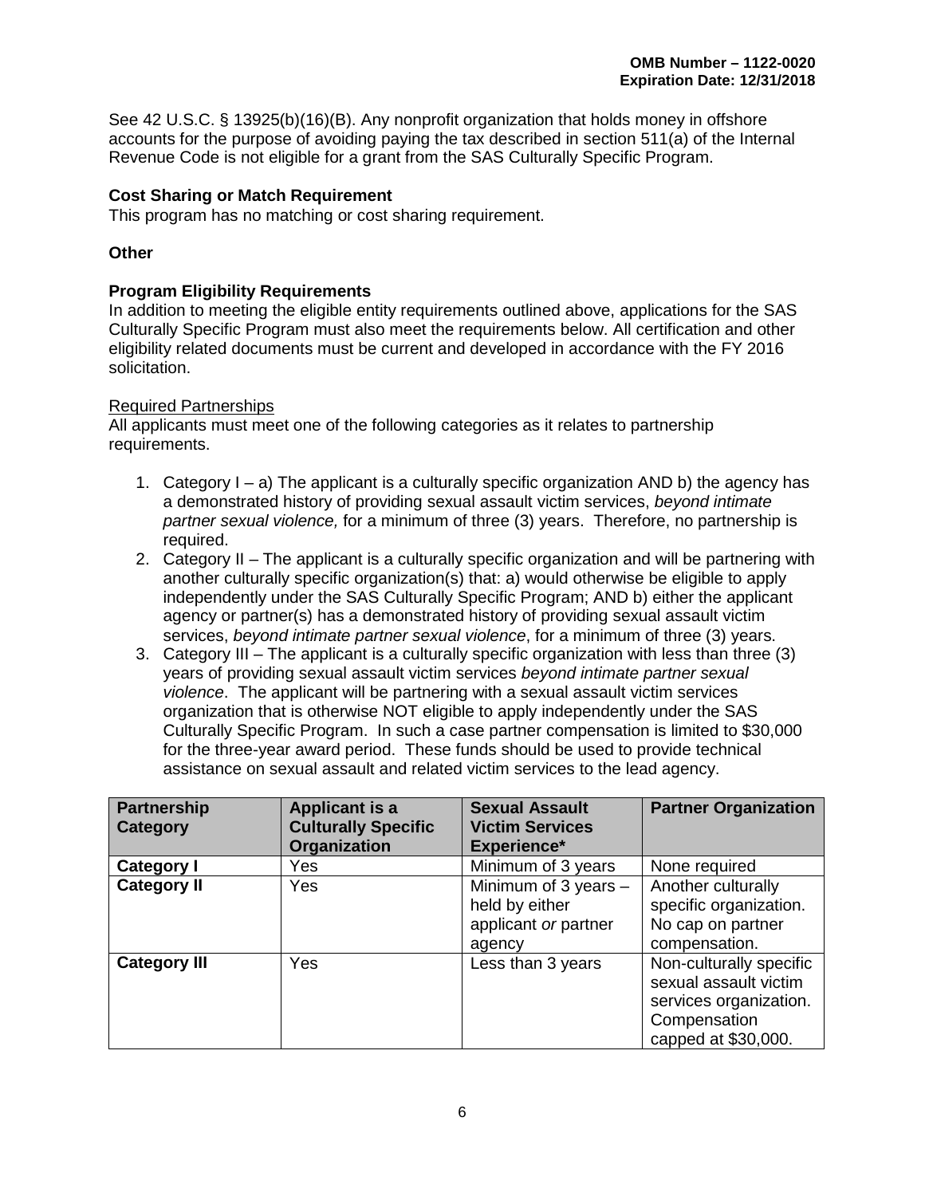See 42 U.S.C. § 13925(b)(16)(B). Any nonprofit organization that holds money in offshore accounts for the purpose of avoiding paying the tax described in section 511(a) of the Internal Revenue Code is not eligible for a grant from the SAS Culturally Specific Program.

**Cost Sharing or Match Requirement**
This program has no matching or cost sharing requirement.

**Other**

**Program Eligibility Requirements**
In addition to meeting the eligible entity requirements outlined above, applications for the SAS Culturally Specific Program must also meet the requirements below. All certification and other eligibility related documents must be current and developed in accordance with the FY 2016 solicitation.

Required Partnerships
All applicants must meet one of the following categories as it relates to partnership requirements.

1. Category I – a) The applicant is a culturally specific organization AND b) the agency has a demonstrated history of providing sexual assault victim services, *beyond intimate partner sexual violence,* for a minimum of three (3) years. Therefore, no partnership is required.
2. Category II – The applicant is a culturally specific organization and will be partnering with another culturally specific organization(s) that: a) would otherwise be eligible to apply independently under the SAS Culturally Specific Program; AND b) either the applicant agency or partner(s) has a demonstrated history of providing sexual assault victim services, *beyond intimate partner sexual violence*, for a minimum of three (3) years.
3. Category III – The applicant is a culturally specific organization with less than three (3) years of providing sexual assault victim services *beyond intimate partner sexual violence*. The applicant will be partnering with a sexual assault victim services organization that is otherwise NOT eligible to apply independently under the SAS Culturally Specific Program. In such a case partner compensation is limited to $30,000 for the three-year award period. These funds should be used to provide technical assistance on sexual assault and related victim services to the lead agency.

| Partnership Category | Applicant is a Culturally Specific Organization | Sexual Assault Victim Services Experience* | Partner Organization |
|---|---|---|---|
| **Category I** | Yes | Minimum of 3 years | None required |
| **Category II** | Yes | Minimum of 3 years – held by either applicant *or* partner agency | Another culturally specific organization. No cap on partner compensation. |
| **Category III** | Yes | Less than 3 years | Non-culturally specific sexual assault victim services organization. Compensation capped at $30,000. |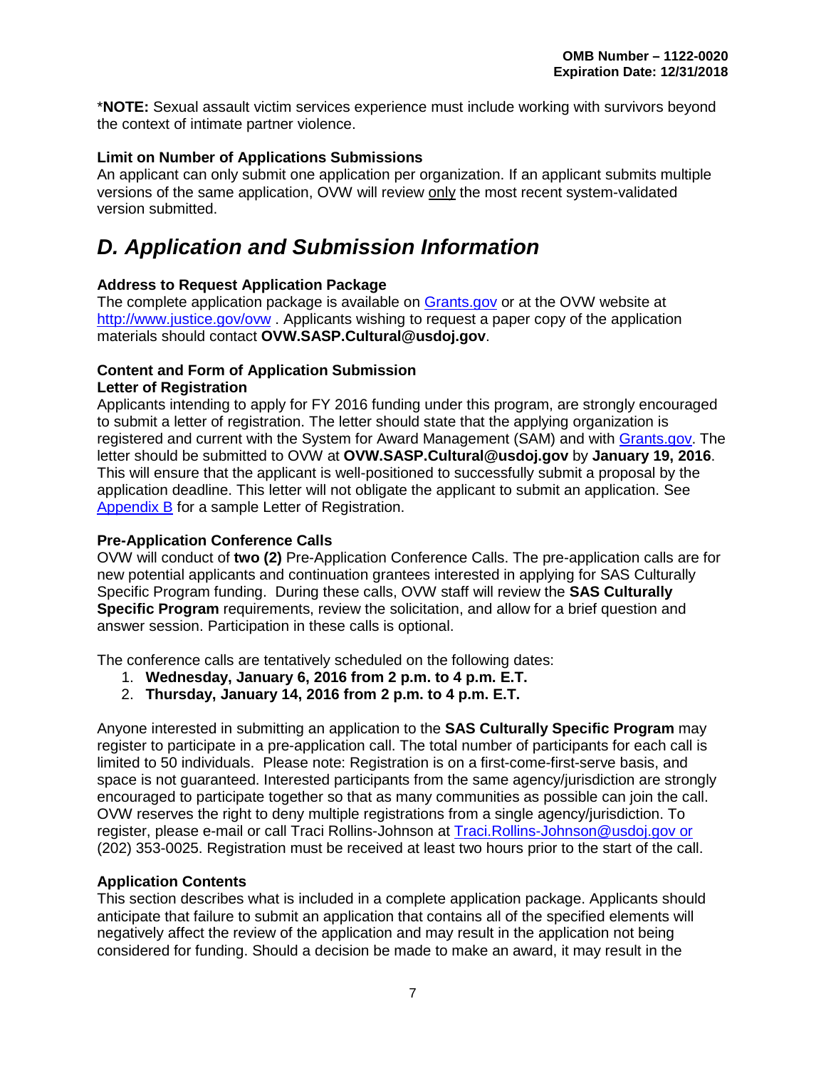*__NOTE:__ Sexual assault victim services experience must include working with survivors beyond the context of intimate partner violence.

**Limit on Number of Applications Submissions**
An applicant can only submit one application per organization. If an applicant submits multiple versions of the same application, OVW will review only the most recent system-validated version submitted.

## *D. Application and Submission Information*

**Address to Request Application Package**
The complete application package is available on Grants.gov or at the OVW website at http://www.justice.gov/ovw . Applicants wishing to request a paper copy of the application materials should contact **OVW.SASP.Cultural@usdoj.gov**.

**Content and Form of Application Submission**
**Letter of Registration**
Applicants intending to apply for FY 2016 funding under this program, are strongly encouraged to submit a letter of registration. The letter should state that the applying organization is registered and current with the System for Award Management (SAM) and with Grants.gov. The letter should be submitted to OVW at **OVW.SASP.Cultural@usdoj.gov** by **January 19, 2016**. This will ensure that the applicant is well-positioned to successfully submit a proposal by the application deadline. This letter will not obligate the applicant to submit an application. See Appendix B for a sample Letter of Registration.

**Pre-Application Conference Calls**
OVW will conduct of **two (2)** Pre-Application Conference Calls. The pre-application calls are for new potential applicants and continuation grantees interested in applying for SAS Culturally Specific Program funding. During these calls, OVW staff will review the **SAS Culturally Specific Program** requirements, review the solicitation, and allow for a brief question and answer session. Participation in these calls is optional.

The conference calls are tentatively scheduled on the following dates:

1. **Wednesday, January 6, 2016 from 2 p.m. to 4 p.m. E.T.**
2. **Thursday, January 14, 2016 from 2 p.m. to 4 p.m. E.T.**

Anyone interested in submitting an application to the **SAS Culturally Specific Program** may register to participate in a pre-application call. The total number of participants for each call is limited to 50 individuals. Please note: Registration is on a first-come-first-serve basis, and space is not guaranteed. Interested participants from the same agency/jurisdiction are strongly encouraged to participate together so that as many communities as possible can join the call. OVW reserves the right to deny multiple registrations from a single agency/jurisdiction. To register, please e-mail or call Traci Rollins-Johnson at Traci.Rollins-Johnson@usdoj.gov or (202) 353-0025. Registration must be received at least two hours prior to the start of the call.

**Application Contents**
This section describes what is included in a complete application package. Applicants should anticipate that failure to submit an application that contains all of the specified elements will negatively affect the review of the application and may result in the application not being considered for funding. Should a decision be made to make an award, it may result in the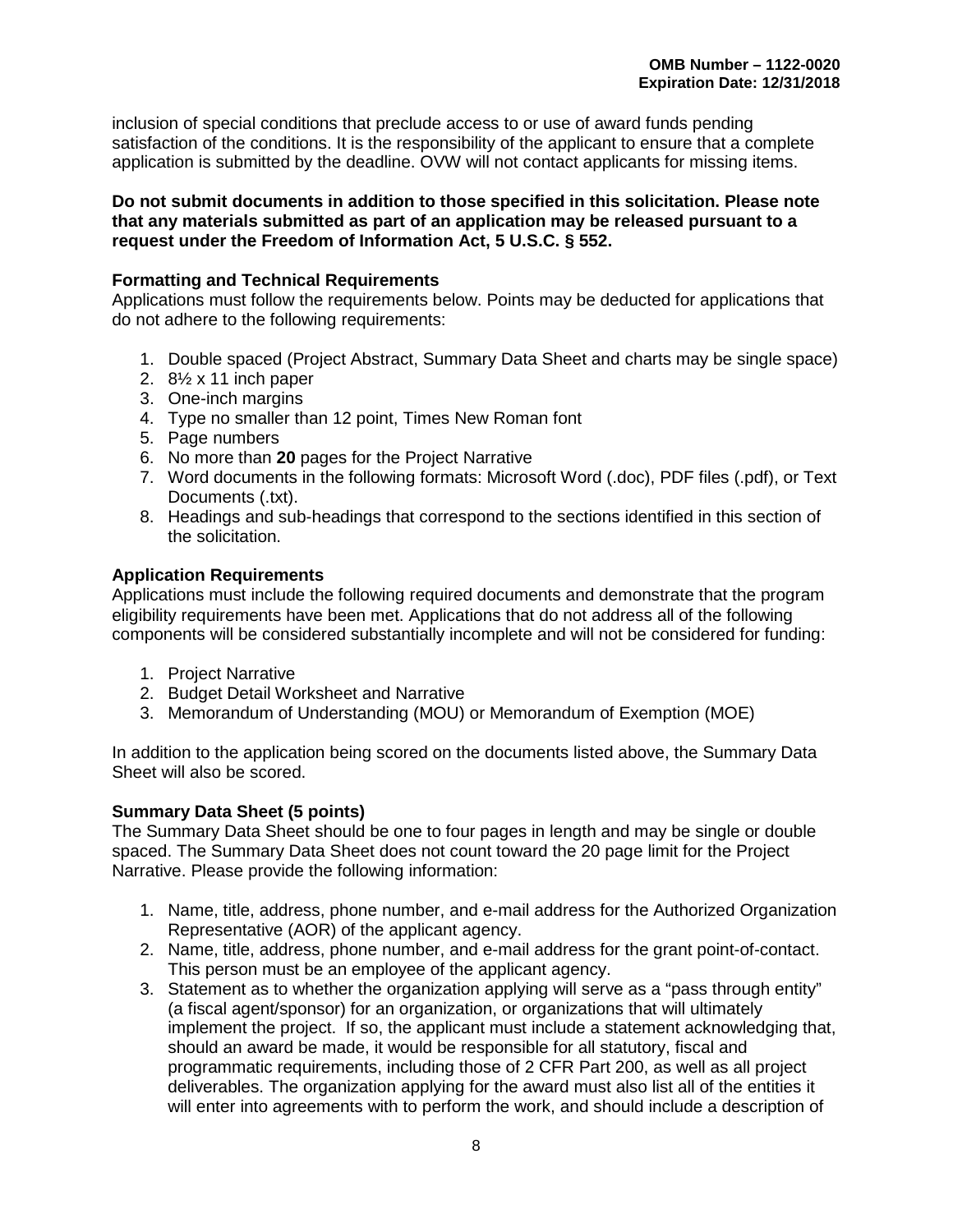inclusion of special conditions that preclude access to or use of award funds pending satisfaction of the conditions. It is the responsibility of the applicant to ensure that a complete application is submitted by the deadline. OVW will not contact applicants for missing items.

**Do not submit documents in addition to those specified in this solicitation. Please note that any materials submitted as part of an application may be released pursuant to a request under the Freedom of Information Act, 5 U.S.C. § 552.**

### Formatting and Technical Requirements

Applications must follow the requirements below. Points may be deducted for applications that do not adhere to the following requirements:

1. Double spaced (Project Abstract, Summary Data Sheet and charts may be single space)
2. 8½ x 11 inch paper
3. One-inch margins
4. Type no smaller than 12 point, Times New Roman font
5. Page numbers
6. No more than **20** pages for the Project Narrative
7. Word documents in the following formats: Microsoft Word (.doc), PDF files (.pdf), or Text Documents (.txt).
8. Headings and sub-headings that correspond to the sections identified in this section of the solicitation.

### Application Requirements

Applications must include the following required documents and demonstrate that the program eligibility requirements have been met. Applications that do not address all of the following components will be considered substantially incomplete and will not be considered for funding:

1. Project Narrative
2. Budget Detail Worksheet and Narrative
3. Memorandum of Understanding (MOU) or Memorandum of Exemption (MOE)

In addition to the application being scored on the documents listed above, the Summary Data Sheet will also be scored.

### Summary Data Sheet (5 points)

The Summary Data Sheet should be one to four pages in length and may be single or double spaced. The Summary Data Sheet does not count toward the 20 page limit for the Project Narrative. Please provide the following information:

1. Name, title, address, phone number, and e-mail address for the Authorized Organization Representative (AOR) of the applicant agency.
2. Name, title, address, phone number, and e-mail address for the grant point-of-contact. This person must be an employee of the applicant agency.
3. Statement as to whether the organization applying will serve as a "pass through entity" (a fiscal agent/sponsor) for an organization, or organizations that will ultimately implement the project. If so, the applicant must include a statement acknowledging that, should an award be made, it would be responsible for all statutory, fiscal and programmatic requirements, including those of 2 CFR Part 200, as well as all project deliverables. The organization applying for the award must also list all of the entities it will enter into agreements with to perform the work, and should include a description of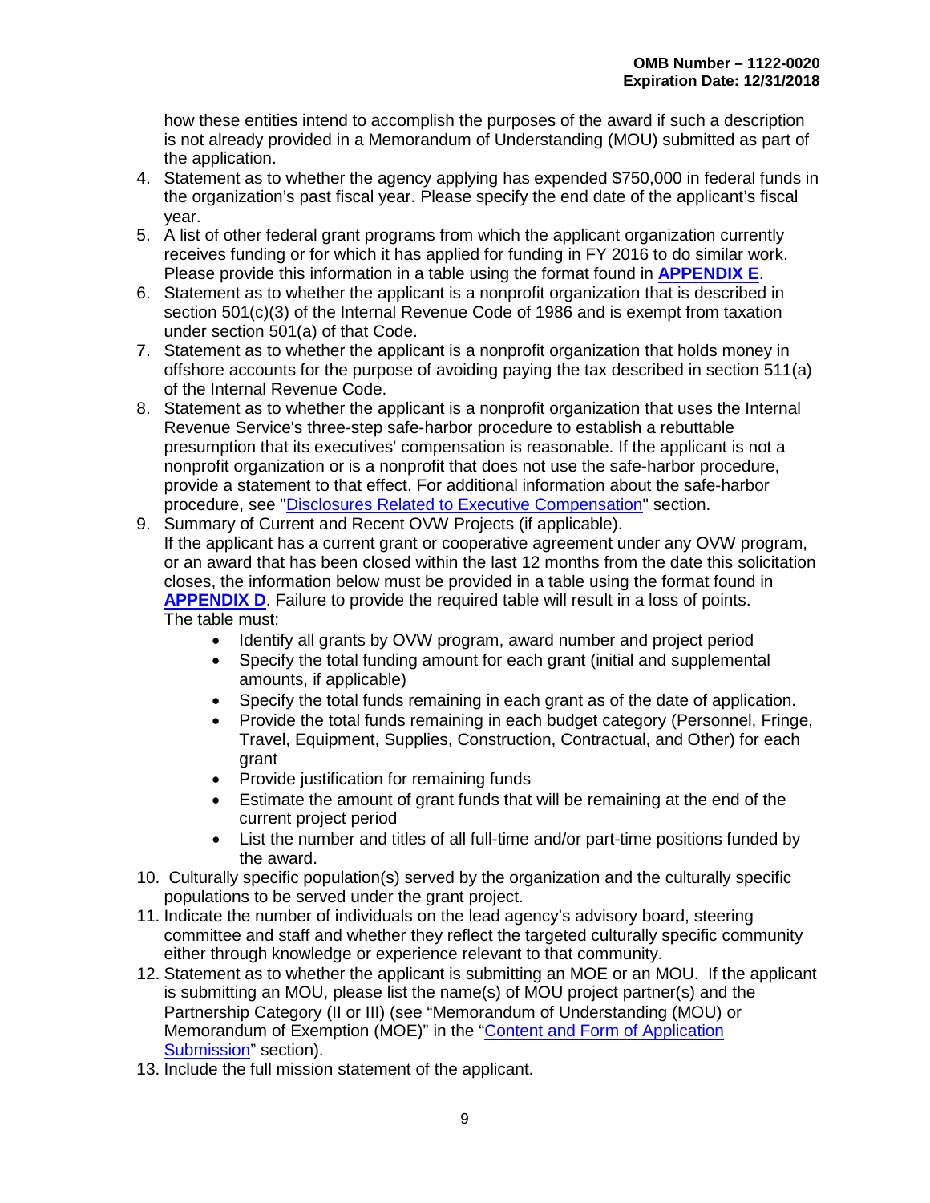how these entities intend to accomplish the purposes of the award if such a description is not already provided in a Memorandum of Understanding (MOU) submitted as part of the application.

4. Statement as to whether the agency applying has expended $750,000 in federal funds in the organization's past fiscal year. Please specify the end date of the applicant's fiscal year.
5. A list of other federal grant programs from which the applicant organization currently receives funding or for which it has applied for funding in FY 2016 to do similar work. Please provide this information in a table using the format found in **APPENDIX E**.
6. Statement as to whether the applicant is a nonprofit organization that is described in section 501(c)(3) of the Internal Revenue Code of 1986 and is exempt from taxation under section 501(a) of that Code.
7. Statement as to whether the applicant is a nonprofit organization that holds money in offshore accounts for the purpose of avoiding paying the tax described in section 511(a) of the Internal Revenue Code.
8. Statement as to whether the applicant is a nonprofit organization that uses the Internal Revenue Service's three-step safe-harbor procedure to establish a rebuttable presumption that its executives' compensation is reasonable. If the applicant is not a nonprofit organization or is a nonprofit that does not use the safe-harbor procedure, provide a statement to that effect. For additional information about the safe-harbor procedure, see "Disclosures Related to Executive Compensation" section.
9. Summary of Current and Recent OVW Projects (if applicable).
   If the applicant has a current grant or cooperative agreement under any OVW program, or an award that has been closed within the last 12 months from the date this solicitation closes, the information below must be provided in a table using the format found in **APPENDIX D**. Failure to provide the required table will result in a loss of points. The table must:
   - Identify all grants by OVW program, award number and project period
   - Specify the total funding amount for each grant (initial and supplemental amounts, if applicable)
   - Specify the total funds remaining in each grant as of the date of application.
   - Provide the total funds remaining in each budget category (Personnel, Fringe, Travel, Equipment, Supplies, Construction, Contractual, and Other) for each grant
   - Provide justification for remaining funds
   - Estimate the amount of grant funds that will be remaining at the end of the current project period
   - List the number and titles of all full-time and/or part-time positions funded by the award.
10. Culturally specific population(s) served by the organization and the culturally specific populations to be served under the grant project.
11. Indicate the number of individuals on the lead agency's advisory board, steering committee and staff and whether they reflect the targeted culturally specific community either through knowledge or experience relevant to that community.
12. Statement as to whether the applicant is submitting an MOE or an MOU. If the applicant is submitting an MOU, please list the name(s) of MOU project partner(s) and the Partnership Category (II or III) (see "Memorandum of Understanding (MOU) or Memorandum of Exemption (MOE)" in the "Content and Form of Application Submission" section).
13. Include the full mission statement of the applicant.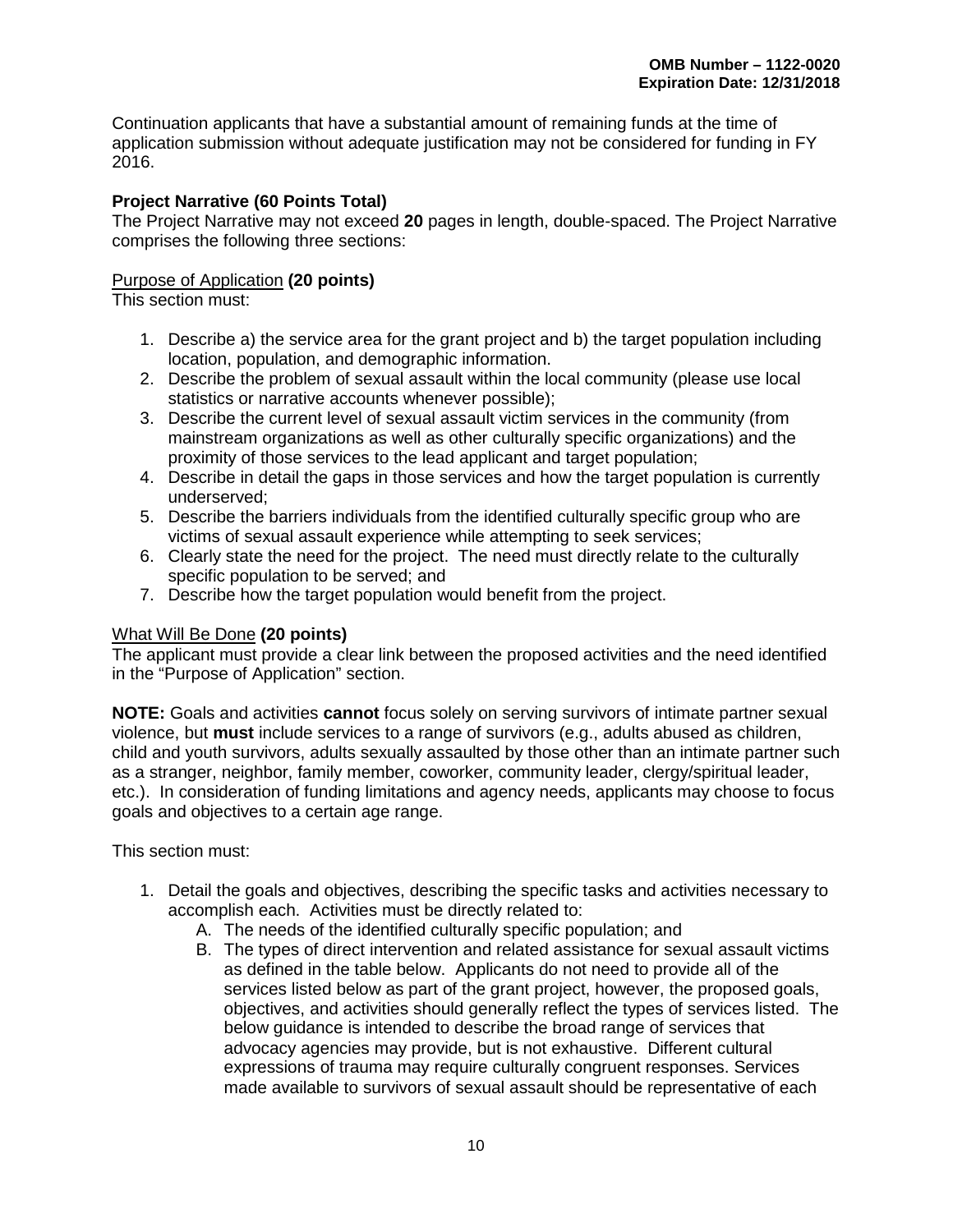Continuation applicants that have a substantial amount of remaining funds at the time of application submission without adequate justification may not be considered for funding in FY 2016.

**Project Narrative (60 Points Total)**

The Project Narrative may not exceed **20** pages in length, double-spaced. The Project Narrative comprises the following three sections:

Purpose of Application **(20 points)**

This section must:

1. Describe a) the service area for the grant project and b) the target population including location, population, and demographic information.
2. Describe the problem of sexual assault within the local community (please use local statistics or narrative accounts whenever possible);
3. Describe the current level of sexual assault victim services in the community (from mainstream organizations as well as other culturally specific organizations) and the proximity of those services to the lead applicant and target population;
4. Describe in detail the gaps in those services and how the target population is currently underserved;
5. Describe the barriers individuals from the identified culturally specific group who are victims of sexual assault experience while attempting to seek services;
6. Clearly state the need for the project. The need must directly relate to the culturally specific population to be served; and
7. Describe how the target population would benefit from the project.

What Will Be Done **(20 points)**

The applicant must provide a clear link between the proposed activities and the need identified in the "Purpose of Application" section.

**NOTE:** Goals and activities **cannot** focus solely on serving survivors of intimate partner sexual violence, but **must** include services to a range of survivors (e.g., adults abused as children, child and youth survivors, adults sexually assaulted by those other than an intimate partner such as a stranger, neighbor, family member, coworker, community leader, clergy/spiritual leader, etc.). In consideration of funding limitations and agency needs, applicants may choose to focus goals and objectives to a certain age range.

This section must:

1. Detail the goals and objectives, describing the specific tasks and activities necessary to accomplish each. Activities must be directly related to:
   A. The needs of the identified culturally specific population; and
   B. The types of direct intervention and related assistance for sexual assault victims as defined in the table below. Applicants do not need to provide all of the services listed below as part of the grant project, however, the proposed goals, objectives, and activities should generally reflect the types of services listed. The below guidance is intended to describe the broad range of services that advocacy agencies may provide, but is not exhaustive. Different cultural expressions of trauma may require culturally congruent responses. Services made available to survivors of sexual assault should be representative of each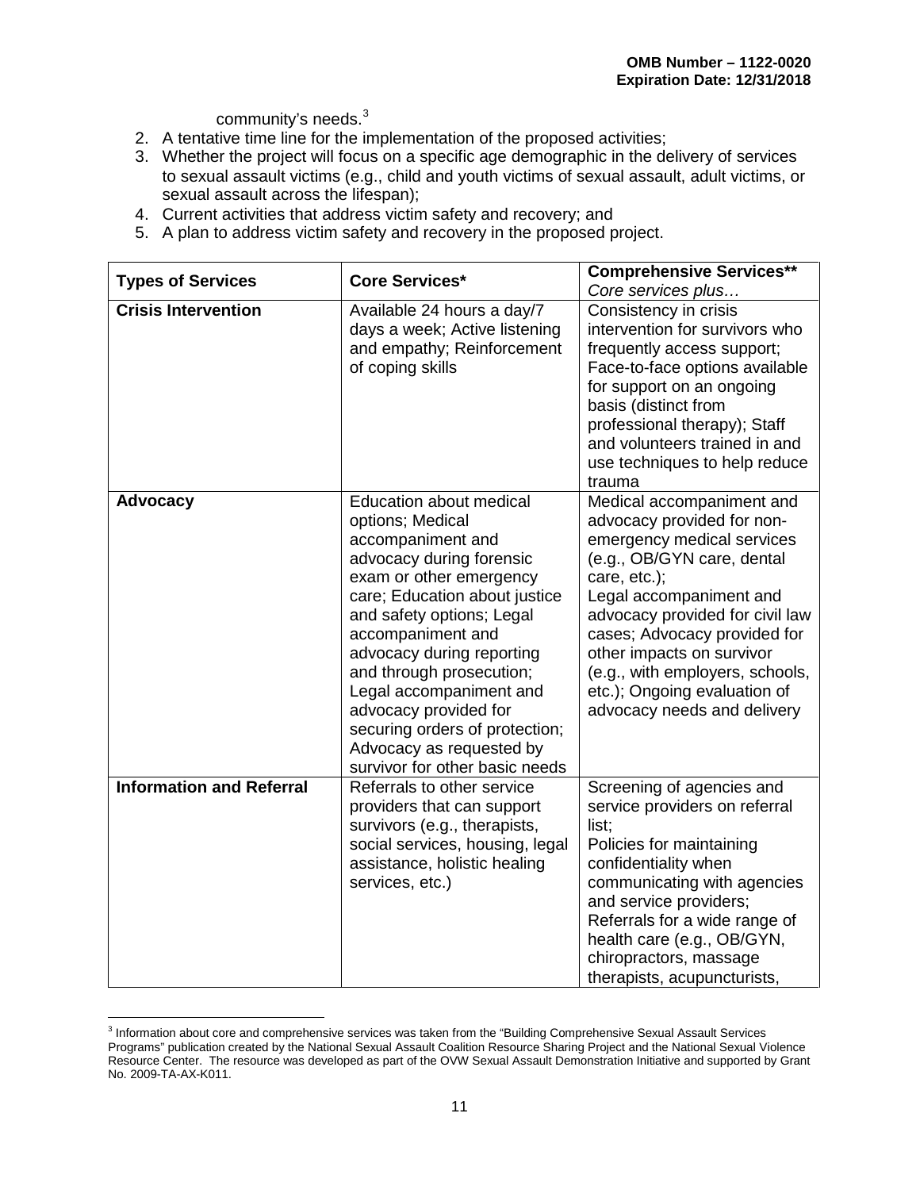community's needs.[3]

2. A tentative time line for the implementation of the proposed activities;
3. Whether the project will focus on a specific age demographic in the delivery of services to sexual assault victims (e.g., child and youth victims of sexual assault, adult victims, or sexual assault across the lifespan);
4. Current activities that address victim safety and recovery; and
5. A plan to address victim safety and recovery in the proposed project.

| **Types of Services** | **Core Services*** | **Comprehensive Services**** *Core services plus…* |
|---|---|---|
| **Crisis Intervention** | Available 24 hours a day/7 days a week; Active listening and empathy; Reinforcement of coping skills | Consistency in crisis intervention for survivors who frequently access support; Face-to-face options available for support on an ongoing basis (distinct from professional therapy); Staff and volunteers trained in and use techniques to help reduce trauma |
| **Advocacy** | Education about medical options; Medical accompaniment and advocacy during forensic exam or other emergency care; Education about justice and safety options; Legal accompaniment and advocacy during reporting and through prosecution; Legal accompaniment and advocacy provided for securing orders of protection; Advocacy as requested by survivor for other basic needs | Medical accompaniment and advocacy provided for non-emergency medical services (e.g., OB/GYN care, dental care, etc.); Legal accompaniment and advocacy provided for civil law cases; Advocacy provided for other impacts on survivor (e.g., with employers, schools, etc.); Ongoing evaluation of advocacy needs and delivery |
| **Information and Referral** | Referrals to other service providers that can support survivors (e.g., therapists, social services, housing, legal assistance, holistic healing services, etc.) | Screening of agencies and service providers on referral list; Policies for maintaining confidentiality when communicating with agencies and service providers; Referrals for a wide range of health care (e.g., OB/GYN, chiropractors, massage therapists, acupuncturists, |

[3] Information about core and comprehensive services was taken from the "Building Comprehensive Sexual Assault Services Programs" publication created by the National Sexual Assault Coalition Resource Sharing Project and the National Sexual Violence Resource Center. The resource was developed as part of the OVW Sexual Assault Demonstration Initiative and supported by Grant No. 2009-TA-AX-K011.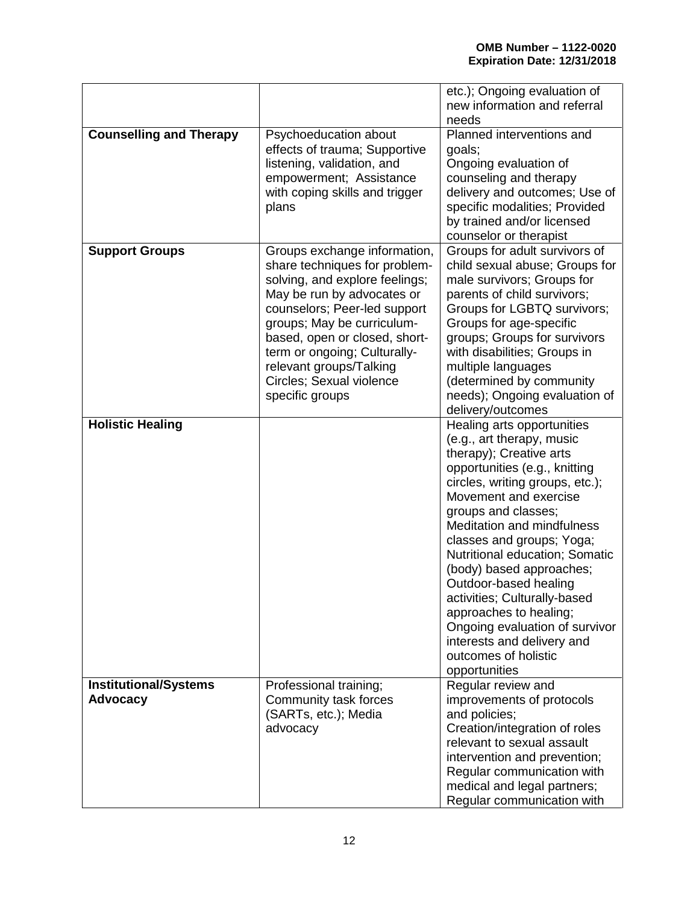| | | |
|---|---|---|
| | | etc.); Ongoing evaluation of new information and referral needs |
| **Counselling and Therapy** | Psychoeducation about effects of trauma; Supportive listening, validation, and empowerment; Assistance with coping skills and trigger plans | Planned interventions and goals; Ongoing evaluation of counseling and therapy delivery and outcomes; Use of specific modalities; Provided by trained and/or licensed counselor or therapist |
| **Support Groups** | Groups exchange information, share techniques for problem-solving, and explore feelings; May be run by advocates or counselors; Peer-led support groups; May be curriculum-based, open or closed, short-term or ongoing; Culturally-relevant groups/Talking Circles; Sexual violence specific groups | Groups for adult survivors of child sexual abuse; Groups for male survivors; Groups for parents of child survivors; Groups for LGBTQ survivors; Groups for age-specific groups; Groups for survivors with disabilities; Groups in multiple languages (determined by community needs); Ongoing evaluation of delivery/outcomes |
| **Holistic Healing** | | Healing arts opportunities (e.g., art therapy, music therapy); Creative arts opportunities (e.g., knitting circles, writing groups, etc.); Movement and exercise groups and classes; Meditation and mindfulness classes and groups; Yoga; Nutritional education; Somatic (body) based approaches; Outdoor-based healing activities; Culturally-based approaches to healing; Ongoing evaluation of survivor interests and delivery and outcomes of holistic opportunities |
| **Institutional/Systems Advocacy** | Professional training; Community task forces (SARTs, etc.); Media advocacy | Regular review and improvements of protocols and policies; Creation/integration of roles relevant to sexual assault intervention and prevention; Regular communication with medical and legal partners; Regular communication with |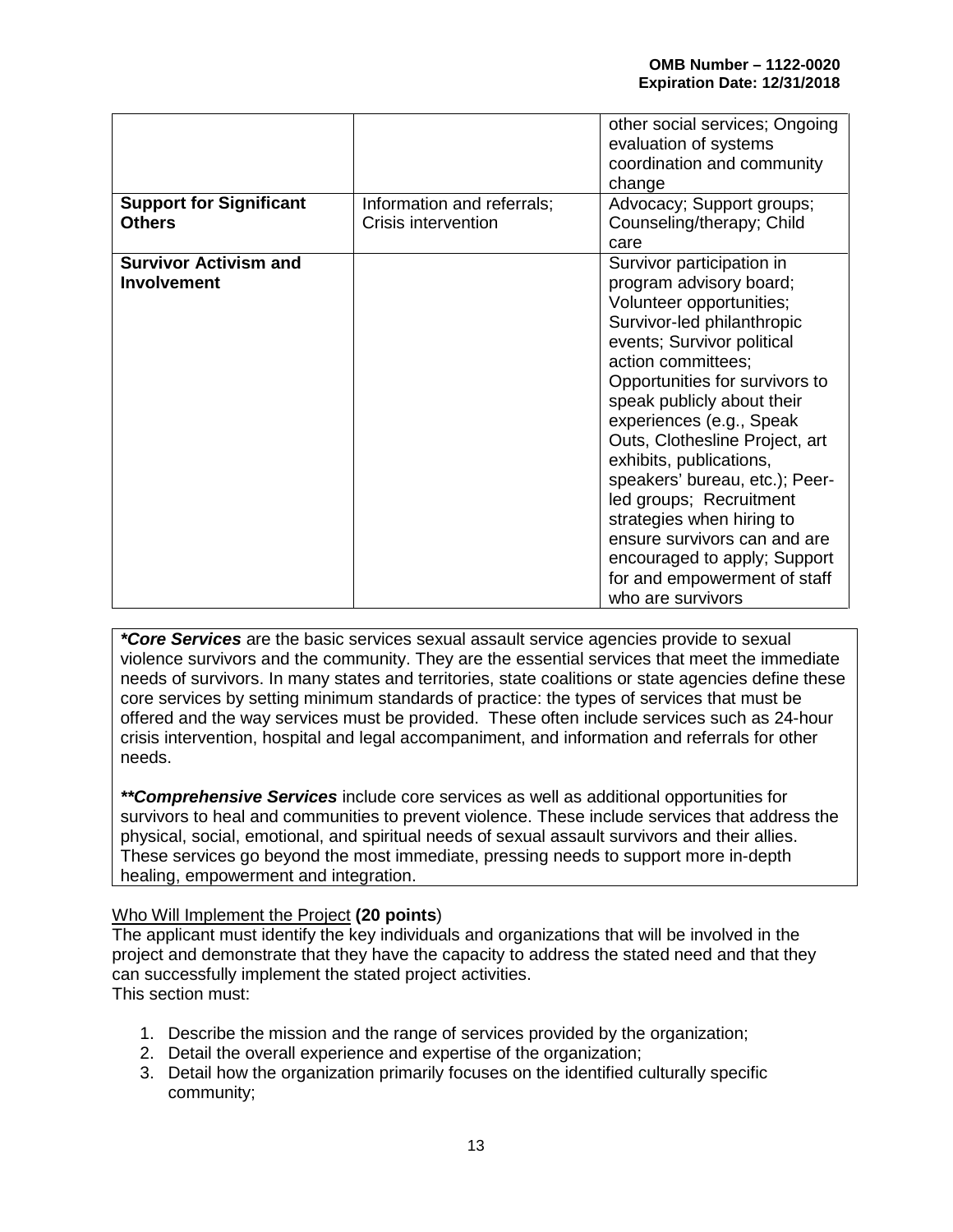| | | |
|---|---|---|
| | | other social services; Ongoing evaluation of systems coordination and community change |
| **Support for Significant Others** | Information and referrals; Crisis intervention | Advocacy; Support groups; Counseling/therapy; Child care |
| **Survivor Activism and Involvement** | | Survivor participation in program advisory board; Volunteer opportunities; Survivor-led philanthropic events; Survivor political action committees; Opportunities for survivors to speak publicly about their experiences (e.g., Speak Outs, Clothesline Project, art exhibits, publications, speakers' bureau, etc.); Peer-led groups; Recruitment strategies when hiring to ensure survivors can and are encouraged to apply; Support for and empowerment of staff who are survivors |

***Core Services*** are the basic services sexual assault service agencies provide to sexual violence survivors and the community. They are the essential services that meet the immediate needs of survivors. In many states and territories, state coalitions or state agencies define these core services by setting minimum standards of practice: the types of services that must be offered and the way services must be provided. These often include services such as 24-hour crisis intervention, hospital and legal accompaniment, and information and referrals for other needs.

****Comprehensive Services*** include core services as well as additional opportunities for survivors to heal and communities to prevent violence. These include services that address the physical, social, emotional, and spiritual needs of sexual assault survivors and their allies. These services go beyond the most immediate, pressing needs to support more in-depth healing, empowerment and integration.

Who Will Implement the Project **(20 points**)

The applicant must identify the key individuals and organizations that will be involved in the project and demonstrate that they have the capacity to address the stated need and that they can successfully implement the stated project activities.

This section must:

1. Describe the mission and the range of services provided by the organization;
2. Detail the overall experience and expertise of the organization;
3. Detail how the organization primarily focuses on the identified culturally specific community;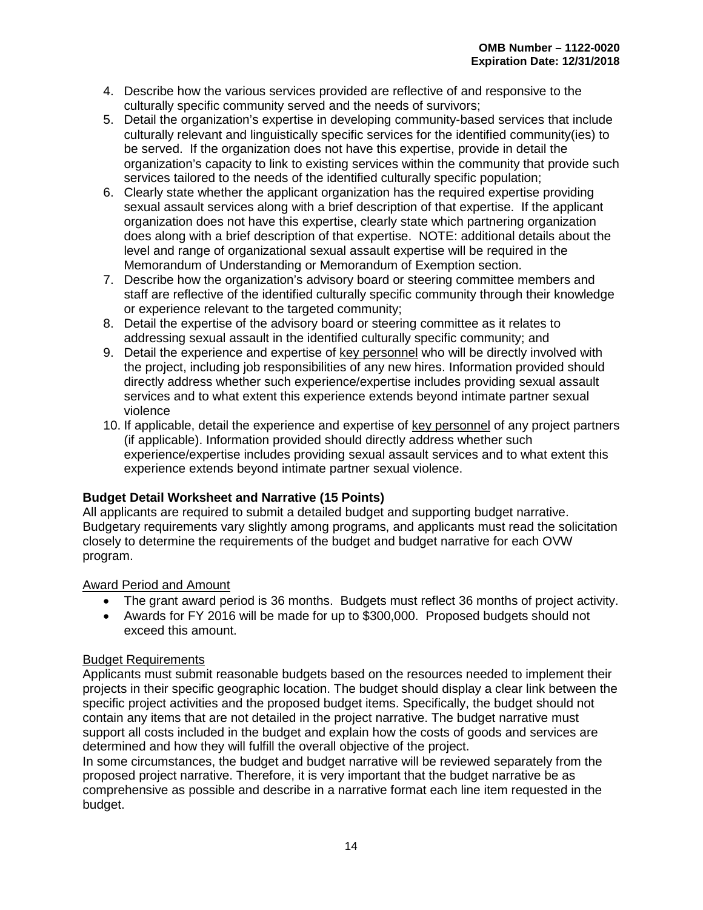4. Describe how the various services provided are reflective of and responsive to the culturally specific community served and the needs of survivors;
5. Detail the organization's expertise in developing community-based services that include culturally relevant and linguistically specific services for the identified community(ies) to be served. If the organization does not have this expertise, provide in detail the organization's capacity to link to existing services within the community that provide such services tailored to the needs of the identified culturally specific population;
6. Clearly state whether the applicant organization has the required expertise providing sexual assault services along with a brief description of that expertise. If the applicant organization does not have this expertise, clearly state which partnering organization does along with a brief description of that expertise. NOTE: additional details about the level and range of organizational sexual assault expertise will be required in the Memorandum of Understanding or Memorandum of Exemption section.
7. Describe how the organization's advisory board or steering committee members and staff are reflective of the identified culturally specific community through their knowledge or experience relevant to the targeted community;
8. Detail the expertise of the advisory board or steering committee as it relates to addressing sexual assault in the identified culturally specific community; and
9. Detail the experience and expertise of key personnel who will be directly involved with the project, including job responsibilities of any new hires. Information provided should directly address whether such experience/expertise includes providing sexual assault services and to what extent this experience extends beyond intimate partner sexual violence
10. If applicable, detail the experience and expertise of key personnel of any project partners (if applicable). Information provided should directly address whether such experience/expertise includes providing sexual assault services and to what extent this experience extends beyond intimate partner sexual violence.

**Budget Detail Worksheet and Narrative (15 Points)**

All applicants are required to submit a detailed budget and supporting budget narrative. Budgetary requirements vary slightly among programs, and applicants must read the solicitation closely to determine the requirements of the budget and budget narrative for each OVW program.

Award Period and Amount

- The grant award period is 36 months. Budgets must reflect 36 months of project activity.
- Awards for FY 2016 will be made for up to $300,000. Proposed budgets should not exceed this amount.

Budget Requirements

Applicants must submit reasonable budgets based on the resources needed to implement their projects in their specific geographic location. The budget should display a clear link between the specific project activities and the proposed budget items. Specifically, the budget should not contain any items that are not detailed in the project narrative. The budget narrative must support all costs included in the budget and explain how the costs of goods and services are determined and how they will fulfill the overall objective of the project.

In some circumstances, the budget and budget narrative will be reviewed separately from the proposed project narrative. Therefore, it is very important that the budget narrative be as comprehensive as possible and describe in a narrative format each line item requested in the budget.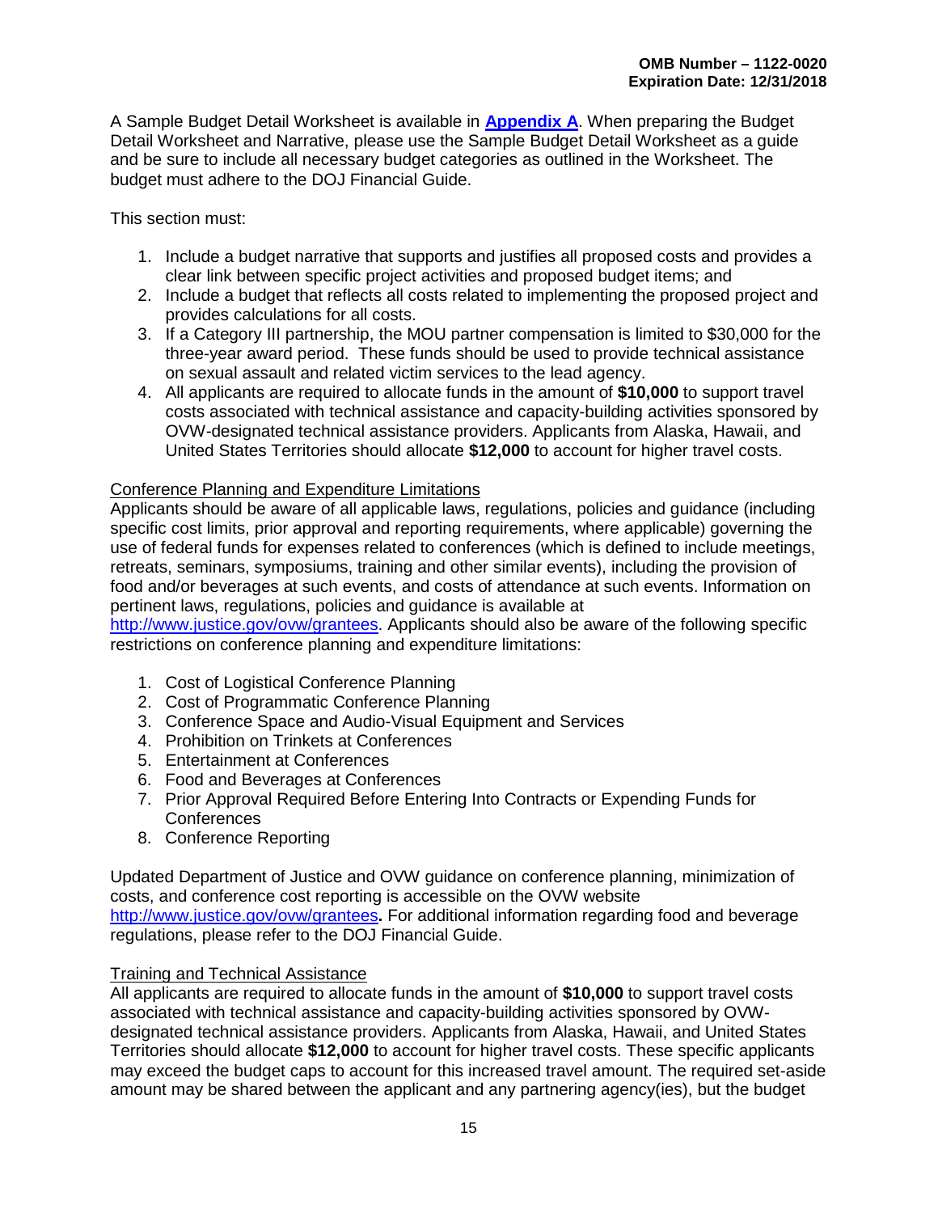A Sample Budget Detail Worksheet is available in **Appendix A**. When preparing the Budget Detail Worksheet and Narrative, please use the Sample Budget Detail Worksheet as a guide and be sure to include all necessary budget categories as outlined in the Worksheet. The budget must adhere to the DOJ Financial Guide.

This section must:

1. Include a budget narrative that supports and justifies all proposed costs and provides a clear link between specific project activities and proposed budget items; and
2. Include a budget that reflects all costs related to implementing the proposed project and provides calculations for all costs.
3. If a Category III partnership, the MOU partner compensation is limited to $30,000 for the three-year award period. These funds should be used to provide technical assistance on sexual assault and related victim services to the lead agency.
4. All applicants are required to allocate funds in the amount of **$10,000** to support travel costs associated with technical assistance and capacity-building activities sponsored by OVW-designated technical assistance providers. Applicants from Alaska, Hawaii, and United States Territories should allocate **$12,000** to account for higher travel costs.

Conference Planning and Expenditure Limitations

Applicants should be aware of all applicable laws, regulations, policies and guidance (including specific cost limits, prior approval and reporting requirements, where applicable) governing the use of federal funds for expenses related to conferences (which is defined to include meetings, retreats, seminars, symposiums, training and other similar events), including the provision of food and/or beverages at such events, and costs of attendance at such events. Information on pertinent laws, regulations, policies and guidance is available at http://www.justice.gov/ovw/grantees. Applicants should also be aware of the following specific restrictions on conference planning and expenditure limitations:

1. Cost of Logistical Conference Planning
2. Cost of Programmatic Conference Planning
3. Conference Space and Audio-Visual Equipment and Services
4. Prohibition on Trinkets at Conferences
5. Entertainment at Conferences
6. Food and Beverages at Conferences
7. Prior Approval Required Before Entering Into Contracts or Expending Funds for Conferences
8. Conference Reporting

Updated Department of Justice and OVW guidance on conference planning, minimization of costs, and conference cost reporting is accessible on the OVW website http://www.justice.gov/ovw/grantees**.** For additional information regarding food and beverage regulations, please refer to the DOJ Financial Guide.

Training and Technical Assistance

All applicants are required to allocate funds in the amount of **$10,000** to support travel costs associated with technical assistance and capacity-building activities sponsored by OVW-designated technical assistance providers. Applicants from Alaska, Hawaii, and United States Territories should allocate **$12,000** to account for higher travel costs. These specific applicants may exceed the budget caps to account for this increased travel amount. The required set-aside amount may be shared between the applicant and any partnering agency(ies), but the budget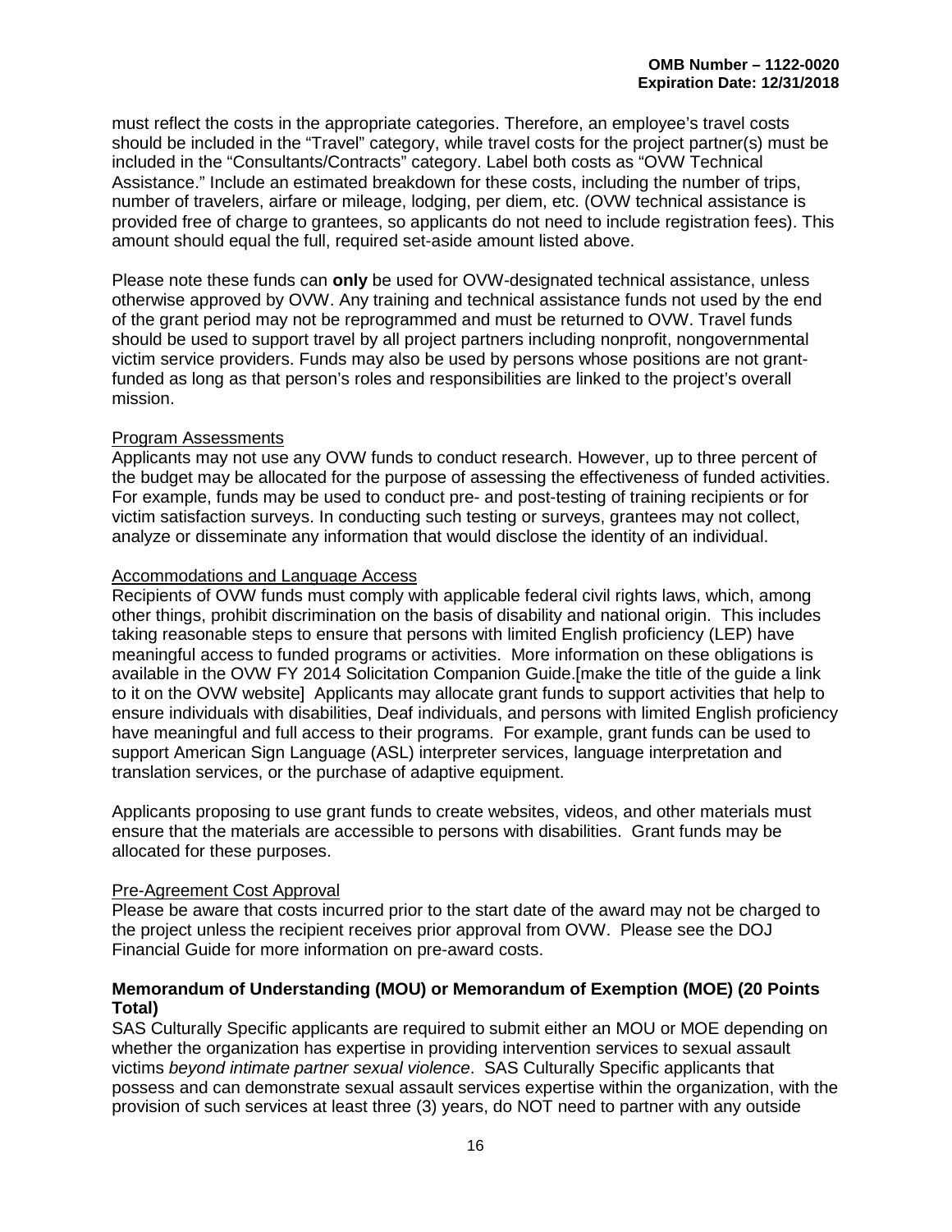must reflect the costs in the appropriate categories. Therefore, an employee's travel costs should be included in the "Travel" category, while travel costs for the project partner(s) must be included in the "Consultants/Contracts" category. Label both costs as "OVW Technical Assistance." Include an estimated breakdown for these costs, including the number of trips, number of travelers, airfare or mileage, lodging, per diem, etc. (OVW technical assistance is provided free of charge to grantees, so applicants do not need to include registration fees). This amount should equal the full, required set-aside amount listed above.

Please note these funds can **only** be used for OVW-designated technical assistance, unless otherwise approved by OVW. Any training and technical assistance funds not used by the end of the grant period may not be reprogrammed and must be returned to OVW. Travel funds should be used to support travel by all project partners including nonprofit, nongovernmental victim service providers. Funds may also be used by persons whose positions are not grant-funded as long as that person's roles and responsibilities are linked to the project's overall mission.

Program Assessments

Applicants may not use any OVW funds to conduct research. However, up to three percent of the budget may be allocated for the purpose of assessing the effectiveness of funded activities. For example, funds may be used to conduct pre- and post-testing of training recipients or for victim satisfaction surveys. In conducting such testing or surveys, grantees may not collect, analyze or disseminate any information that would disclose the identity of an individual.

Accommodations and Language Access

Recipients of OVW funds must comply with applicable federal civil rights laws, which, among other things, prohibit discrimination on the basis of disability and national origin. This includes taking reasonable steps to ensure that persons with limited English proficiency (LEP) have meaningful access to funded programs or activities. More information on these obligations is available in the OVW FY 2014 Solicitation Companion Guide.[make the title of the guide a link to it on the OVW website] Applicants may allocate grant funds to support activities that help to ensure individuals with disabilities, Deaf individuals, and persons with limited English proficiency have meaningful and full access to their programs. For example, grant funds can be used to support American Sign Language (ASL) interpreter services, language interpretation and translation services, or the purchase of adaptive equipment.

Applicants proposing to use grant funds to create websites, videos, and other materials must ensure that the materials are accessible to persons with disabilities. Grant funds may be allocated for these purposes.

Pre-Agreement Cost Approval

Please be aware that costs incurred prior to the start date of the award may not be charged to the project unless the recipient receives prior approval from OVW. Please see the DOJ Financial Guide for more information on pre-award costs.

**Memorandum of Understanding (MOU) or Memorandum of Exemption (MOE) (20 Points Total)**

SAS Culturally Specific applicants are required to submit either an MOU or MOE depending on whether the organization has expertise in providing intervention services to sexual assault victims *beyond intimate partner sexual violence*. SAS Culturally Specific applicants that possess and can demonstrate sexual assault services expertise within the organization, with the provision of such services at least three (3) years, do NOT need to partner with any outside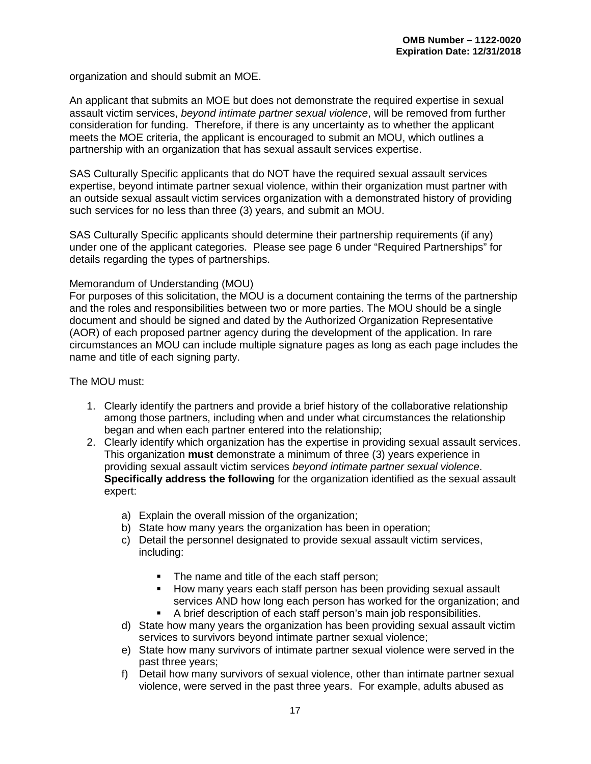organization and should submit an MOE.

An applicant that submits an MOE but does not demonstrate the required expertise in sexual assault victim services, *beyond intimate partner sexual violence*, will be removed from further consideration for funding. Therefore, if there is any uncertainty as to whether the applicant meets the MOE criteria, the applicant is encouraged to submit an MOU, which outlines a partnership with an organization that has sexual assault services expertise.

SAS Culturally Specific applicants that do NOT have the required sexual assault services expertise, beyond intimate partner sexual violence, within their organization must partner with an outside sexual assault victim services organization with a demonstrated history of providing such services for no less than three (3) years, and submit an MOU.

SAS Culturally Specific applicants should determine their partnership requirements (if any) under one of the applicant categories. Please see page 6 under "Required Partnerships" for details regarding the types of partnerships.

<u>Memorandum of Understanding (MOU)</u>

For purposes of this solicitation, the MOU is a document containing the terms of the partnership and the roles and responsibilities between two or more parties. The MOU should be a single document and should be signed and dated by the Authorized Organization Representative (AOR) of each proposed partner agency during the development of the application. In rare circumstances an MOU can include multiple signature pages as long as each page includes the name and title of each signing party.

The MOU must:

1. Clearly identify the partners and provide a brief history of the collaborative relationship among those partners, including when and under what circumstances the relationship began and when each partner entered into the relationship;
2. Clearly identify which organization has the expertise in providing sexual assault services. This organization **must** demonstrate a minimum of three (3) years experience in providing sexual assault victim services *beyond intimate partner sexual violence*. **Specifically address the following** for the organization identified as the sexual assault expert:

    a) Explain the overall mission of the organization;
    b) State how many years the organization has been in operation;
    c) Detail the personnel designated to provide sexual assault victim services, including:

        - The name and title of the each staff person;
        - How many years each staff person has been providing sexual assault services AND how long each person has worked for the organization; and
        - A brief description of each staff person's main job responsibilities.

    d) State how many years the organization has been providing sexual assault victim services to survivors beyond intimate partner sexual violence;
    e) State how many survivors of intimate partner sexual violence were served in the past three years;
    f) Detail how many survivors of sexual violence, other than intimate partner sexual violence, were served in the past three years. For example, adults abused as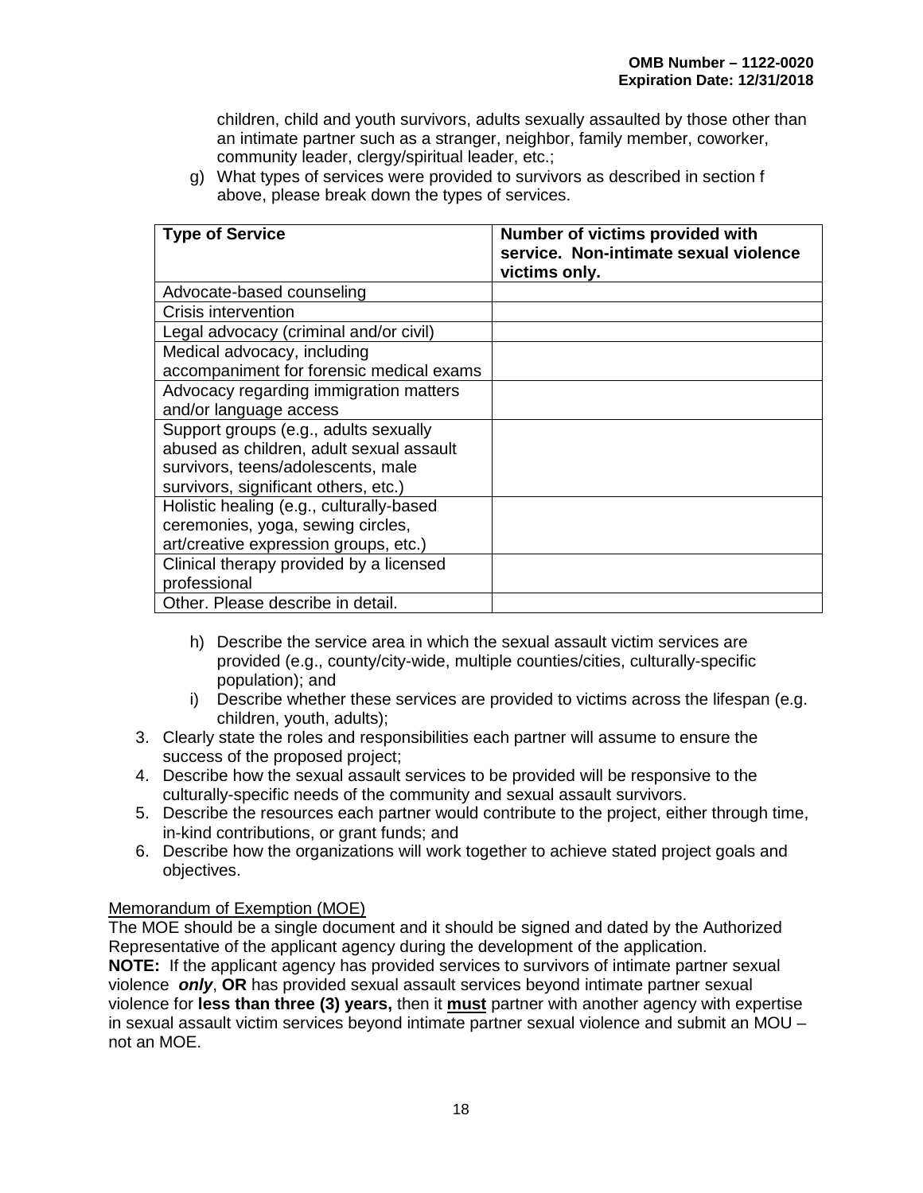children, child and youth survivors, adults sexually assaulted by those other than an intimate partner such as a stranger, neighbor, family member, coworker, community leader, clergy/spiritual leader, etc.;

g) What types of services were provided to survivors as described in section f above, please break down the types of services.

| **Type of Service** | **Number of victims provided with service. Non-intimate sexual violence victims only.** |
|---|---|
| Advocate-based counseling | |
| Crisis intervention | |
| Legal advocacy (criminal and/or civil) | |
| Medical advocacy, including accompaniment for forensic medical exams | |
| Advocacy regarding immigration matters and/or language access | |
| Support groups (e.g., adults sexually abused as children, adult sexual assault survivors, teens/adolescents, male survivors, significant others, etc.) | |
| Holistic healing (e.g., culturally-based ceremonies, yoga, sewing circles, art/creative expression groups, etc.) | |
| Clinical therapy provided by a licensed professional | |
| Other. Please describe in detail. | |

h) Describe the service area in which the sexual assault victim services are provided (e.g., county/city-wide, multiple counties/cities, culturally-specific population); and

i) Describe whether these services are provided to victims across the lifespan (e.g. children, youth, adults);

3. Clearly state the roles and responsibilities each partner will assume to ensure the success of the proposed project;
4. Describe how the sexual assault services to be provided will be responsive to the culturally-specific needs of the community and sexual assault survivors.
5. Describe the resources each partner would contribute to the project, either through time, in-kind contributions, or grant funds; and
6. Describe how the organizations will work together to achieve stated project goals and objectives.

Memorandum of Exemption (MOE)

The MOE should be a single document and it should be signed and dated by the Authorized Representative of the applicant agency during the development of the application.

**NOTE:** If the applicant agency has provided services to survivors of intimate partner sexual violence ***only***, **OR** has provided sexual assault services beyond intimate partner sexual violence for **less than three (3) years,** then it **must** partner with another agency with expertise in sexual assault victim services beyond intimate partner sexual violence and submit an MOU – not an MOE.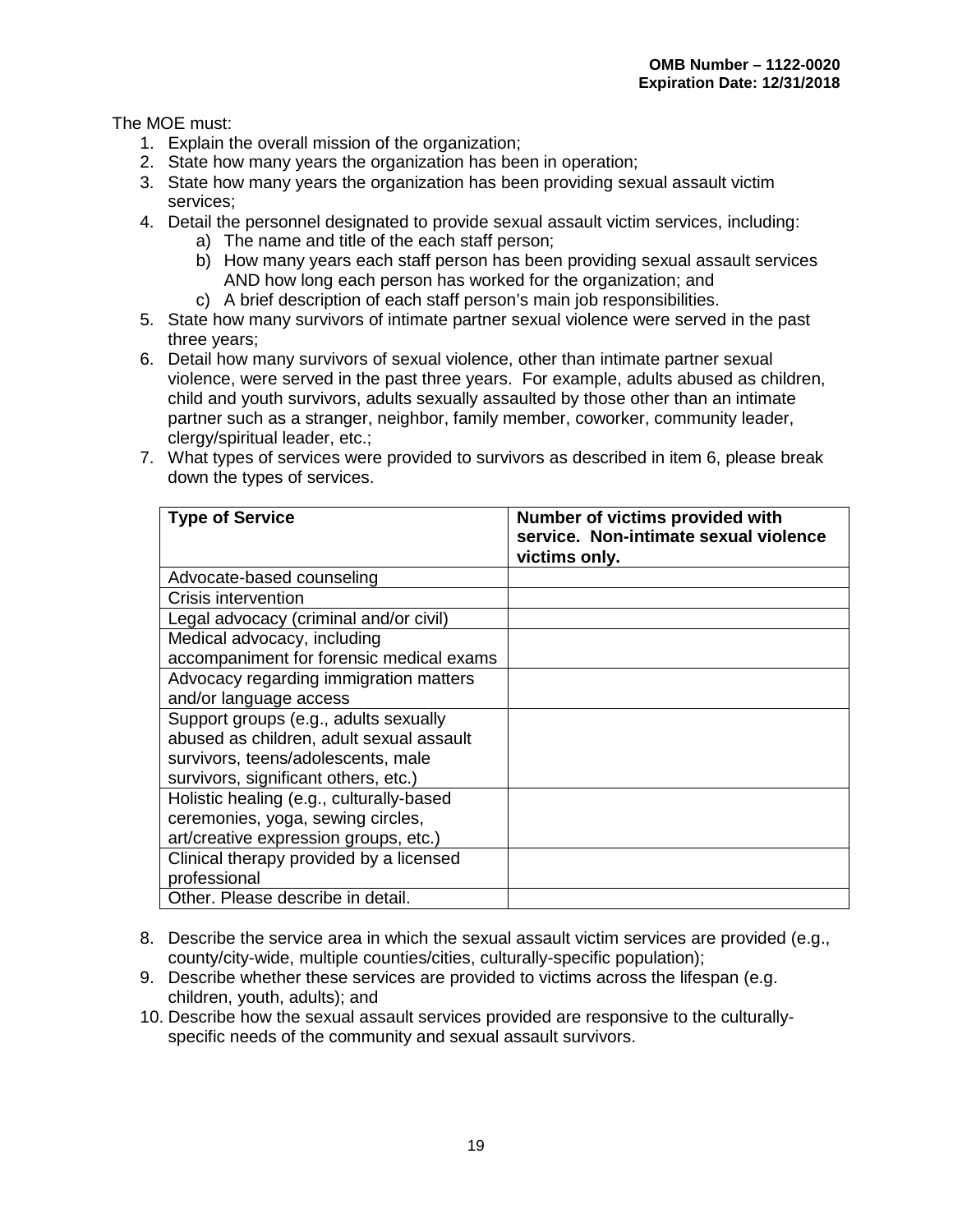The MOE must:

1. Explain the overall mission of the organization;
2. State how many years the organization has been in operation;
3. State how many years the organization has been providing sexual assault victim services;
4. Detail the personnel designated to provide sexual assault victim services, including:
   a) The name and title of the each staff person;
   b) How many years each staff person has been providing sexual assault services AND how long each person has worked for the organization; and
   c) A brief description of each staff person's main job responsibilities.
5. State how many survivors of intimate partner sexual violence were served in the past three years;
6. Detail how many survivors of sexual violence, other than intimate partner sexual violence, were served in the past three years. For example, adults abused as children, child and youth survivors, adults sexually assaulted by those other than an intimate partner such as a stranger, neighbor, family member, coworker, community leader, clergy/spiritual leader, etc.;
7. What types of services were provided to survivors as described in item 6, please break down the types of services.

| **Type of Service** | **Number of victims provided with service. Non-intimate sexual violence victims only.** |
|---|---|
| Advocate-based counseling | |
| Crisis intervention | |
| Legal advocacy (criminal and/or civil) | |
| Medical advocacy, including accompaniment for forensic medical exams | |
| Advocacy regarding immigration matters and/or language access | |
| Support groups (e.g., adults sexually abused as children, adult sexual assault survivors, teens/adolescents, male survivors, significant others, etc.) | |
| Holistic healing (e.g., culturally-based ceremonies, yoga, sewing circles, art/creative expression groups, etc.) | |
| Clinical therapy provided by a licensed professional | |
| Other. Please describe in detail. | |

8. Describe the service area in which the sexual assault victim services are provided (e.g., county/city-wide, multiple counties/cities, culturally-specific population);
9. Describe whether these services are provided to victims across the lifespan (e.g. children, youth, adults); and
10. Describe how the sexual assault services provided are responsive to the culturally-specific needs of the community and sexual assault survivors.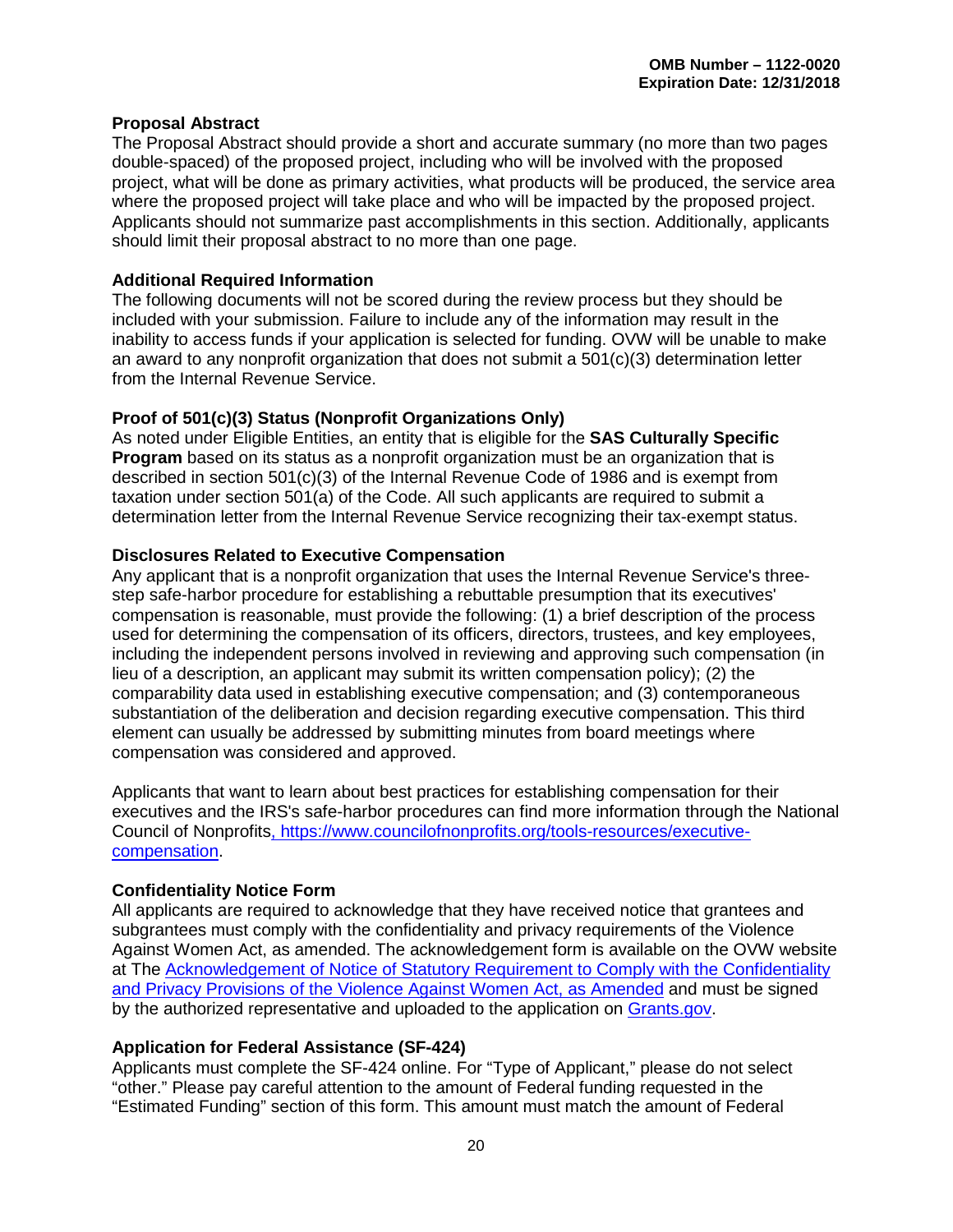### Proposal Abstract

The Proposal Abstract should provide a short and accurate summary (no more than two pages double-spaced) of the proposed project, including who will be involved with the proposed project, what will be done as primary activities, what products will be produced, the service area where the proposed project will take place and who will be impacted by the proposed project. Applicants should not summarize past accomplishments in this section. Additionally, applicants should limit their proposal abstract to no more than one page.

### Additional Required Information

The following documents will not be scored during the review process but they should be included with your submission. Failure to include any of the information may result in the inability to access funds if your application is selected for funding. OVW will be unable to make an award to any nonprofit organization that does not submit a 501(c)(3) determination letter from the Internal Revenue Service.

### Proof of 501(c)(3) Status (Nonprofit Organizations Only)

As noted under Eligible Entities, an entity that is eligible for the **SAS Culturally Specific Program** based on its status as a nonprofit organization must be an organization that is described in section 501(c)(3) of the Internal Revenue Code of 1986 and is exempt from taxation under section 501(a) of the Code. All such applicants are required to submit a determination letter from the Internal Revenue Service recognizing their tax-exempt status.

### Disclosures Related to Executive Compensation

Any applicant that is a nonprofit organization that uses the Internal Revenue Service's three-step safe-harbor procedure for establishing a rebuttable presumption that its executives' compensation is reasonable, must provide the following: (1) a brief description of the process used for determining the compensation of its officers, directors, trustees, and key employees, including the independent persons involved in reviewing and approving such compensation (in lieu of a description, an applicant may submit its written compensation policy); (2) the comparability data used in establishing executive compensation; and (3) contemporaneous substantiation of the deliberation and decision regarding executive compensation. This third element can usually be addressed by submitting minutes from board meetings where compensation was considered and approved.

Applicants that want to learn about best practices for establishing compensation for their executives and the IRS's safe-harbor procedures can find more information through the National Council of Nonprofits, https://www.councilofnonprofits.org/tools-resources/executive-compensation.

### Confidentiality Notice Form

All applicants are required to acknowledge that they have received notice that grantees and subgrantees must comply with the confidentiality and privacy requirements of the Violence Against Women Act, as amended. The acknowledgement form is available on the OVW website at The Acknowledgement of Notice of Statutory Requirement to Comply with the Confidentiality and Privacy Provisions of the Violence Against Women Act, as Amended and must be signed by the authorized representative and uploaded to the application on Grants.gov.

### Application for Federal Assistance (SF-424)

Applicants must complete the SF-424 online. For "Type of Applicant," please do not select "other." Please pay careful attention to the amount of Federal funding requested in the "Estimated Funding" section of this form. This amount must match the amount of Federal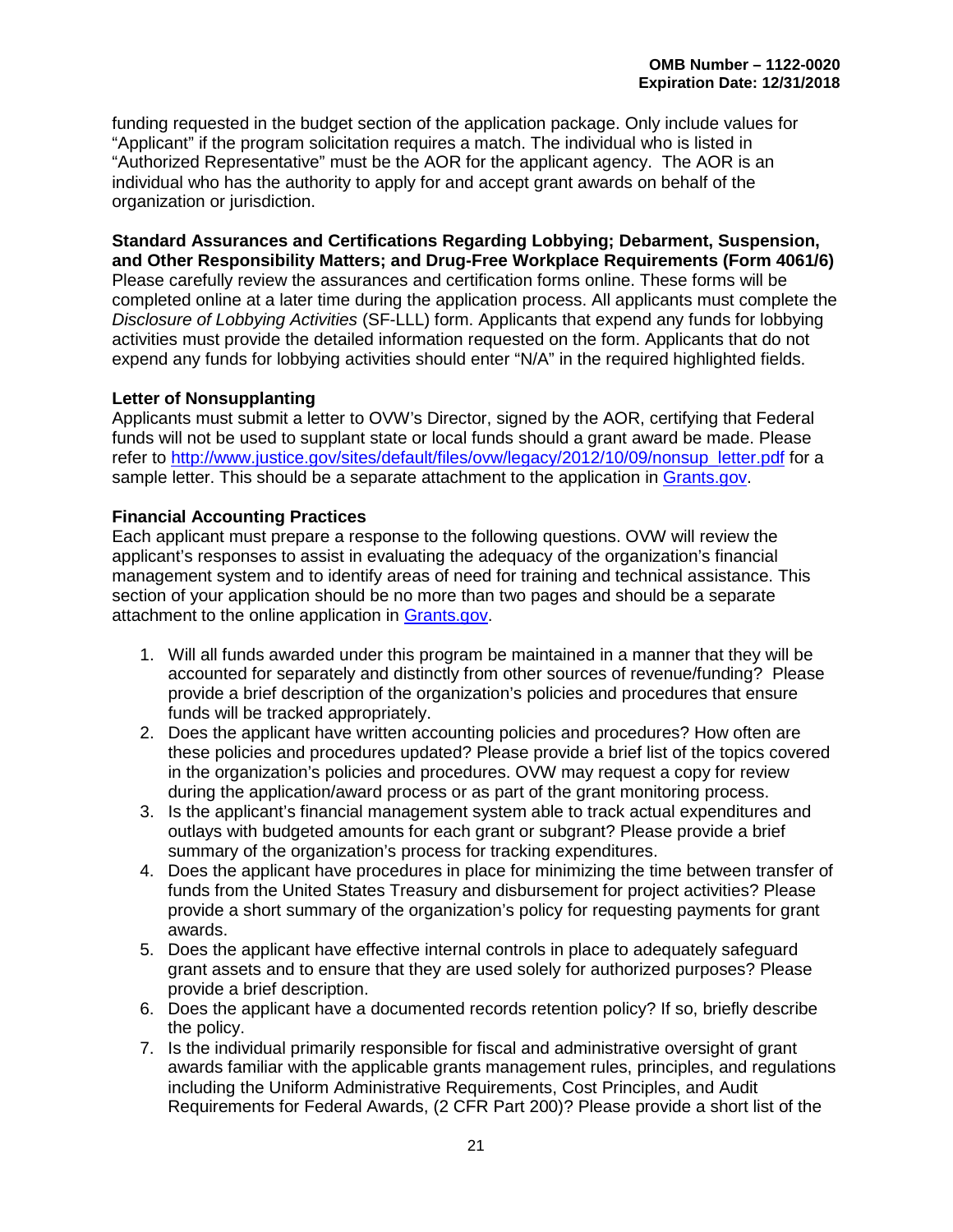funding requested in the budget section of the application package. Only include values for "Applicant" if the program solicitation requires a match. The individual who is listed in "Authorized Representative" must be the AOR for the applicant agency. The AOR is an individual who has the authority to apply for and accept grant awards on behalf of the organization or jurisdiction.

**Standard Assurances and Certifications Regarding Lobbying; Debarment, Suspension, and Other Responsibility Matters; and Drug-Free Workplace Requirements (Form 4061/6)**
Please carefully review the assurances and certification forms online. These forms will be completed online at a later time during the application process. All applicants must complete the *Disclosure of Lobbying Activities* (SF-LLL) form. Applicants that expend any funds for lobbying activities must provide the detailed information requested on the form. Applicants that do not expend any funds for lobbying activities should enter "N/A" in the required highlighted fields.

**Letter of Nonsupplanting**
Applicants must submit a letter to OVW's Director, signed by the AOR, certifying that Federal funds will not be used to supplant state or local funds should a grant award be made. Please refer to http://www.justice.gov/sites/default/files/ovw/legacy/2012/10/09/nonsup_letter.pdf for a sample letter. This should be a separate attachment to the application in Grants.gov.

**Financial Accounting Practices**
Each applicant must prepare a response to the following questions. OVW will review the applicant's responses to assist in evaluating the adequacy of the organization's financial management system and to identify areas of need for training and technical assistance. This section of your application should be no more than two pages and should be a separate attachment to the online application in Grants.gov.

1. Will all funds awarded under this program be maintained in a manner that they will be accounted for separately and distinctly from other sources of revenue/funding? Please provide a brief description of the organization's policies and procedures that ensure funds will be tracked appropriately.
2. Does the applicant have written accounting policies and procedures? How often are these policies and procedures updated? Please provide a brief list of the topics covered in the organization's policies and procedures. OVW may request a copy for review during the application/award process or as part of the grant monitoring process.
3. Is the applicant's financial management system able to track actual expenditures and outlays with budgeted amounts for each grant or subgrant? Please provide a brief summary of the organization's process for tracking expenditures.
4. Does the applicant have procedures in place for minimizing the time between transfer of funds from the United States Treasury and disbursement for project activities? Please provide a short summary of the organization's policy for requesting payments for grant awards.
5. Does the applicant have effective internal controls in place to adequately safeguard grant assets and to ensure that they are used solely for authorized purposes? Please provide a brief description.
6. Does the applicant have a documented records retention policy? If so, briefly describe the policy.
7. Is the individual primarily responsible for fiscal and administrative oversight of grant awards familiar with the applicable grants management rules, principles, and regulations including the Uniform Administrative Requirements, Cost Principles, and Audit Requirements for Federal Awards, (2 CFR Part 200)? Please provide a short list of the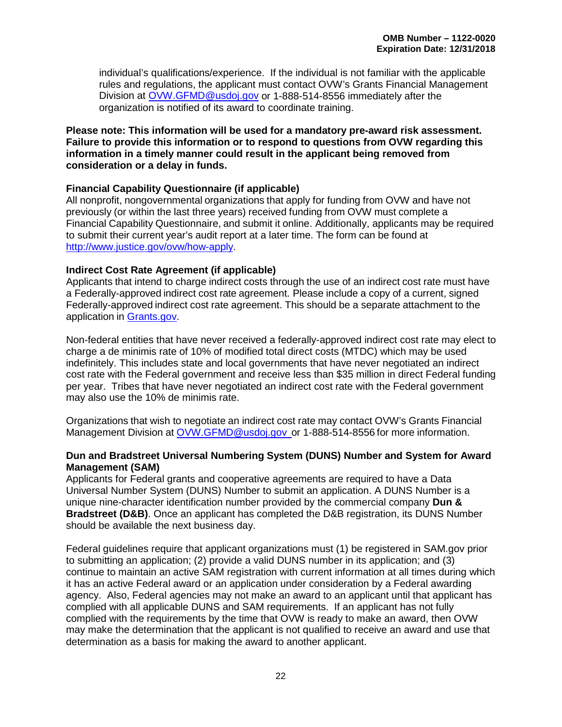individual's qualifications/experience. If the individual is not familiar with the applicable rules and regulations, the applicant must contact OVW's Grants Financial Management Division at [OVW.GFMD@usdoj.gov](mailto:OVW.GFMD@usdoj.gov) or 1-888-514-8556 immediately after the organization is notified of its award to coordinate training.

**Please note: This information will be used for a mandatory pre-award risk assessment. Failure to provide this information or to respond to questions from OVW regarding this information in a timely manner could result in the applicant being removed from consideration or a delay in funds.**

**Financial Capability Questionnaire (if applicable)**
All nonprofit, nongovernmental organizations that apply for funding from OVW and have not previously (or within the last three years) received funding from OVW must complete a Financial Capability Questionnaire, and submit it online. Additionally, applicants may be required to submit their current year's audit report at a later time. The form can be found at [http://www.justice.gov/ovw/how-apply](http://www.justice.gov/ovw/how-apply).

**Indirect Cost Rate Agreement (if applicable)**
Applicants that intend to charge indirect costs through the use of an indirect cost rate must have a Federally-approved indirect cost rate agreement. Please include a copy of a current, signed Federally-approved indirect cost rate agreement. This should be a separate attachment to the application in [Grants.gov](http://www.grants.gov).

Non-federal entities that have never received a federally-approved indirect cost rate may elect to charge a de minimis rate of 10% of modified total direct costs (MTDC) which may be used indefinitely. This includes state and local governments that have never negotiated an indirect cost rate with the Federal government and receive less than $35 million in direct Federal funding per year. Tribes that have never negotiated an indirect cost rate with the Federal government may also use the 10% de minimis rate.

Organizations that wish to negotiate an indirect cost rate may contact OVW's Grants Financial Management Division at [OVW.GFMD@usdoj.gov](mailto:OVW.GFMD@usdoj.gov) or 1-888-514-8556 for more information.

**Dun and Bradstreet Universal Numbering System (DUNS) Number and System for Award Management (SAM)**
Applicants for Federal grants and cooperative agreements are required to have a Data Universal Number System (DUNS) Number to submit an application. A DUNS Number is a unique nine-character identification number provided by the commercial company **Dun & Bradstreet (D&B)**. Once an applicant has completed the D&B registration, its DUNS Number should be available the next business day.

Federal guidelines require that applicant organizations must (1) be registered in SAM.gov prior to submitting an application; (2) provide a valid DUNS number in its application; and (3) continue to maintain an active SAM registration with current information at all times during which it has an active Federal award or an application under consideration by a Federal awarding agency. Also, Federal agencies may not make an award to an applicant until that applicant has complied with all applicable DUNS and SAM requirements. If an applicant has not fully complied with the requirements by the time that OVW is ready to make an award, then OVW may make the determination that the applicant is not qualified to receive an award and use that determination as a basis for making the award to another applicant.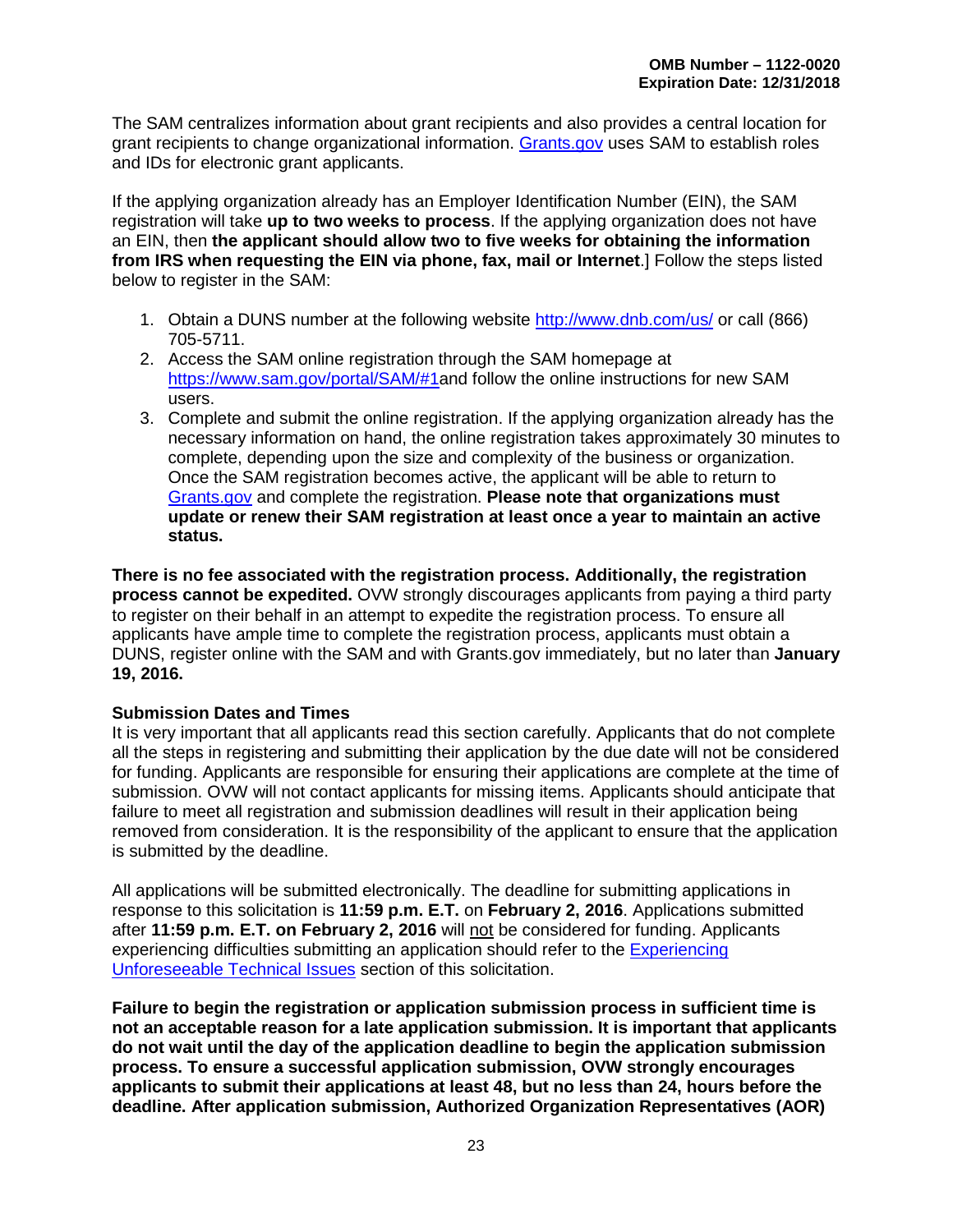The SAM centralizes information about grant recipients and also provides a central location for grant recipients to change organizational information. [Grants.gov](Grants.gov) uses SAM to establish roles and IDs for electronic grant applicants.

If the applying organization already has an Employer Identification Number (EIN), the SAM registration will take **up to two weeks to process**. If the applying organization does not have an EIN, then **the applicant should allow two to five weeks for obtaining the information from IRS when requesting the EIN via phone, fax, mail or Internet**.] Follow the steps listed below to register in the SAM:

1. Obtain a DUNS number at the following website [http://www.dnb.com/us/](http://www.dnb.com/us/) or call (866) 705-5711.
2. Access the SAM online registration through the SAM homepage at [https://www.sam.gov/portal/SAM/#1](https://www.sam.gov/portal/SAM/#1)and follow the online instructions for new SAM users.
3. Complete and submit the online registration. If the applying organization already has the necessary information on hand, the online registration takes approximately 30 minutes to complete, depending upon the size and complexity of the business or organization. Once the SAM registration becomes active, the applicant will be able to return to [Grants.gov](Grants.gov) and complete the registration. **Please note that organizations must update or renew their SAM registration at least once a year to maintain an active status.**

**There is no fee associated with the registration process. Additionally, the registration process cannot be expedited.** OVW strongly discourages applicants from paying a third party to register on their behalf in an attempt to expedite the registration process. To ensure all applicants have ample time to complete the registration process, applicants must obtain a DUNS, register online with the SAM and with Grants.gov immediately, but no later than **January 19, 2016.**

**Submission Dates and Times**
It is very important that all applicants read this section carefully. Applicants that do not complete all the steps in registering and submitting their application by the due date will not be considered for funding. Applicants are responsible for ensuring their applications are complete at the time of submission. OVW will not contact applicants for missing items. Applicants should anticipate that failure to meet all registration and submission deadlines will result in their application being removed from consideration. It is the responsibility of the applicant to ensure that the application is submitted by the deadline.

All applications will be submitted electronically. The deadline for submitting applications in response to this solicitation is **11:59 p.m. E.T.** on **February 2, 2016**. Applications submitted after **11:59 p.m. E.T. on February 2, 2016** will <u>not</u> be considered for funding. Applicants experiencing difficulties submitting an application should refer to the [Experiencing Unforeseeable Technical Issues]() section of this solicitation.

**Failure to begin the registration or application submission process in sufficient time is not an acceptable reason for a late application submission. It is important that applicants do not wait until the day of the application deadline to begin the application submission process. To ensure a successful application submission, OVW strongly encourages applicants to submit their applications at least 48, but no less than 24, hours before the deadline. After application submission, Authorized Organization Representatives (AOR)**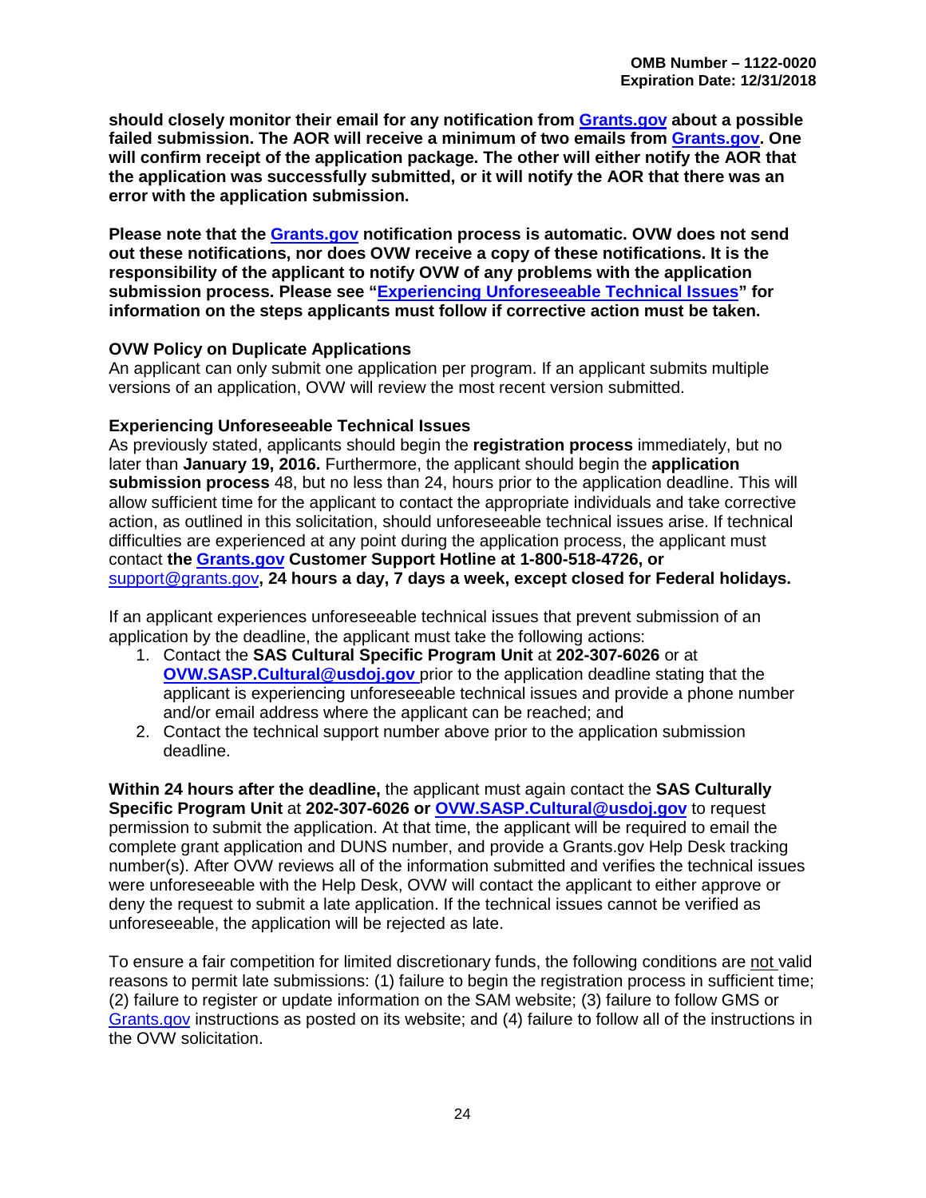**should closely monitor their email for any notification from Grants.gov about a possible failed submission. The AOR will receive a minimum of two emails from Grants.gov. One will confirm receipt of the application package. The other will either notify the AOR that the application was successfully submitted, or it will notify the AOR that there was an error with the application submission.**

**Please note that the Grants.gov notification process is automatic. OVW does not send out these notifications, nor does OVW receive a copy of these notifications. It is the responsibility of the applicant to notify OVW of any problems with the application submission process. Please see "Experiencing Unforeseeable Technical Issues" for information on the steps applicants must follow if corrective action must be taken.**

**OVW Policy on Duplicate Applications**

An applicant can only submit one application per program. If an applicant submits multiple versions of an application, OVW will review the most recent version submitted.

**Experiencing Unforeseeable Technical Issues**

As previously stated, applicants should begin the **registration process** immediately, but no later than **January 19, 2016.** Furthermore, the applicant should begin the **application submission process** 48, but no less than 24, hours prior to the application deadline. This will allow sufficient time for the applicant to contact the appropriate individuals and take corrective action, as outlined in this solicitation, should unforeseeable technical issues arise. If technical difficulties are experienced at any point during the application process, the applicant must contact **the Grants.gov Customer Support Hotline at 1-800-518-4726, or** support@grants.gov**, 24 hours a day, 7 days a week, except closed for Federal holidays.**

If an applicant experiences unforeseeable technical issues that prevent submission of an application by the deadline, the applicant must take the following actions:

1. Contact the **SAS Cultural Specific Program Unit** at **202-307-6026** or at **OVW.SASP.Cultural@usdoj.gov** prior to the application deadline stating that the applicant is experiencing unforeseeable technical issues and provide a phone number and/or email address where the applicant can be reached; and
2. Contact the technical support number above prior to the application submission deadline.

**Within 24 hours after the deadline,** the applicant must again contact the **SAS Culturally Specific Program Unit** at **202-307-6026 or OVW.SASP.Cultural@usdoj.gov** to request permission to submit the application. At that time, the applicant will be required to email the complete grant application and DUNS number, and provide a Grants.gov Help Desk tracking number(s). After OVW reviews all of the information submitted and verifies the technical issues were unforeseeable with the Help Desk, OVW will contact the applicant to either approve or deny the request to submit a late application. If the technical issues cannot be verified as unforeseeable, the application will be rejected as late.

To ensure a fair competition for limited discretionary funds, the following conditions are not valid reasons to permit late submissions: (1) failure to begin the registration process in sufficient time; (2) failure to register or update information on the SAM website; (3) failure to follow GMS or Grants.gov instructions as posted on its website; and (4) failure to follow all of the instructions in the OVW solicitation.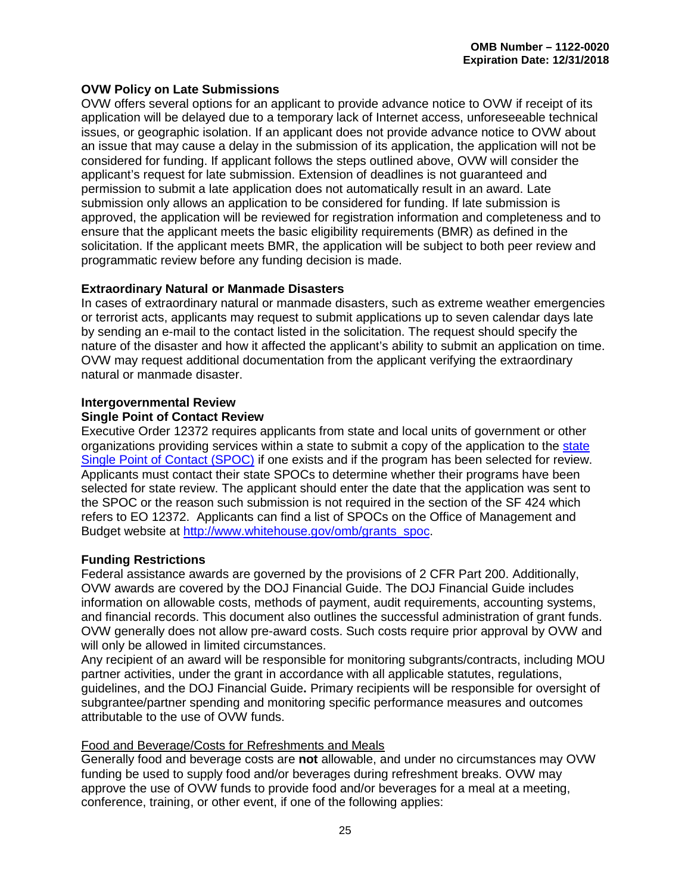### OVW Policy on Late Submissions

OVW offers several options for an applicant to provide advance notice to OVW if receipt of its application will be delayed due to a temporary lack of Internet access, unforeseeable technical issues, or geographic isolation. If an applicant does not provide advance notice to OVW about an issue that may cause a delay in the submission of its application, the application will not be considered for funding. If applicant follows the steps outlined above, OVW will consider the applicant's request for late submission. Extension of deadlines is not guaranteed and permission to submit a late application does not automatically result in an award. Late submission only allows an application to be considered for funding. If late submission is approved, the application will be reviewed for registration information and completeness and to ensure that the applicant meets the basic eligibility requirements (BMR) as defined in the solicitation. If the applicant meets BMR, the application will be subject to both peer review and programmatic review before any funding decision is made.

### Extraordinary Natural or Manmade Disasters

In cases of extraordinary natural or manmade disasters, such as extreme weather emergencies or terrorist acts, applicants may request to submit applications up to seven calendar days late by sending an e-mail to the contact listed in the solicitation. The request should specify the nature of the disaster and how it affected the applicant's ability to submit an application on time. OVW may request additional documentation from the applicant verifying the extraordinary natural or manmade disaster.

### Intergovernmental Review

#### Single Point of Contact Review

Executive Order 12372 requires applicants from state and local units of government or other organizations providing services within a state to submit a copy of the application to the [state Single Point of Contact (SPOC)](http://www.whitehouse.gov/omb/grants_spoc) if one exists and if the program has been selected for review. Applicants must contact their state SPOCs to determine whether their programs have been selected for state review. The applicant should enter the date that the application was sent to the SPOC or the reason such submission is not required in the section of the SF 424 which refers to EO 12372. Applicants can find a list of SPOCs on the Office of Management and Budget website at [http://www.whitehouse.gov/omb/grants_spoc](http://www.whitehouse.gov/omb/grants_spoc).

### Funding Restrictions

Federal assistance awards are governed by the provisions of 2 CFR Part 200. Additionally, OVW awards are covered by the DOJ Financial Guide. The DOJ Financial Guide includes information on allowable costs, methods of payment, audit requirements, accounting systems, and financial records. This document also outlines the successful administration of grant funds. OVW generally does not allow pre-award costs. Such costs require prior approval by OVW and will only be allowed in limited circumstances.

Any recipient of an award will be responsible for monitoring subgrants/contracts, including MOU partner activities, under the grant in accordance with all applicable statutes, regulations, guidelines, and the DOJ Financial Guide**.** Primary recipients will be responsible for oversight of subgrantee/partner spending and monitoring specific performance measures and outcomes attributable to the use of OVW funds.

<u>Food and Beverage/Costs for Refreshments and Meals</u>

Generally food and beverage costs are **not** allowable, and under no circumstances may OVW funding be used to supply food and/or beverages during refreshment breaks. OVW may approve the use of OVW funds to provide food and/or beverages for a meal at a meeting, conference, training, or other event, if one of the following applies: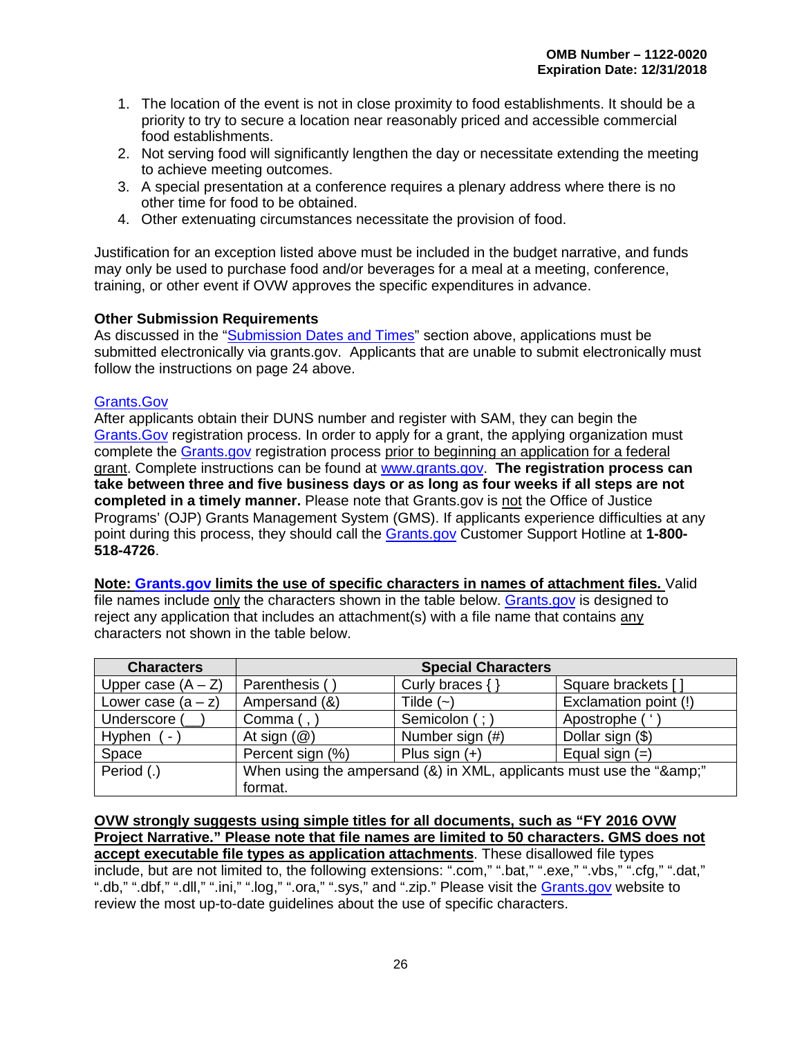1. The location of the event is not in close proximity to food establishments. It should be a priority to try to secure a location near reasonably priced and accessible commercial food establishments.
2. Not serving food will significantly lengthen the day or necessitate extending the meeting to achieve meeting outcomes.
3. A special presentation at a conference requires a plenary address where there is no other time for food to be obtained.
4. Other extenuating circumstances necessitate the provision of food.

Justification for an exception listed above must be included in the budget narrative, and funds may only be used to purchase food and/or beverages for a meal at a meeting, conference, training, or other event if OVW approves the specific expenditures in advance.

**Other Submission Requirements**
As discussed in the "Submission Dates and Times" section above, applications must be submitted electronically via grants.gov. Applicants that are unable to submit electronically must follow the instructions on page 24 above.

Grants.Gov
After applicants obtain their DUNS number and register with SAM, they can begin the Grants.Gov registration process. In order to apply for a grant, the applying organization must complete the Grants.gov registration process prior to beginning an application for a federal grant. Complete instructions can be found at www.grants.gov. **The registration process can take between three and five business days or as long as four weeks if all steps are not completed in a timely manner.** Please note that Grants.gov is not the Office of Justice Programs' (OJP) Grants Management System (GMS). If applicants experience difficulties at any point during this process, they should call the Grants.gov Customer Support Hotline at **1-800-518-4726**.

**Note: Grants.gov limits the use of specific characters in names of attachment files.** Valid file names include only the characters shown in the table below. Grants.gov is designed to reject any application that includes an attachment(s) with a file name that contains any characters not shown in the table below.

| Characters | Special Characters | | |
|---|---|---|---|
| Upper case (A – Z) | Parenthesis ( ) | Curly braces { } | Square brackets [ ] |
| Lower case (a – z) | Ampersand (&) | Tilde (~) | Exclamation point (!) |
| Underscore (__) | Comma ( , ) | Semicolon ( ; ) | Apostrophe ( ' ) |
| Hyphen ( - ) | At sign (@) | Number sign (#) | Dollar sign ($) |
| Space | Percent sign (%) | Plus sign (+) | Equal sign (=) |
| Period (.) | When using the ampersand (&) in XML, applicants must use the "&amp;" format. | | |

**OVW strongly suggests using simple titles for all documents, such as "FY 2016 OVW Project Narrative." Please note that file names are limited to 50 characters. GMS does not accept executable file types as application attachments**. These disallowed file types include, but are not limited to, the following extensions: ".com," ".bat," ".exe," ".vbs," ".cfg," ".dat," ".db," ".dbf," ".dll," ".ini," ".log," ".ora," ".sys," and ".zip." Please visit the Grants.gov website to review the most up-to-date guidelines about the use of specific characters.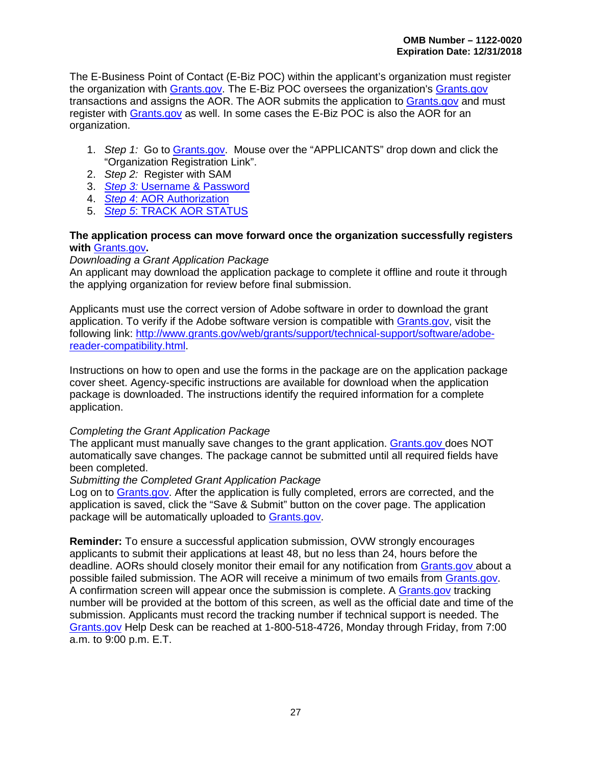The E-Business Point of Contact (E-Biz POC) within the applicant's organization must register the organization with Grants.gov. The E-Biz POC oversees the organization's Grants.gov transactions and assigns the AOR. The AOR submits the application to Grants.gov and must register with Grants.gov as well. In some cases the E-Biz POC is also the AOR for an organization.

1. *Step 1:* Go to Grants.gov. Mouse over the "APPLICANTS" drop down and click the "Organization Registration Link".
2. *Step 2:* Register with SAM
3. *Step 3:* Username & Password
4. *Step 4*: AOR Authorization
5. *Step 5*: TRACK AOR STATUS

**The application process can move forward once the organization successfully registers with Grants.gov.**

*Downloading a Grant Application Package*
An applicant may download the application package to complete it offline and route it through the applying organization for review before final submission.

Applicants must use the correct version of Adobe software in order to download the grant application. To verify if the Adobe software version is compatible with Grants.gov, visit the following link: http://www.grants.gov/web/grants/support/technical-support/software/adobe-reader-compatibility.html.

Instructions on how to open and use the forms in the package are on the application package cover sheet. Agency-specific instructions are available for download when the application package is downloaded. The instructions identify the required information for a complete application.

*Completing the Grant Application Package*
The applicant must manually save changes to the grant application. Grants.gov does NOT automatically save changes. The package cannot be submitted until all required fields have been completed.

*Submitting the Completed Grant Application Package*
Log on to Grants.gov. After the application is fully completed, errors are corrected, and the application is saved, click the "Save & Submit" button on the cover page. The application package will be automatically uploaded to Grants.gov.

**Reminder:** To ensure a successful application submission, OVW strongly encourages applicants to submit their applications at least 48, but no less than 24, hours before the deadline. AORs should closely monitor their email for any notification from Grants.gov about a possible failed submission. The AOR will receive a minimum of two emails from Grants.gov. A confirmation screen will appear once the submission is complete. A Grants.gov tracking number will be provided at the bottom of this screen, as well as the official date and time of the submission. Applicants must record the tracking number if technical support is needed. The Grants.gov Help Desk can be reached at 1-800-518-4726, Monday through Friday, from 7:00 a.m. to 9:00 p.m. E.T.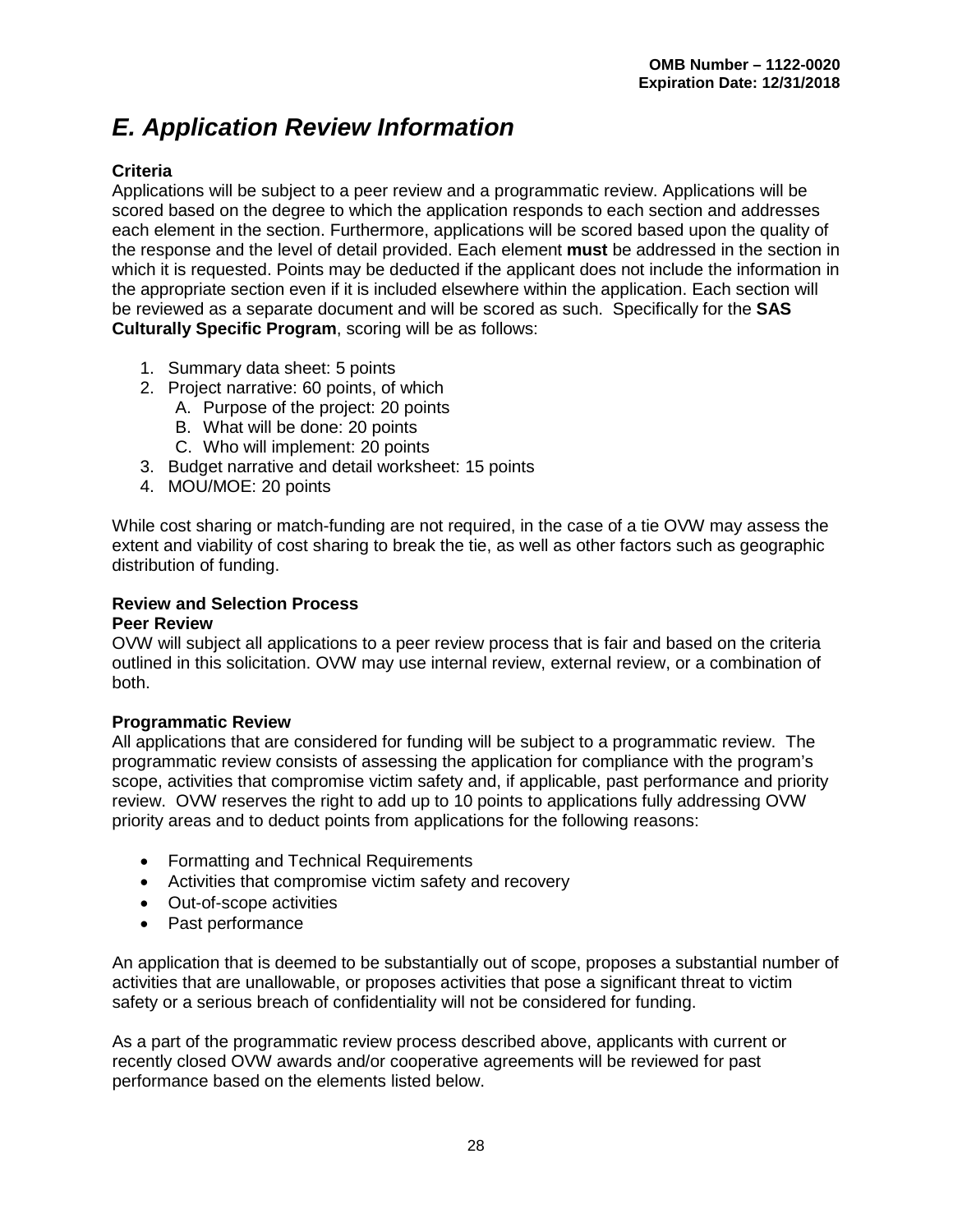# *E. Application Review Information*

### Criteria

Applications will be subject to a peer review and a programmatic review. Applications will be scored based on the degree to which the application responds to each section and addresses each element in the section. Furthermore, applications will be scored based upon the quality of the response and the level of detail provided. Each element **must** be addressed in the section in which it is requested. Points may be deducted if the applicant does not include the information in the appropriate section even if it is included elsewhere within the application. Each section will be reviewed as a separate document and will be scored as such. Specifically for the **SAS Culturally Specific Program**, scoring will be as follows:

1. Summary data sheet: 5 points
2. Project narrative: 60 points, of which
   A. Purpose of the project: 20 points
   B. What will be done: 20 points
   C. Who will implement: 20 points
3. Budget narrative and detail worksheet: 15 points
4. MOU/MOE: 20 points

While cost sharing or match-funding are not required, in the case of a tie OVW may assess the extent and viability of cost sharing to break the tie, as well as other factors such as geographic distribution of funding.

### Review and Selection Process

#### Peer Review

OVW will subject all applications to a peer review process that is fair and based on the criteria outlined in this solicitation. OVW may use internal review, external review, or a combination of both.

#### Programmatic Review

All applications that are considered for funding will be subject to a programmatic review. The programmatic review consists of assessing the application for compliance with the program's scope, activities that compromise victim safety and, if applicable, past performance and priority review. OVW reserves the right to add up to 10 points to applications fully addressing OVW priority areas and to deduct points from applications for the following reasons:

- Formatting and Technical Requirements
- Activities that compromise victim safety and recovery
- Out-of-scope activities
- Past performance

An application that is deemed to be substantially out of scope, proposes a substantial number of activities that are unallowable, or proposes activities that pose a significant threat to victim safety or a serious breach of confidentiality will not be considered for funding.

As a part of the programmatic review process described above, applicants with current or recently closed OVW awards and/or cooperative agreements will be reviewed for past performance based on the elements listed below.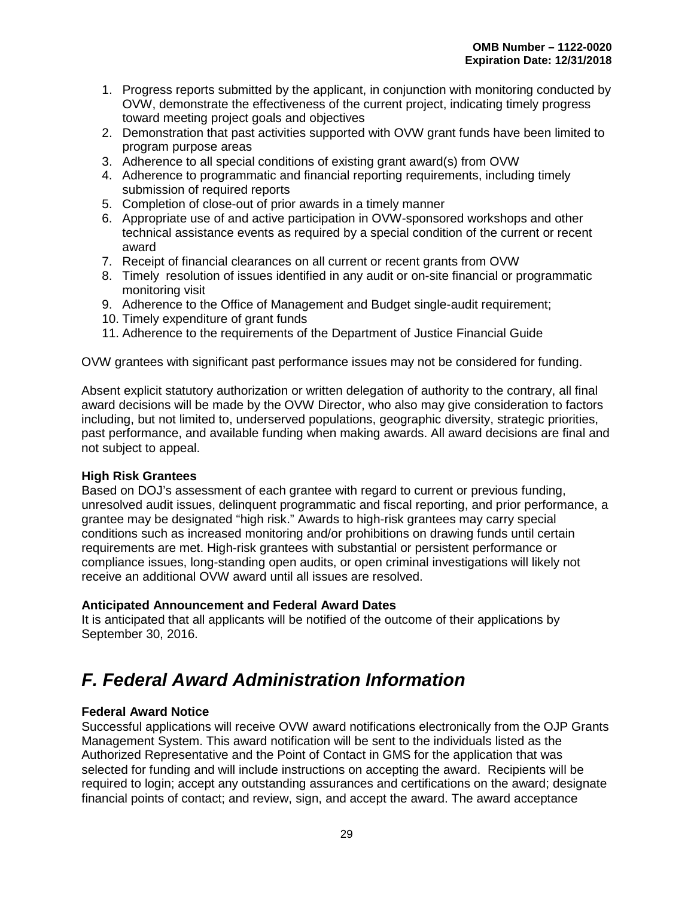1. Progress reports submitted by the applicant, in conjunction with monitoring conducted by OVW, demonstrate the effectiveness of the current project, indicating timely progress toward meeting project goals and objectives
2. Demonstration that past activities supported with OVW grant funds have been limited to program purpose areas
3. Adherence to all special conditions of existing grant award(s) from OVW
4. Adherence to programmatic and financial reporting requirements, including timely submission of required reports
5. Completion of close-out of prior awards in a timely manner
6. Appropriate use of and active participation in OVW-sponsored workshops and other technical assistance events as required by a special condition of the current or recent award
7. Receipt of financial clearances on all current or recent grants from OVW
8. Timely resolution of issues identified in any audit or on-site financial or programmatic monitoring visit
9. Adherence to the Office of Management and Budget single-audit requirement;
10. Timely expenditure of grant funds
11. Adherence to the requirements of the Department of Justice Financial Guide

OVW grantees with significant past performance issues may not be considered for funding.

Absent explicit statutory authorization or written delegation of authority to the contrary, all final award decisions will be made by the OVW Director, who also may give consideration to factors including, but not limited to, underserved populations, geographic diversity, strategic priorities, past performance, and available funding when making awards. All award decisions are final and not subject to appeal.

**High Risk Grantees**

Based on DOJ's assessment of each grantee with regard to current or previous funding, unresolved audit issues, delinquent programmatic and fiscal reporting, and prior performance, a grantee may be designated "high risk." Awards to high-risk grantees may carry special conditions such as increased monitoring and/or prohibitions on drawing funds until certain requirements are met. High-risk grantees with substantial or persistent performance or compliance issues, long-standing open audits, or open criminal investigations will likely not receive an additional OVW award until all issues are resolved.

**Anticipated Announcement and Federal Award Dates**

It is anticipated that all applicants will be notified of the outcome of their applications by September 30, 2016.

# *F. Federal Award Administration Information*

**Federal Award Notice**

Successful applications will receive OVW award notifications electronically from the OJP Grants Management System. This award notification will be sent to the individuals listed as the Authorized Representative and the Point of Contact in GMS for the application that was selected for funding and will include instructions on accepting the award. Recipients will be required to login; accept any outstanding assurances and certifications on the award; designate financial points of contact; and review, sign, and accept the award. The award acceptance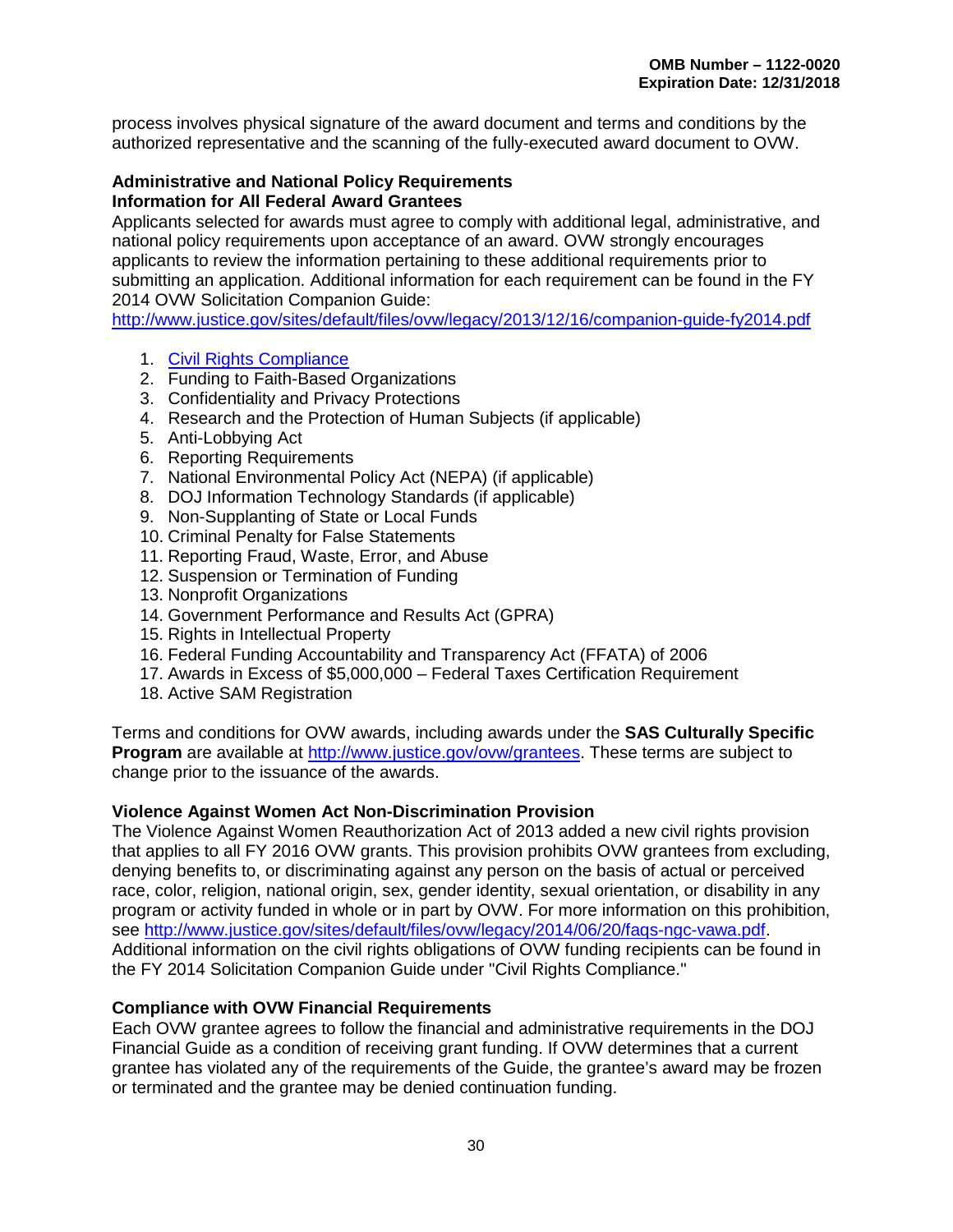process involves physical signature of the award document and terms and conditions by the authorized representative and the scanning of the fully-executed award document to OVW.

**Administrative and National Policy Requirements**
**Information for All Federal Award Grantees**

Applicants selected for awards must agree to comply with additional legal, administrative, and national policy requirements upon acceptance of an award. OVW strongly encourages applicants to review the information pertaining to these additional requirements prior to submitting an application. Additional information for each requirement can be found in the FY 2014 OVW Solicitation Companion Guide:
http://www.justice.gov/sites/default/files/ovw/legacy/2013/12/16/companion-guide-fy2014.pdf

1. Civil Rights Compliance
2. Funding to Faith-Based Organizations
3. Confidentiality and Privacy Protections
4. Research and the Protection of Human Subjects (if applicable)
5. Anti-Lobbying Act
6. Reporting Requirements
7. National Environmental Policy Act (NEPA) (if applicable)
8. DOJ Information Technology Standards (if applicable)
9. Non-Supplanting of State or Local Funds
10. Criminal Penalty for False Statements
11. Reporting Fraud, Waste, Error, and Abuse
12. Suspension or Termination of Funding
13. Nonprofit Organizations
14. Government Performance and Results Act (GPRA)
15. Rights in Intellectual Property
16. Federal Funding Accountability and Transparency Act (FFATA) of 2006
17. Awards in Excess of $5,000,000 – Federal Taxes Certification Requirement
18. Active SAM Registration

Terms and conditions for OVW awards, including awards under the **SAS Culturally Specific Program** are available at http://www.justice.gov/ovw/grantees. These terms are subject to change prior to the issuance of the awards.

**Violence Against Women Act Non-Discrimination Provision**

The Violence Against Women Reauthorization Act of 2013 added a new civil rights provision that applies to all FY 2016 OVW grants. This provision prohibits OVW grantees from excluding, denying benefits to, or discriminating against any person on the basis of actual or perceived race, color, religion, national origin, sex, gender identity, sexual orientation, or disability in any program or activity funded in whole or in part by OVW. For more information on this prohibition, see http://www.justice.gov/sites/default/files/ovw/legacy/2014/06/20/faqs-ngc-vawa.pdf. Additional information on the civil rights obligations of OVW funding recipients can be found in the FY 2014 Solicitation Companion Guide under "Civil Rights Compliance."

**Compliance with OVW Financial Requirements**

Each OVW grantee agrees to follow the financial and administrative requirements in the DOJ Financial Guide as a condition of receiving grant funding. If OVW determines that a current grantee has violated any of the requirements of the Guide, the grantee's award may be frozen or terminated and the grantee may be denied continuation funding.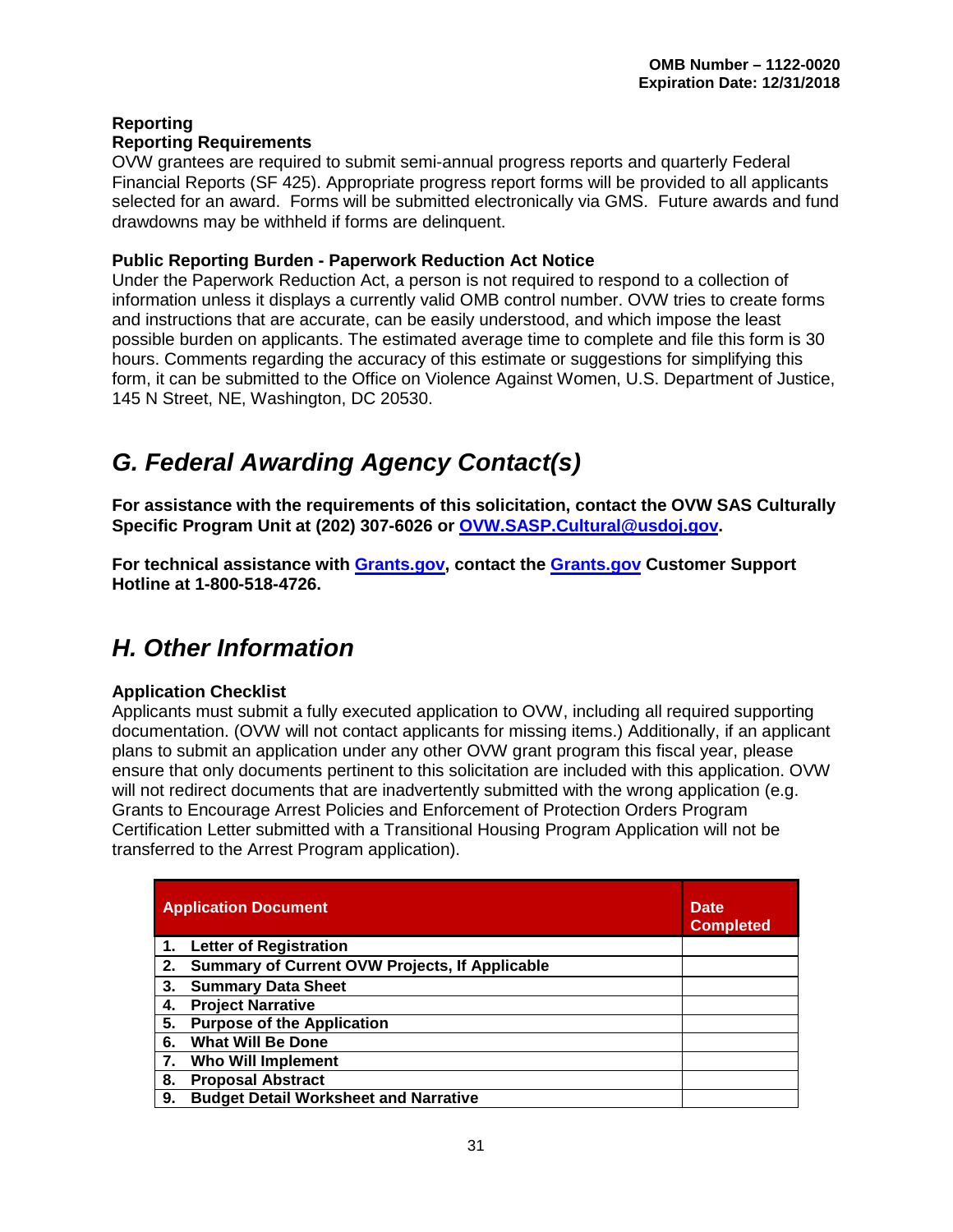OMB Number – 1122-0020
Expiration Date: 12/31/2018

**Reporting**

**Reporting Requirements**

OVW grantees are required to submit semi-annual progress reports and quarterly Federal Financial Reports (SF 425). Appropriate progress report forms will be provided to all applicants selected for an award. Forms will be submitted electronically via GMS. Future awards and fund drawdowns may be withheld if forms are delinquent.

**Public Reporting Burden - Paperwork Reduction Act Notice**

Under the Paperwork Reduction Act, a person is not required to respond to a collection of information unless it displays a currently valid OMB control number. OVW tries to create forms and instructions that are accurate, can be easily understood, and which impose the least possible burden on applicants. The estimated average time to complete and file this form is 30 hours. Comments regarding the accuracy of this estimate or suggestions for simplifying this form, it can be submitted to the Office on Violence Against Women, U.S. Department of Justice, 145 N Street, NE, Washington, DC 20530.

## *G. Federal Awarding Agency Contact(s)*

**For assistance with the requirements of this solicitation, contact the OVW SAS Culturally Specific Program Unit at (202) 307-6026 or OVW.SASP.Cultural@usdoj.gov.**

**For technical assistance with Grants.gov, contact the Grants.gov Customer Support Hotline at 1-800-518-4726.**

## *H. Other Information*

**Application Checklist**

Applicants must submit a fully executed application to OVW, including all required supporting documentation. (OVW will not contact applicants for missing items.) Additionally, if an applicant plans to submit an application under any other OVW grant program this fiscal year, please ensure that only documents pertinent to this solicitation are included with this application. OVW will not redirect documents that are inadvertently submitted with the wrong application (e.g. Grants to Encourage Arrest Policies and Enforcement of Protection Orders Program Certification Letter submitted with a Transitional Housing Program Application will not be transferred to the Arrest Program application).

| Application Document | Date Completed |
|---|---|
| 1. Letter of Registration | |
| 2. Summary of Current OVW Projects, If Applicable | |
| 3. Summary Data Sheet | |
| 4. Project Narrative | |
| 5. Purpose of the Application | |
| 6. What Will Be Done | |
| 7. Who Will Implement | |
| 8. Proposal Abstract | |
| 9. Budget Detail Worksheet and Narrative | |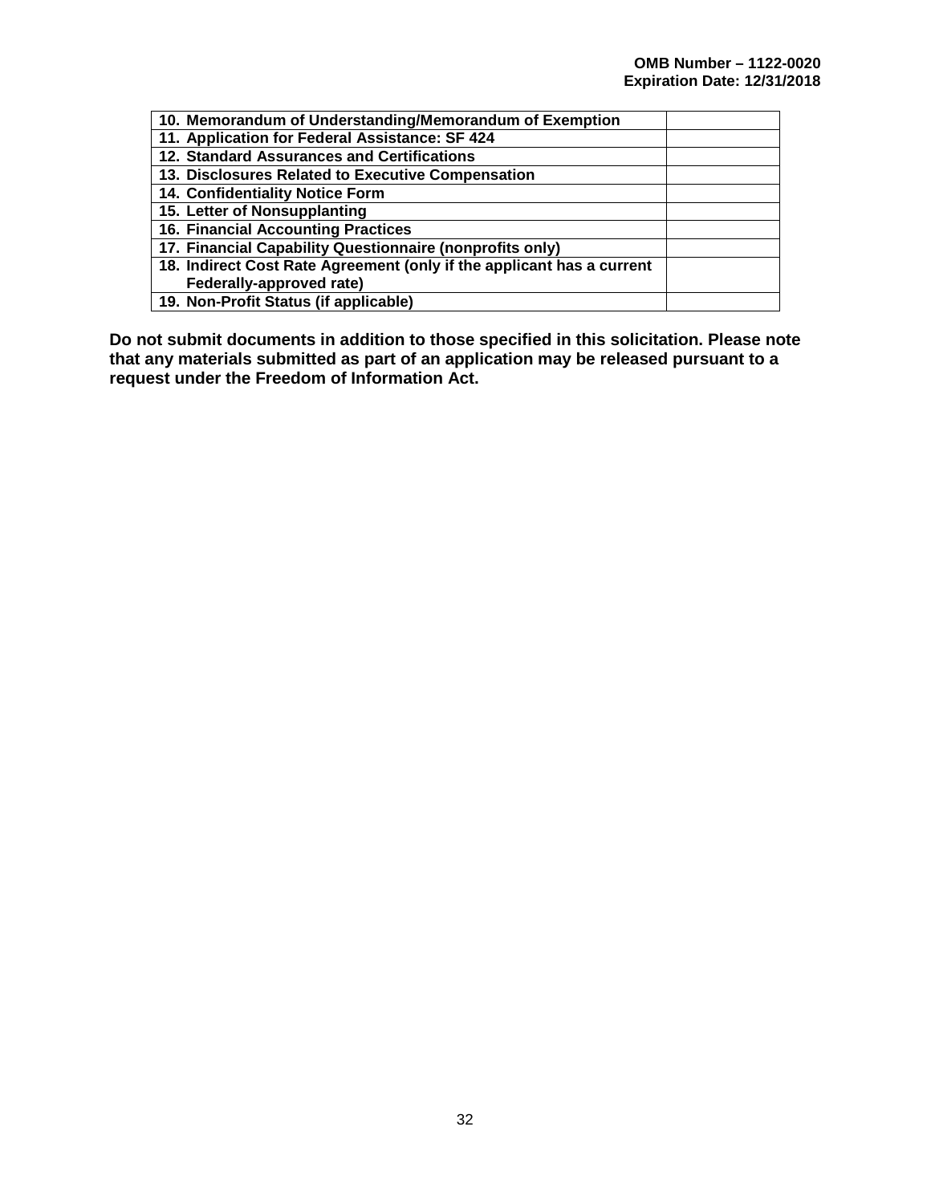| | |
|---|---|
| **10. Memorandum of Understanding/Memorandum of Exemption** | |
| **11. Application for Federal Assistance: SF 424** | |
| **12. Standard Assurances and Certifications** | |
| **13. Disclosures Related to Executive Compensation** | |
| **14. Confidentiality Notice Form** | |
| **15. Letter of Nonsupplanting** | |
| **16. Financial Accounting Practices** | |
| **17. Financial Capability Questionnaire (nonprofits only)** | |
| **18. Indirect Cost Rate Agreement (only if the applicant has a current Federally-approved rate)** | |
| **19. Non-Profit Status (if applicable)** | |

**Do not submit documents in addition to those specified in this solicitation. Please note that any materials submitted as part of an application may be released pursuant to a request under the Freedom of Information Act.**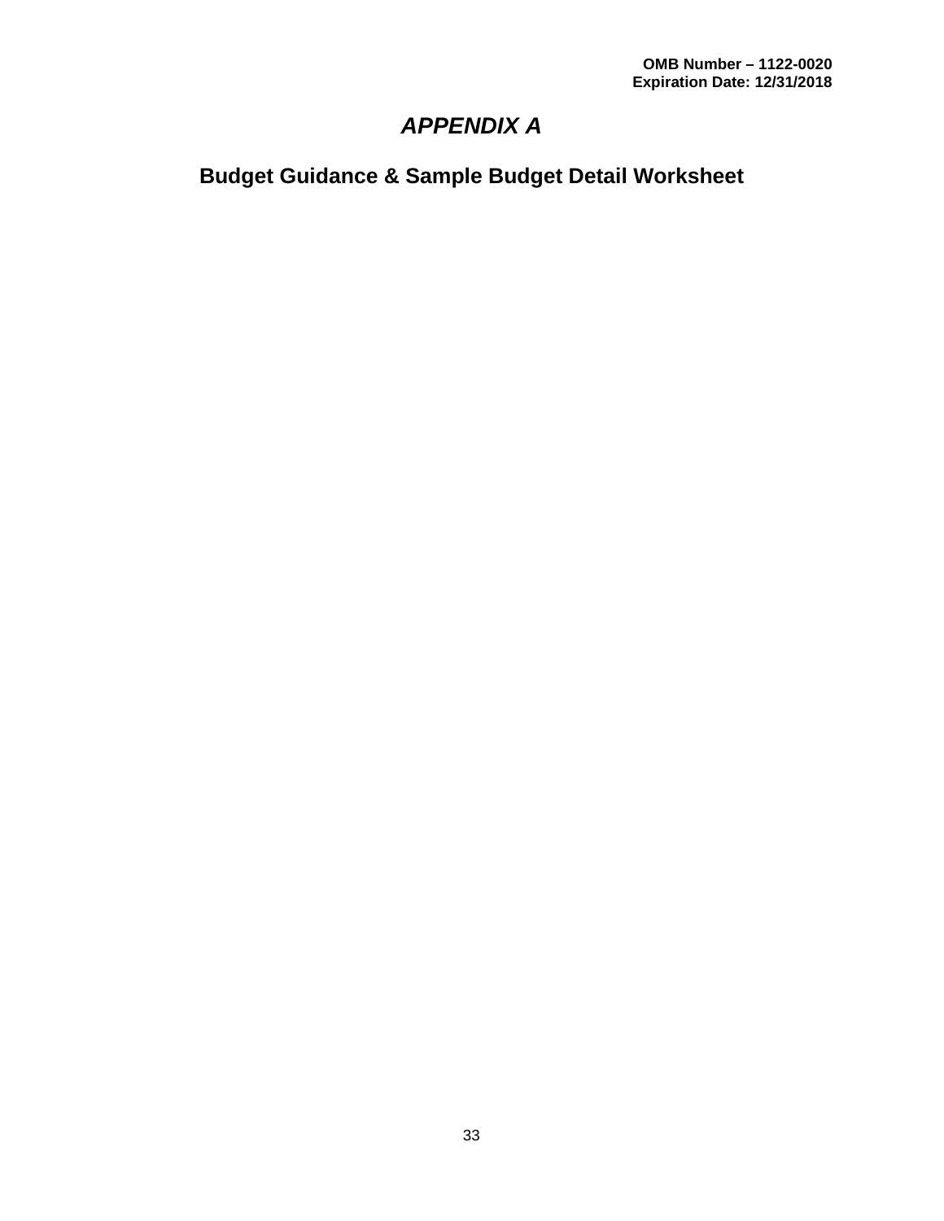**OMB Number – 1122-0020**
**Expiration Date: 12/31/2018**

# *APPENDIX A*

## Budget Guidance & Sample Budget Detail Worksheet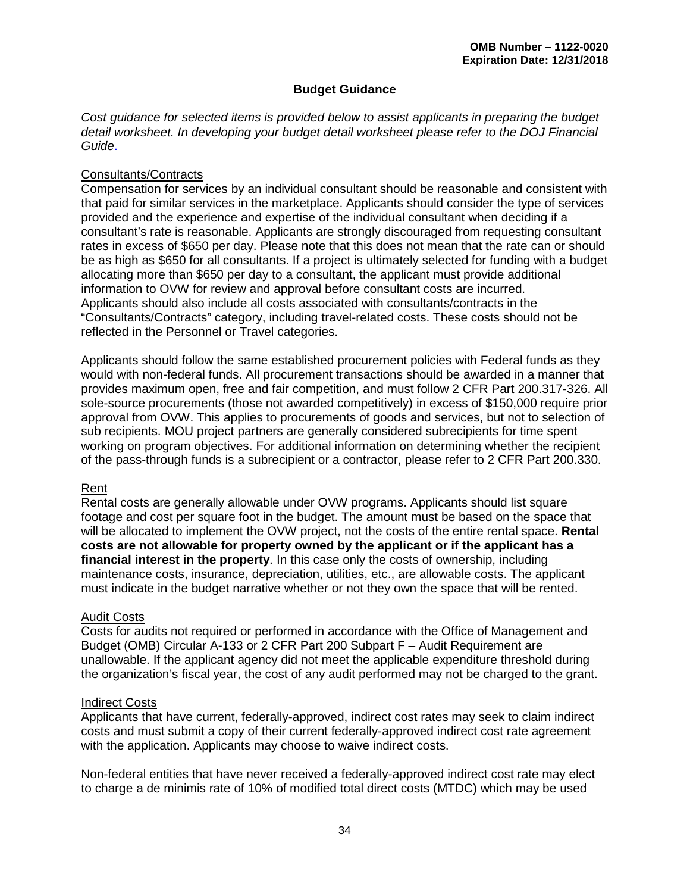**OMB Number – 1122-0020**
**Expiration Date: 12/31/2018**

## Budget Guidance

*Cost guidance for selected items is provided below to assist applicants in preparing the budget detail worksheet. In developing your budget detail worksheet please refer to the DOJ Financial Guide*.

### Consultants/Contracts

Compensation for services by an individual consultant should be reasonable and consistent with that paid for similar services in the marketplace. Applicants should consider the type of services provided and the experience and expertise of the individual consultant when deciding if a consultant's rate is reasonable. Applicants are strongly discouraged from requesting consultant rates in excess of $650 per day. Please note that this does not mean that the rate can or should be as high as $650 for all consultants. If a project is ultimately selected for funding with a budget allocating more than $650 per day to a consultant, the applicant must provide additional information to OVW for review and approval before consultant costs are incurred. Applicants should also include all costs associated with consultants/contracts in the "Consultants/Contracts" category, including travel-related costs. These costs should not be reflected in the Personnel or Travel categories.

Applicants should follow the same established procurement policies with Federal funds as they would with non-federal funds. All procurement transactions should be awarded in a manner that provides maximum open, free and fair competition, and must follow 2 CFR Part 200.317-326. All sole-source procurements (those not awarded competitively) in excess of $150,000 require prior approval from OVW. This applies to procurements of goods and services, but not to selection of sub recipients. MOU project partners are generally considered subrecipients for time spent working on program objectives. For additional information on determining whether the recipient of the pass-through funds is a subrecipient or a contractor, please refer to 2 CFR Part 200.330.

### Rent

Rental costs are generally allowable under OVW programs. Applicants should list square footage and cost per square foot in the budget. The amount must be based on the space that will be allocated to implement the OVW project, not the costs of the entire rental space. **Rental costs are not allowable for property owned by the applicant or if the applicant has a financial interest in the property**. In this case only the costs of ownership, including maintenance costs, insurance, depreciation, utilities, etc., are allowable costs. The applicant must indicate in the budget narrative whether or not they own the space that will be rented.

### Audit Costs

Costs for audits not required or performed in accordance with the Office of Management and Budget (OMB) Circular A-133 or 2 CFR Part 200 Subpart F – Audit Requirement are unallowable. If the applicant agency did not meet the applicable expenditure threshold during the organization's fiscal year, the cost of any audit performed may not be charged to the grant.

### Indirect Costs

Applicants that have current, federally-approved, indirect cost rates may seek to claim indirect costs and must submit a copy of their current federally-approved indirect cost rate agreement with the application. Applicants may choose to waive indirect costs.

Non-federal entities that have never received a federally-approved indirect cost rate may elect to charge a de minimis rate of 10% of modified total direct costs (MTDC) which may be used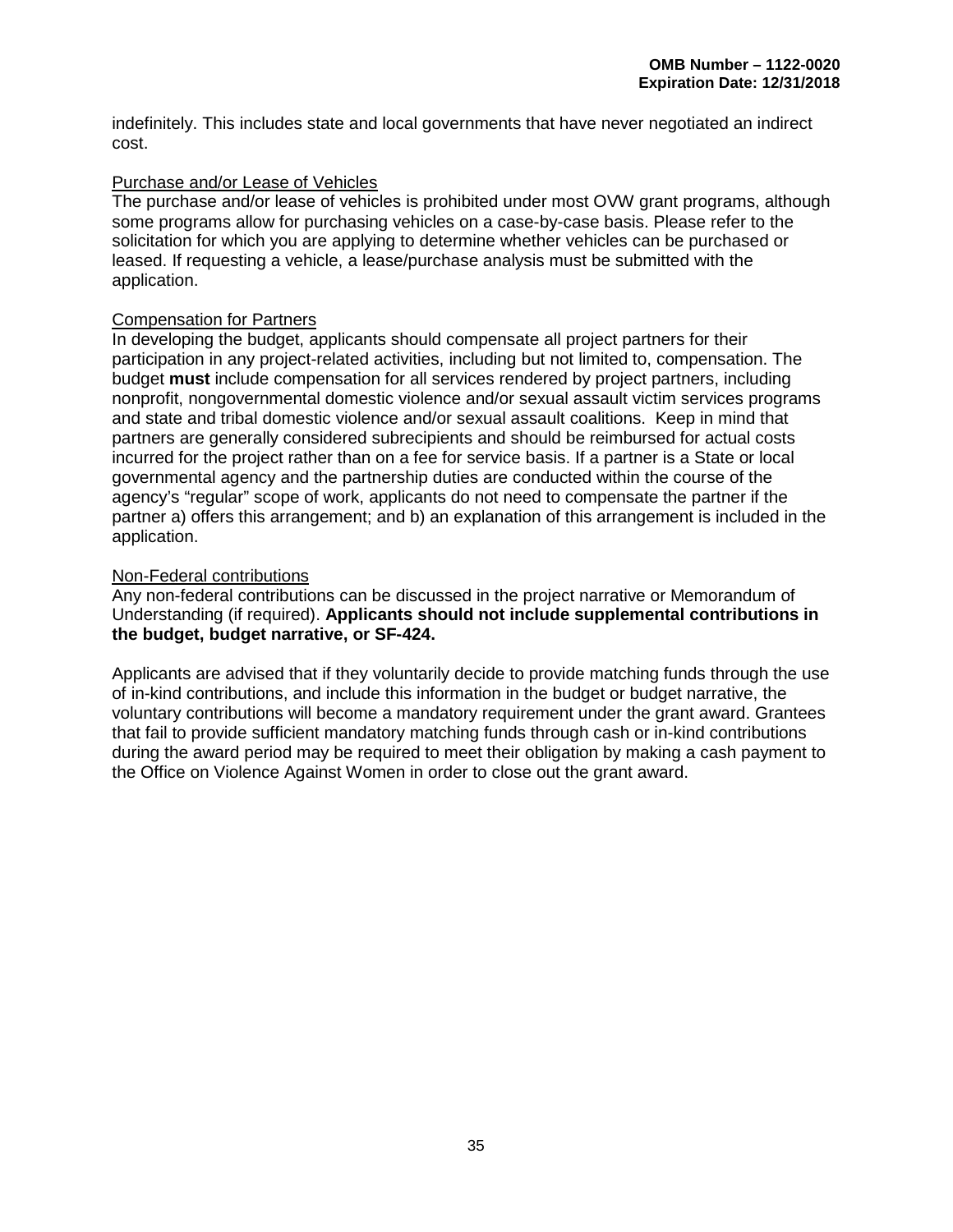indefinitely. This includes state and local governments that have never negotiated an indirect cost.

Purchase and/or Lease of Vehicles

The purchase and/or lease of vehicles is prohibited under most OVW grant programs, although some programs allow for purchasing vehicles on a case-by-case basis. Please refer to the solicitation for which you are applying to determine whether vehicles can be purchased or leased. If requesting a vehicle, a lease/purchase analysis must be submitted with the application.

Compensation for Partners

In developing the budget, applicants should compensate all project partners for their participation in any project-related activities, including but not limited to, compensation. The budget **must** include compensation for all services rendered by project partners, including nonprofit, nongovernmental domestic violence and/or sexual assault victim services programs and state and tribal domestic violence and/or sexual assault coalitions. Keep in mind that partners are generally considered subrecipients and should be reimbursed for actual costs incurred for the project rather than on a fee for service basis. If a partner is a State or local governmental agency and the partnership duties are conducted within the course of the agency's "regular" scope of work, applicants do not need to compensate the partner if the partner a) offers this arrangement; and b) an explanation of this arrangement is included in the application.

Non-Federal contributions

Any non-federal contributions can be discussed in the project narrative or Memorandum of Understanding (if required). **Applicants should not include supplemental contributions in the budget, budget narrative, or SF-424.**

Applicants are advised that if they voluntarily decide to provide matching funds through the use of in-kind contributions, and include this information in the budget or budget narrative, the voluntary contributions will become a mandatory requirement under the grant award. Grantees that fail to provide sufficient mandatory matching funds through cash or in-kind contributions during the award period may be required to meet their obligation by making a cash payment to the Office on Violence Against Women in order to close out the grant award.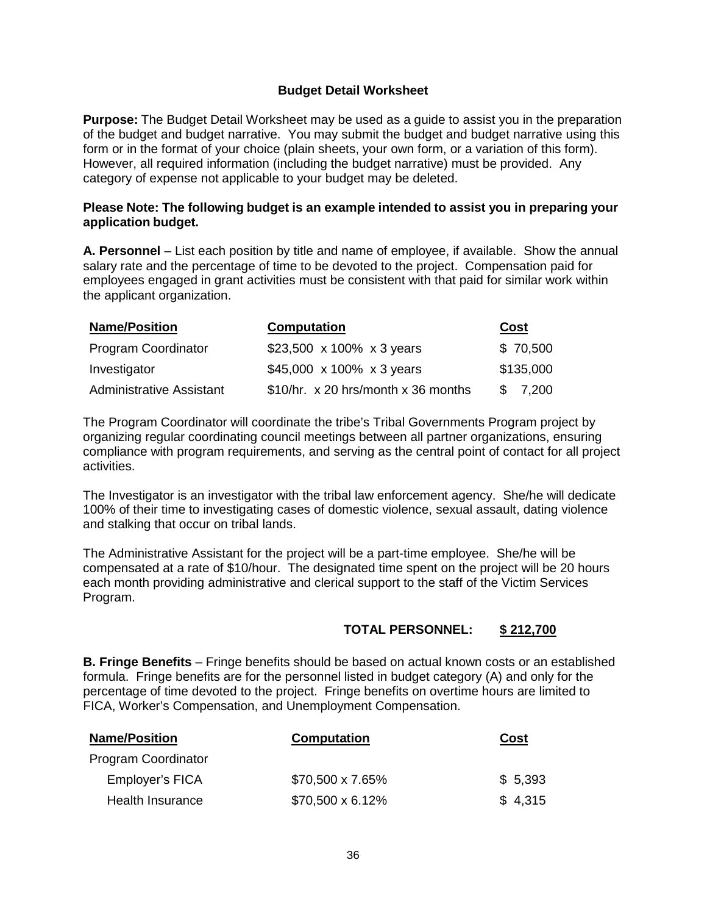**Budget Detail Worksheet**

**Purpose:** The Budget Detail Worksheet may be used as a guide to assist you in the preparation of the budget and budget narrative. You may submit the budget and budget narrative using this form or in the format of your choice (plain sheets, your own form, or a variation of this form). However, all required information (including the budget narrative) must be provided. Any category of expense not applicable to your budget may be deleted.

**Please Note: The following budget is an example intended to assist you in preparing your application budget.**

**A. Personnel** – List each position by title and name of employee, if available. Show the annual salary rate and the percentage of time to be devoted to the project. Compensation paid for employees engaged in grant activities must be consistent with that paid for similar work within the applicant organization.

| Name/Position | Computation | Cost |
|---|---|---|
| Program Coordinator | $23,500 x 100% x 3 years | $ 70,500 |
| Investigator | $45,000 x 100% x 3 years | $135,000 |
| Administrative Assistant | $10/hr. x 20 hrs/month x 36 months | $ 7,200 |

The Program Coordinator will coordinate the tribe's Tribal Governments Program project by organizing regular coordinating council meetings between all partner organizations, ensuring compliance with program requirements, and serving as the central point of contact for all project activities.

The Investigator is an investigator with the tribal law enforcement agency. She/he will dedicate 100% of their time to investigating cases of domestic violence, sexual assault, dating violence and stalking that occur on tribal lands.

The Administrative Assistant for the project will be a part-time employee. She/he will be compensated at a rate of $10/hour. The designated time spent on the project will be 20 hours each month providing administrative and clerical support to the staff of the Victim Services Program.

**TOTAL PERSONNEL: $ 212,700**

**B. Fringe Benefits** – Fringe benefits should be based on actual known costs or an established formula. Fringe benefits are for the personnel listed in budget category (A) and only for the percentage of time devoted to the project. Fringe benefits on overtime hours are limited to FICA, Worker's Compensation, and Unemployment Compensation.

| Name/Position | Computation | Cost |
|---|---|---|
| Program Coordinator | | |
| Employer's FICA | $70,500 x 7.65% | $ 5,393 |
| Health Insurance | $70,500 x 6.12% | $ 4,315 |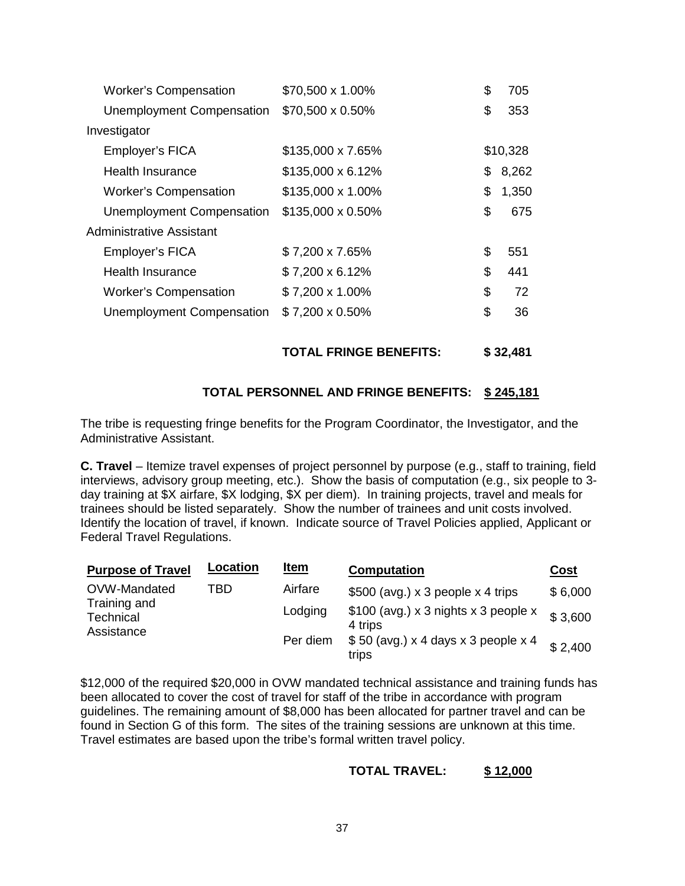| | | |
|---|---|---|
| Worker's Compensation | $70,500 x 1.00% | $ 705 |
| Unemployment Compensation | $70,500 x 0.50% | $ 353 |
| Investigator | | |
| Employer's FICA | $135,000 x 7.65% | $10,328 |
| Health Insurance | $135,000 x 6.12% | $ 8,262 |
| Worker's Compensation | $135,000 x 1.00% | $ 1,350 |
| Unemployment Compensation | $135,000 x 0.50% | $ 675 |
| Administrative Assistant | | |
| Employer's FICA | $ 7,200 x 7.65% | $ 551 |
| Health Insurance | $ 7,200 x 6.12% | $ 441 |
| Worker's Compensation | $ 7,200 x 1.00% | $ 72 |
| Unemployment Compensation | $ 7,200 x 0.50% | $ 36 |
| | **TOTAL FRINGE BENEFITS:** | **$ 32,481** |

**TOTAL PERSONNEL AND FRINGE BENEFITS: $ 245,181**

The tribe is requesting fringe benefits for the Program Coordinator, the Investigator, and the Administrative Assistant.

**C. Travel** – Itemize travel expenses of project personnel by purpose (e.g., staff to training, field interviews, advisory group meeting, etc.). Show the basis of computation (e.g., six people to 3-day training at $X airfare, $X lodging, $X per diem). In training projects, travel and meals for trainees should be listed separately. Show the number of trainees and unit costs involved. Identify the location of travel, if known. Indicate source of Travel Policies applied, Applicant or Federal Travel Regulations.

| Purpose of Travel | Location | Item | Computation | Cost |
|---|---|---|---|---|
| OVW-Mandated Training and Technical Assistance | TBD | Airfare | $500 (avg.) x 3 people x 4 trips | $ 6,000 |
| | | Lodging | $100 (avg.) x 3 nights x 3 people x 4 trips | $ 3,600 |
| | | Per diem | $ 50 (avg.) x 4 days x 3 people x 4 trips | $ 2,400 |

$12,000 of the required $20,000 in OVW mandated technical assistance and training funds has been allocated to cover the cost of travel for staff of the tribe in accordance with program guidelines. The remaining amount of $8,000 has been allocated for partner travel and can be found in Section G of this form. The sites of the training sessions are unknown at this time. Travel estimates are based upon the tribe's formal written travel policy.

**TOTAL TRAVEL: $ 12,000**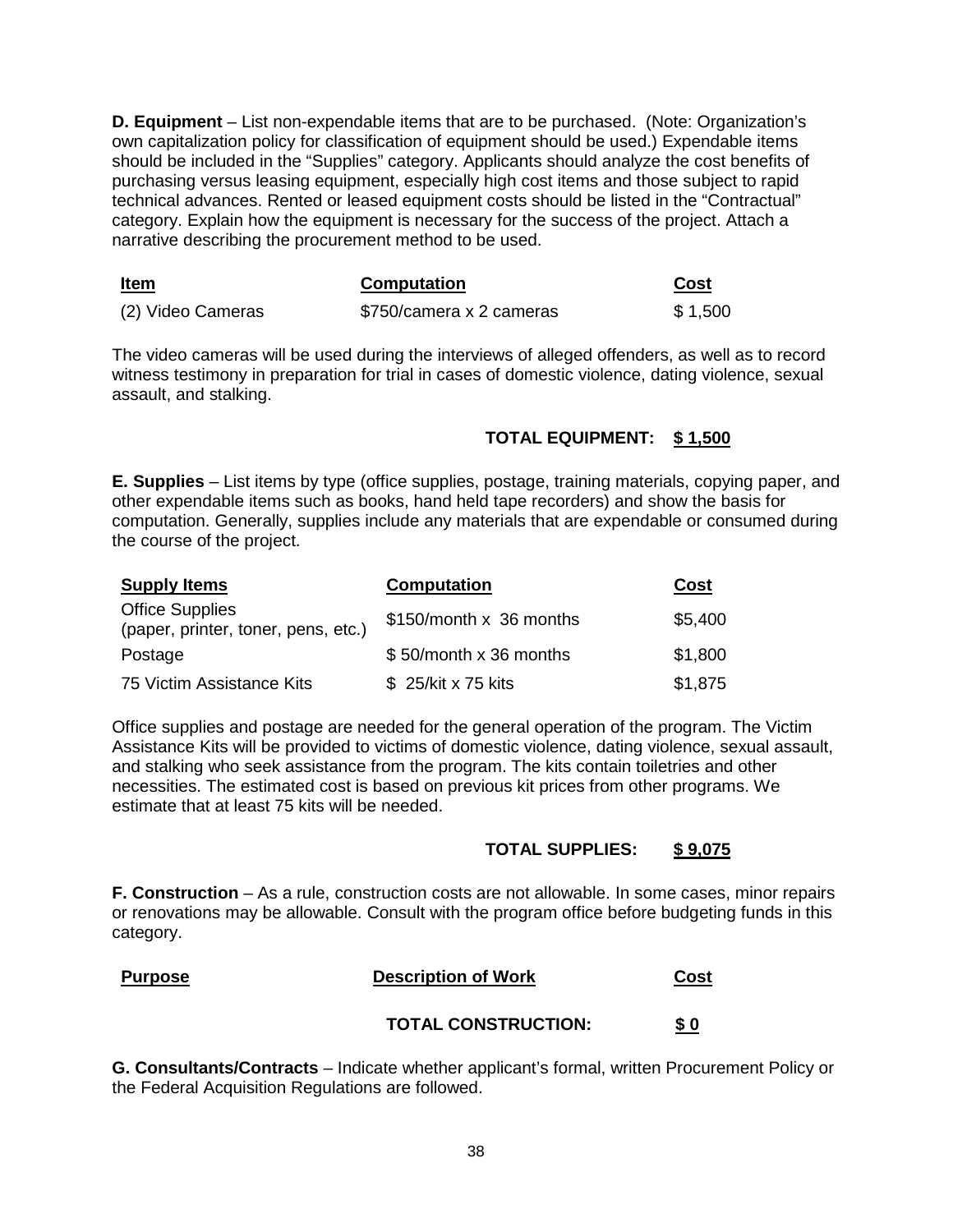**D. Equipment** – List non-expendable items that are to be purchased. (Note: Organization's own capitalization policy for classification of equipment should be used.) Expendable items should be included in the "Supplies" category. Applicants should analyze the cost benefits of purchasing versus leasing equipment, especially high cost items and those subject to rapid technical advances. Rented or leased equipment costs should be listed in the "Contractual" category. Explain how the equipment is necessary for the success of the project. Attach a narrative describing the procurement method to be used.

| Item | Computation | Cost |
|---|---|---|
| (2) Video Cameras | $750/camera x 2 cameras | $ 1,500 |

The video cameras will be used during the interviews of alleged offenders, as well as to record witness testimony in preparation for trial in cases of domestic violence, dating violence, sexual assault, and stalking.

**TOTAL EQUIPMENT: $ 1,500**

**E. Supplies** – List items by type (office supplies, postage, training materials, copying paper, and other expendable items such as books, hand held tape recorders) and show the basis for computation. Generally, supplies include any materials that are expendable or consumed during the course of the project.

| Supply Items | Computation | Cost |
|---|---|---|
| Office Supplies (paper, printer, toner, pens, etc.) | $150/month x 36 months | $5,400 |
| Postage | $ 50/month x 36 months | $1,800 |
| 75 Victim Assistance Kits | $ 25/kit x 75 kits | $1,875 |

Office supplies and postage are needed for the general operation of the program. The Victim Assistance Kits will be provided to victims of domestic violence, dating violence, sexual assault, and stalking who seek assistance from the program. The kits contain toiletries and other necessities. The estimated cost is based on previous kit prices from other programs. We estimate that at least 75 kits will be needed.

**TOTAL SUPPLIES: $ 9,075**

**F. Construction** – As a rule, construction costs are not allowable. In some cases, minor repairs or renovations may be allowable. Consult with the program office before budgeting funds in this category.

| Purpose | Description of Work | Cost |
|---|---|---|

**TOTAL CONSTRUCTION: $ 0**

**G. Consultants/Contracts** – Indicate whether applicant's formal, written Procurement Policy or the Federal Acquisition Regulations are followed.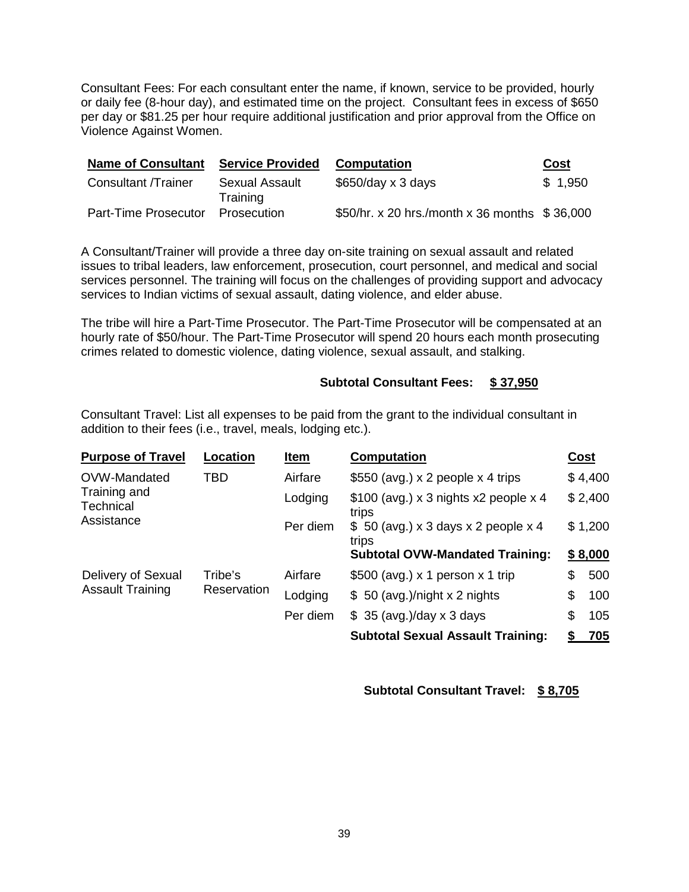Consultant Fees: For each consultant enter the name, if known, service to be provided, hourly or daily fee (8-hour day), and estimated time on the project. Consultant fees in excess of $650 per day or $81.25 per hour require additional justification and prior approval from the Office on Violence Against Women.

| Name of Consultant | Service Provided | Computation | Cost |
|---|---|---|---|
| Consultant /Trainer | Sexual Assault Training | $650/day x 3 days | $ 1,950 |
| Part-Time Prosecutor | Prosecution | $50/hr. x 20 hrs./month x 36 months | $ 36,000 |

A Consultant/Trainer will provide a three day on-site training on sexual assault and related issues to tribal leaders, law enforcement, prosecution, court personnel, and medical and social services personnel. The training will focus on the challenges of providing support and advocacy services to Indian victims of sexual assault, dating violence, and elder abuse.

The tribe will hire a Part-Time Prosecutor. The Part-Time Prosecutor will be compensated at an hourly rate of $50/hour. The Part-Time Prosecutor will spend 20 hours each month prosecuting crimes related to domestic violence, dating violence, sexual assault, and stalking.

**Subtotal Consultant Fees: $ 37,950**

Consultant Travel: List all expenses to be paid from the grant to the individual consultant in addition to their fees (i.e., travel, meals, lodging etc.).

| Purpose of Travel | Location | Item | Computation | Cost |
|---|---|---|---|---|
| OVW-Mandated Training and Technical Assistance | TBD | Airfare | $550 (avg.) x 2 people x 4 trips | $ 4,400 |
| | | Lodging | $100 (avg.) x 3 nights x2 people x 4 trips | $ 2,400 |
| | | Per diem | $ 50 (avg.) x 3 days x 2 people x 4 trips | $ 1,200 |
| | | | **Subtotal OVW-Mandated Training:** | **$ 8,000** |
| Delivery of Sexual Assault Training | Tribe's Reservation | Airfare | $500 (avg.) x 1 person x 1 trip | $ 500 |
| | | Lodging | $ 50 (avg.)/night x 2 nights | $ 100 |
| | | Per diem | $ 35 (avg.)/day x 3 days | $ 105 |
| | | | **Subtotal Sexual Assault Training:** | **$ 705** |

**Subtotal Consultant Travel: $ 8,705**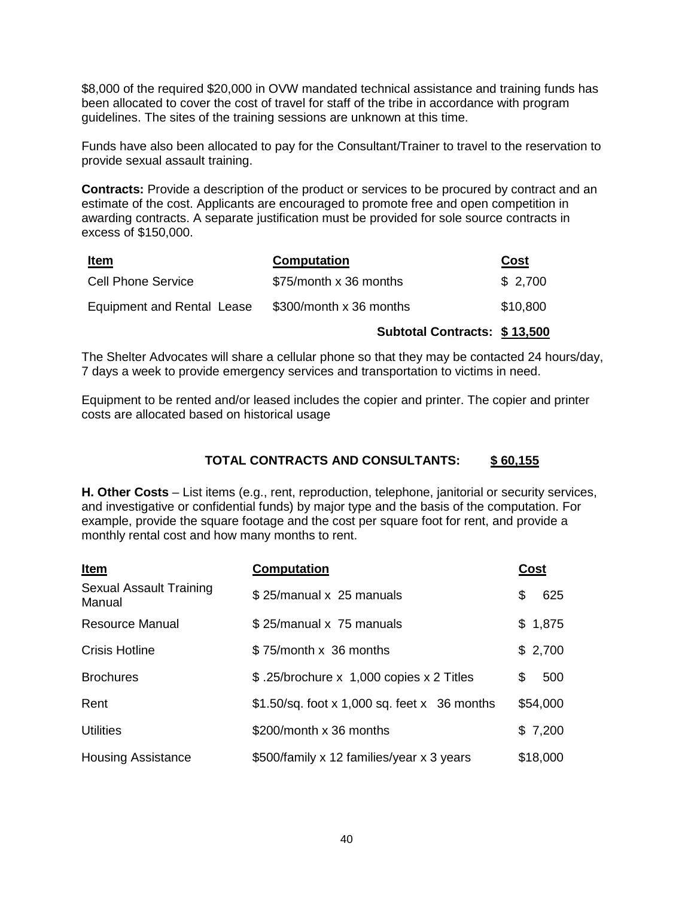$8,000 of the required $20,000 in OVW mandated technical assistance and training funds has been allocated to cover the cost of travel for staff of the tribe in accordance with program guidelines. The sites of the training sessions are unknown at this time.

Funds have also been allocated to pay for the Consultant/Trainer to travel to the reservation to provide sexual assault training.

**Contracts:** Provide a description of the product or services to be procured by contract and an estimate of the cost. Applicants are encouraged to promote free and open competition in awarding contracts. A separate justification must be provided for sole source contracts in excess of $150,000.

| Item | Computation | Cost |
|---|---|---|
| Cell Phone Service | $75/month x 36 months | $ 2,700 |
| Equipment and Rental Lease | $300/month x 36 months | $10,800 |
| | **Subtotal Contracts:** | **$ 13,500** |

The Shelter Advocates will share a cellular phone so that they may be contacted 24 hours/day, 7 days a week to provide emergency services and transportation to victims in need.

Equipment to be rented and/or leased includes the copier and printer. The copier and printer costs are allocated based on historical usage

**TOTAL CONTRACTS AND CONSULTANTS: $ 60,155**

**H. Other Costs** – List items (e.g., rent, reproduction, telephone, janitorial or security services, and investigative or confidential funds) by major type and the basis of the computation. For example, provide the square footage and the cost per square foot for rent, and provide a monthly rental cost and how many months to rent.

| Item | Computation | Cost |
|---|---|---|
| Sexual Assault Training Manual | $ 25/manual x 25 manuals | $ 625 |
| Resource Manual | $ 25/manual x 75 manuals | $ 1,875 |
| Crisis Hotline | $ 75/month x 36 months | $ 2,700 |
| Brochures | $ .25/brochure x 1,000 copies x 2 Titles | $ 500 |
| Rent | $1.50/sq. foot x 1,000 sq. feet x 36 months | $54,000 |
| Utilities | $200/month x 36 months | $ 7,200 |
| Housing Assistance | $500/family x 12 families/year x 3 years | $18,000 |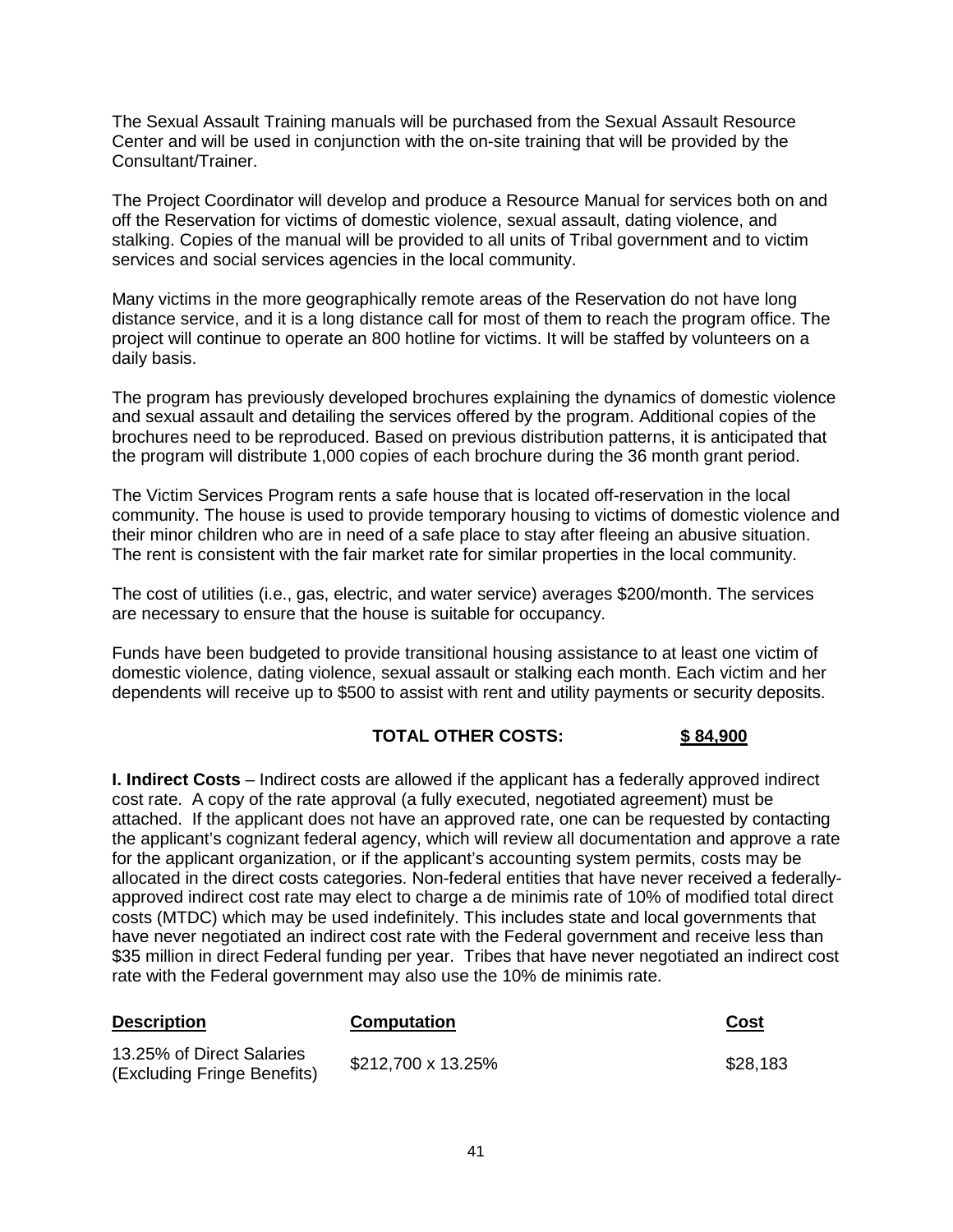The Sexual Assault Training manuals will be purchased from the Sexual Assault Resource Center and will be used in conjunction with the on-site training that will be provided by the Consultant/Trainer.

The Project Coordinator will develop and produce a Resource Manual for services both on and off the Reservation for victims of domestic violence, sexual assault, dating violence, and stalking. Copies of the manual will be provided to all units of Tribal government and to victim services and social services agencies in the local community.

Many victims in the more geographically remote areas of the Reservation do not have long distance service, and it is a long distance call for most of them to reach the program office. The project will continue to operate an 800 hotline for victims. It will be staffed by volunteers on a daily basis.

The program has previously developed brochures explaining the dynamics of domestic violence and sexual assault and detailing the services offered by the program. Additional copies of the brochures need to be reproduced. Based on previous distribution patterns, it is anticipated that the program will distribute 1,000 copies of each brochure during the 36 month grant period.

The Victim Services Program rents a safe house that is located off-reservation in the local community. The house is used to provide temporary housing to victims of domestic violence and their minor children who are in need of a safe place to stay after fleeing an abusive situation. The rent is consistent with the fair market rate for similar properties in the local community.

The cost of utilities (i.e., gas, electric, and water service) averages $200/month. The services are necessary to ensure that the house is suitable for occupancy.

Funds have been budgeted to provide transitional housing assistance to at least one victim of domestic violence, dating violence, sexual assault or stalking each month. Each victim and her dependents will receive up to $500 to assist with rent and utility payments or security deposits.

**TOTAL OTHER COSTS: $ 84,900**

**I. Indirect Costs** – Indirect costs are allowed if the applicant has a federally approved indirect cost rate. A copy of the rate approval (a fully executed, negotiated agreement) must be attached. If the applicant does not have an approved rate, one can be requested by contacting the applicant's cognizant federal agency, which will review all documentation and approve a rate for the applicant organization, or if the applicant's accounting system permits, costs may be allocated in the direct costs categories. Non-federal entities that have never received a federally-approved indirect cost rate may elect to charge a de minimis rate of 10% of modified total direct costs (MTDC) which may be used indefinitely. This includes state and local governments that have never negotiated an indirect cost rate with the Federal government and receive less than $35 million in direct Federal funding per year. Tribes that have never negotiated an indirect cost rate with the Federal government may also use the 10% de minimis rate.

| Description | Computation | Cost |
|---|---|---|
| 13.25% of Direct Salaries (Excluding Fringe Benefits) | $212,700 x 13.25% | $28,183 |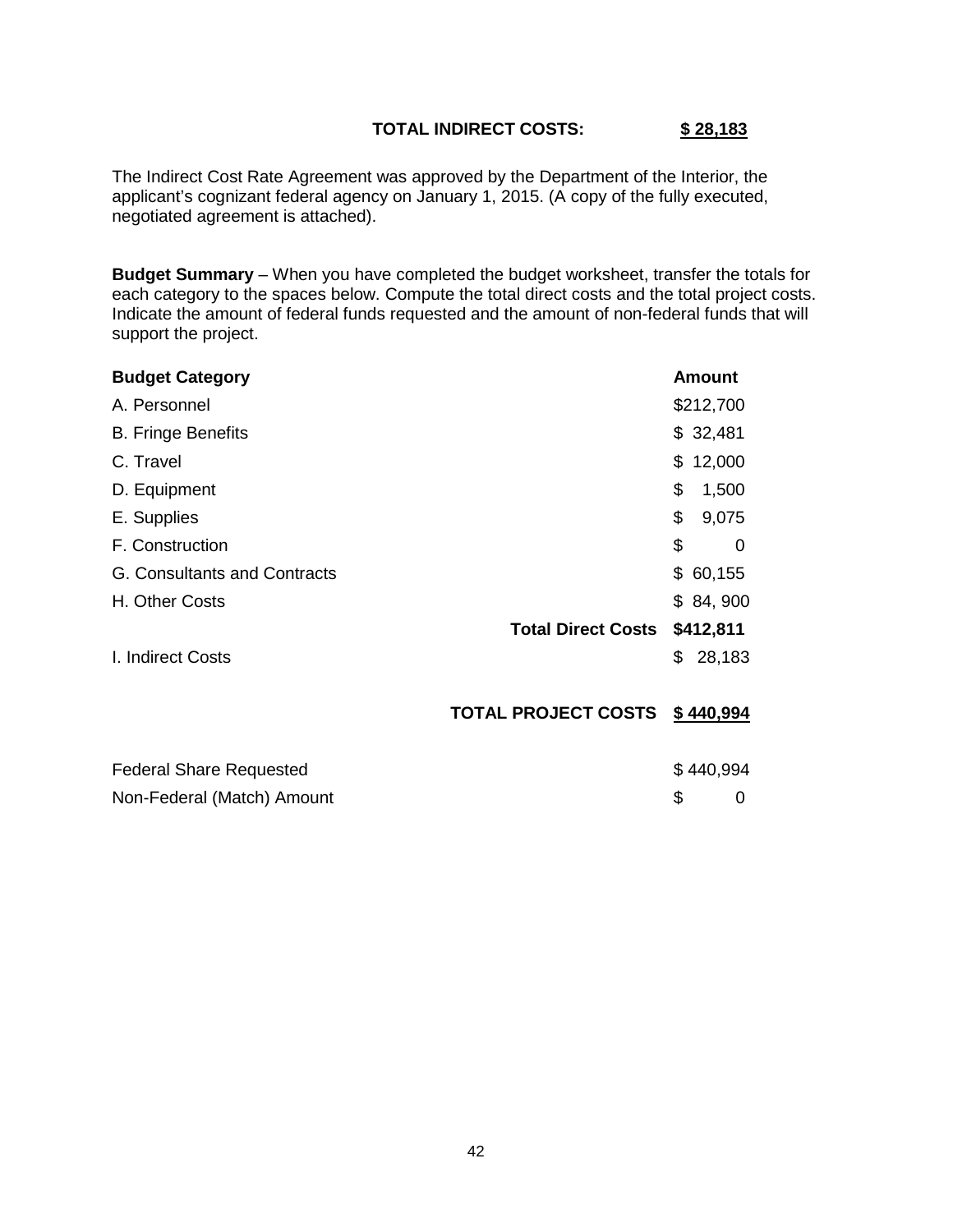**TOTAL INDIRECT COSTS:** **$ 28,183**

The Indirect Cost Rate Agreement was approved by the Department of the Interior, the applicant's cognizant federal agency on January 1, 2015. (A copy of the fully executed, negotiated agreement is attached).

**Budget Summary** – When you have completed the budget worksheet, transfer the totals for each category to the spaces below. Compute the total direct costs and the total project costs. Indicate the amount of federal funds requested and the amount of non-federal funds that will support the project.

| Budget Category | | Amount |
|---|---|---|
| A. Personnel | | $212,700 |
| B. Fringe Benefits | | $ 32,481 |
| C. Travel | | $ 12,000 |
| D. Equipment | | $ 1,500 |
| E. Supplies | | $ 9,075 |
| F. Construction | | $ 0 |
| G. Consultants and Contracts | | $ 60,155 |
| H. Other Costs | | $ 84, 900 |
| | **Total Direct Costs** | **$412,811** |
| I. Indirect Costs | | $ 28,183 |
| | **TOTAL PROJECT COSTS** | **$ 440,994** |
| Federal Share Requested | | $ 440,994 |
| Non-Federal (Match) Amount | | $ 0 |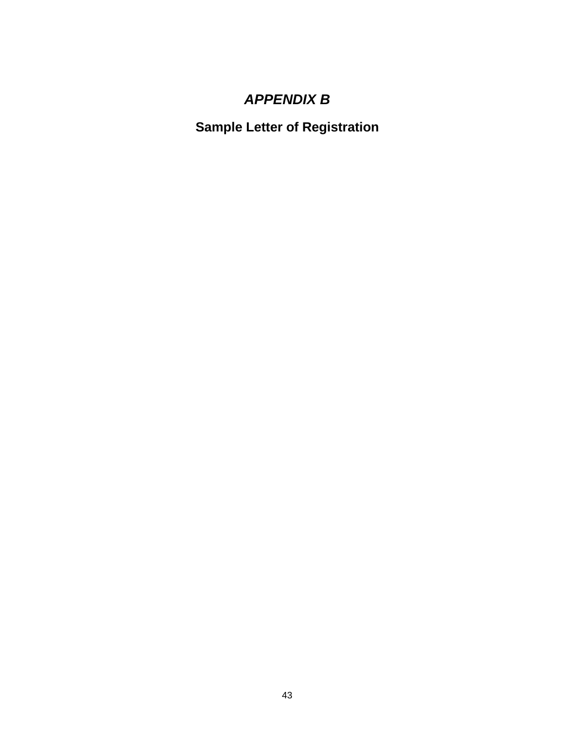# *APPENDIX B*

## Sample Letter of Registration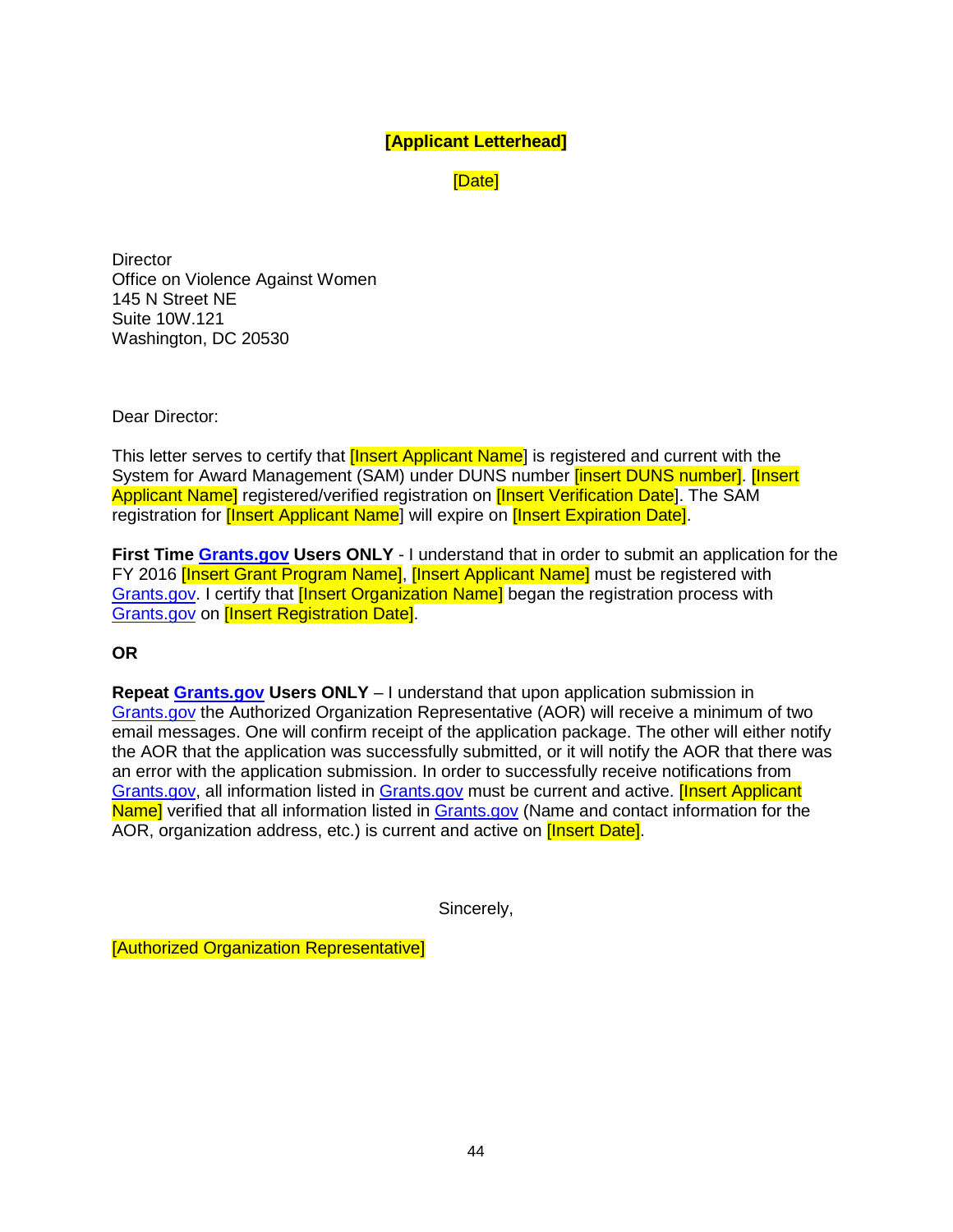**[Applicant Letterhead]**

[Date]

Director  
Office on Violence Against Women  
145 N Street NE  
Suite 10W.121  
Washington, DC 20530

Dear Director:

This letter serves to certify that [Insert Applicant Name] is registered and current with the System for Award Management (SAM) under DUNS number [insert DUNS number]. [Insert Applicant Name] registered/verified registration on [Insert Verification Date]. The SAM registration for [Insert Applicant Name] will expire on [Insert Expiration Date].

**First Time Grants.gov Users ONLY** - I understand that in order to submit an application for the FY 2016 [Insert Grant Program Name], [Insert Applicant Name] must be registered with Grants.gov. I certify that [Insert Organization Name] began the registration process with Grants.gov on [Insert Registration Date].

**OR**

**Repeat Grants.gov Users ONLY** – I understand that upon application submission in Grants.gov the Authorized Organization Representative (AOR) will receive a minimum of two email messages. One will confirm receipt of the application package. The other will either notify the AOR that the application was successfully submitted, or it will notify the AOR that there was an error with the application submission. In order to successfully receive notifications from Grants.gov, all information listed in Grants.gov must be current and active. [Insert Applicant Name] verified that all information listed in Grants.gov (Name and contact information for the AOR, organization address, etc.) is current and active on [Insert Date].

Sincerely,

[Authorized Organization Representative]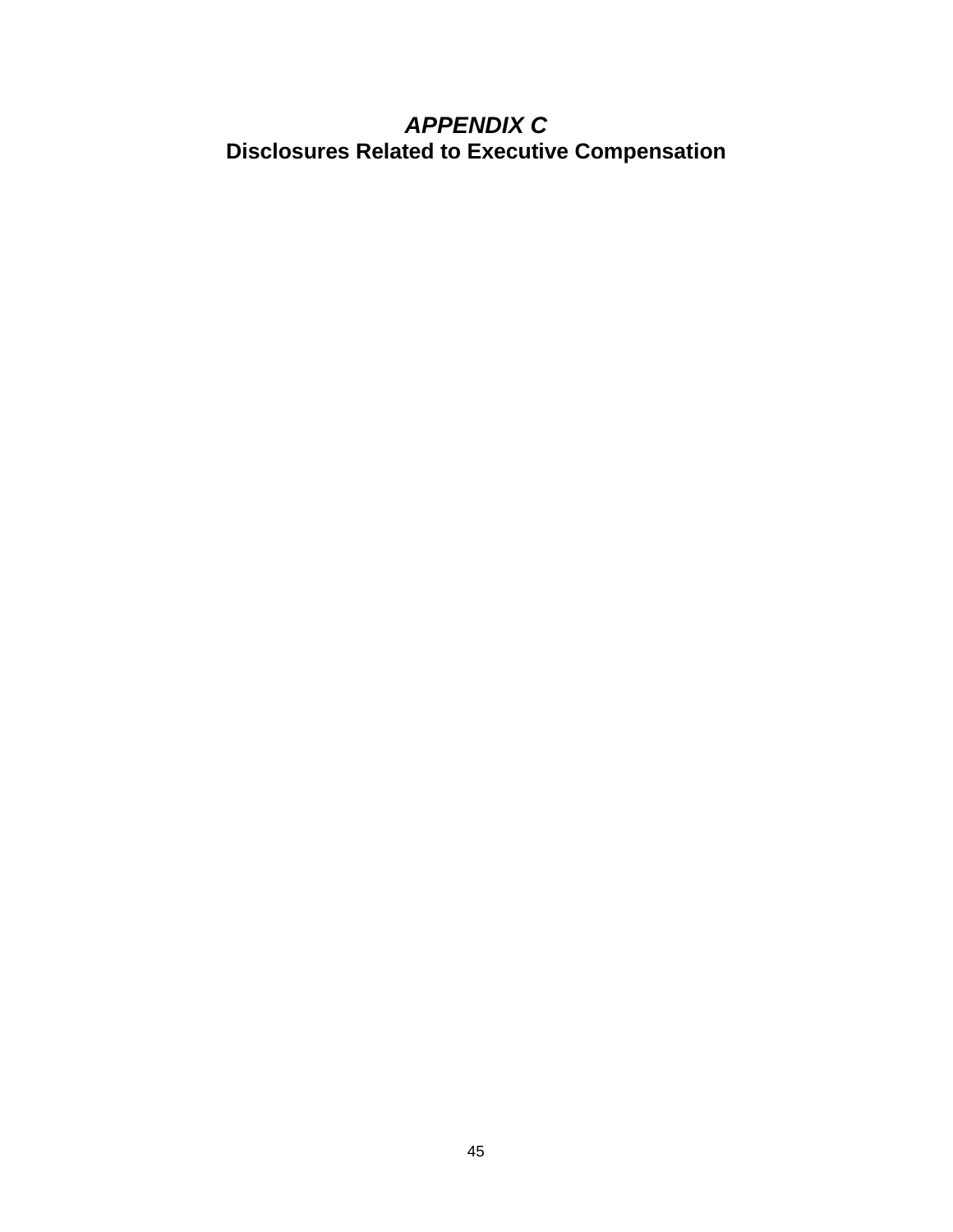# *APPENDIX C*
## Disclosures Related to Executive Compensation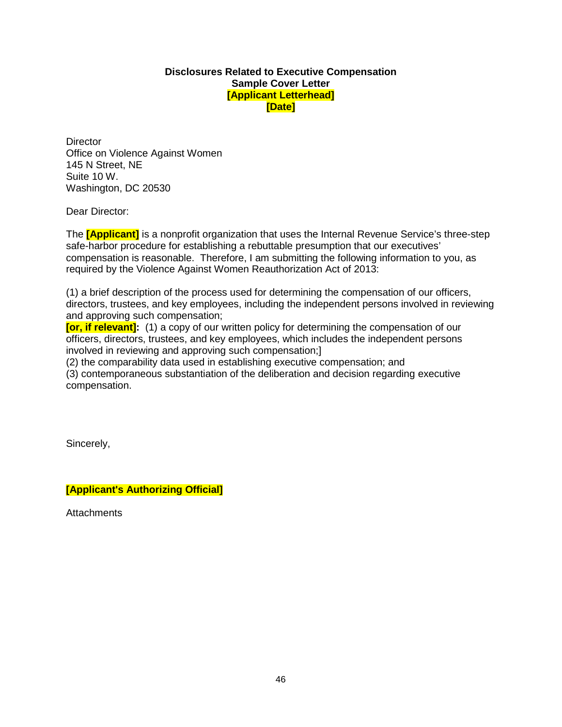**Disclosures Related to Executive Compensation**
**Sample Cover Letter**
**[Applicant Letterhead]**
**[Date]**

Director
Office on Violence Against Women
145 N Street, NE
Suite 10 W.
Washington, DC 20530

Dear Director:

The **[Applicant]** is a nonprofit organization that uses the Internal Revenue Service's three-step safe-harbor procedure for establishing a rebuttable presumption that our executives' compensation is reasonable. Therefore, I am submitting the following information to you, as required by the Violence Against Women Reauthorization Act of 2013:

(1) a brief description of the process used for determining the compensation of our officers, directors, trustees, and key employees, including the independent persons involved in reviewing and approving such compensation;
**[or, if relevant]:** (1) a copy of our written policy for determining the compensation of our officers, directors, trustees, and key employees, which includes the independent persons involved in reviewing and approving such compensation;]
(2) the comparability data used in establishing executive compensation; and
(3) contemporaneous substantiation of the deliberation and decision regarding executive compensation.

Sincerely,

**[Applicant's Authorizing Official]**

Attachments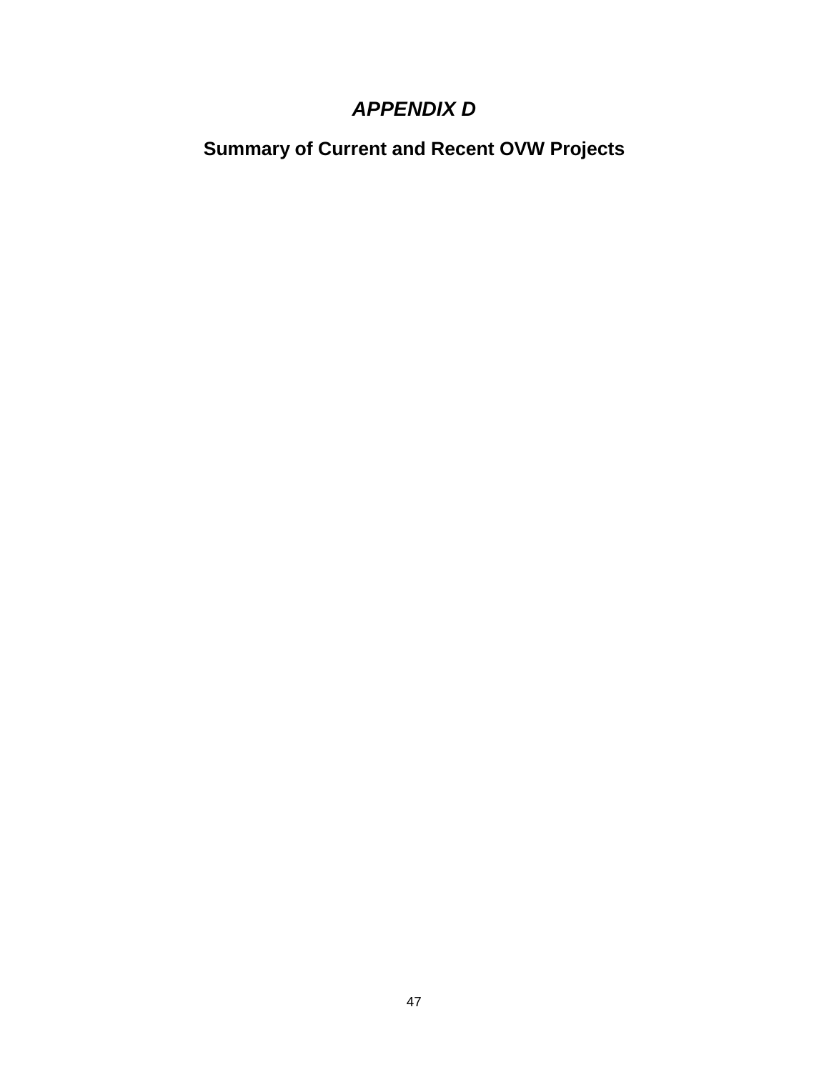# *APPENDIX D*

## Summary of Current and Recent OVW Projects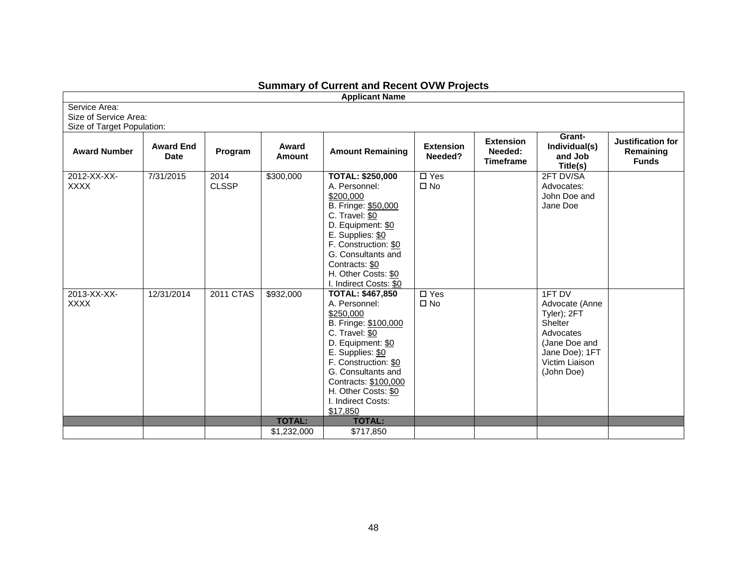## Summary of Current and Recent OVW Projects

| Applicant Name | | | | | | | | |
|---|---|---|---|---|---|---|---|---|
| Service Area:<br>Size of Service Area:<br>Size of Target Population: | | | | | | | | |
| **Award Number** | **Award End Date** | **Program** | **Award Amount** | **Amount Remaining** | **Extension Needed?** | **Extension Needed: Timeframe** | **Grant-Individual(s) and Job Title(s)** | **Justification for Remaining Funds** |
| 2012-XX-XX-XXXX | 7/31/2015 | 2014 CLSSP | $300,000 | **TOTAL: $250,000**<br>A. Personnel: $200,000<br>B. Fringe: $50,000<br>C. Travel: $0<br>D. Equipment: $0<br>E. Supplies: $0<br>F. Construction: $0<br>G. Consultants and Contracts: $0<br>H. Other Costs: $0<br>I. Indirect Costs: $0 | ☐ Yes<br>☐ No | | 2FT DV/SA Advocates: John Doe and Jane Doe | |
| 2013-XX-XX-XXXX | 12/31/2014 | 2011 CTAS | $932,000 | **TOTAL: $467,850**<br>A. Personnel: $250,000<br>B. Fringe: $100,000<br>C. Travel: $0<br>D. Equipment: $0<br>E. Supplies: $0<br>F. Construction: $0<br>G. Consultants and Contracts: $100,000<br>H. Other Costs: $0<br>I. Indirect Costs: $17,850 | ☐ Yes<br>☐ No | | 1FT DV Advocate (Anne Tyler); 2FT Shelter Advocates (Jane Doe and Jane Doe); 1FT Victim Liaison (John Doe) | |
| | | | **TOTAL:** | **TOTAL:** | | | | |
| | | | $1,232,000 | $717,850 | | | | |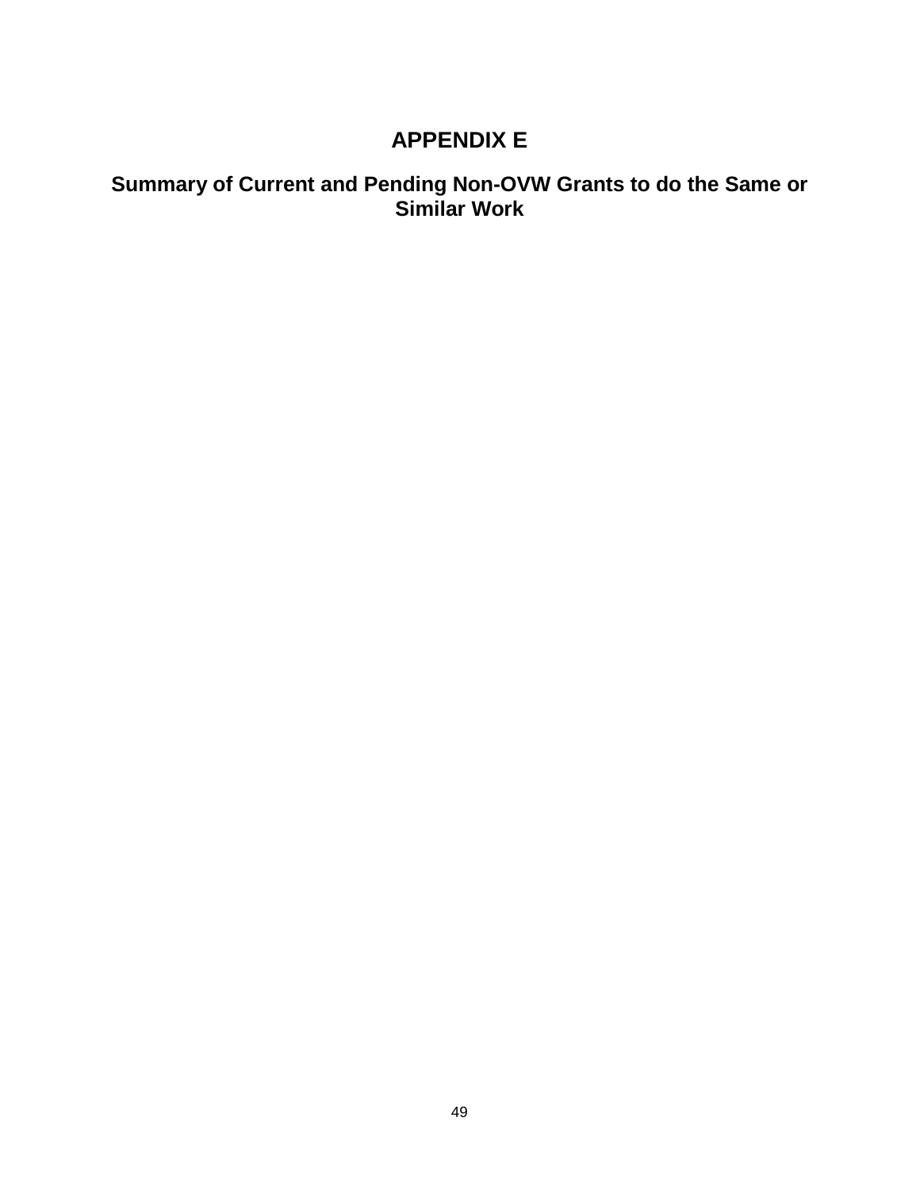# APPENDIX E

## Summary of Current and Pending Non-OVW Grants to do the Same or Similar Work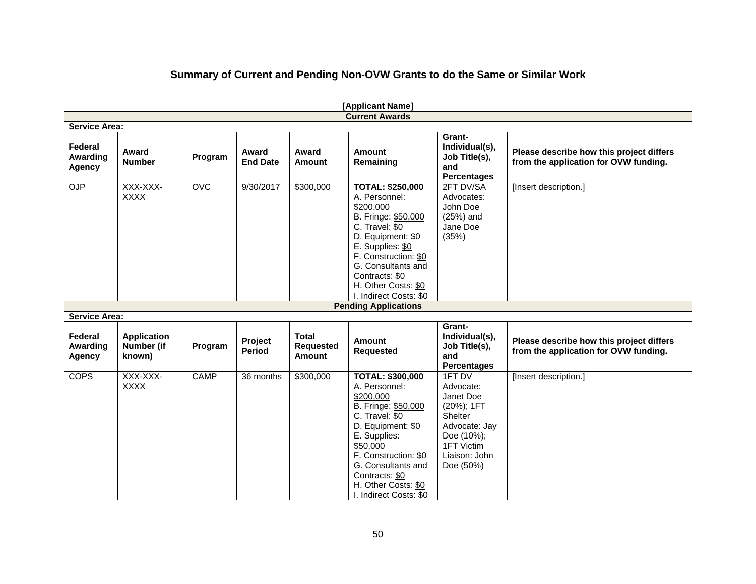## Summary of Current and Pending Non-OVW Grants to do the Same or Similar Work

| [Applicant Name] | | | | | | | |
|---|---|---|---|---|---|---|---|
| **Current Awards** | | | | | | | |
| **Service Area:** | | | | | | | |
| **Federal Awarding Agency** | **Award Number** | **Program** | **Award End Date** | **Award Amount** | **Amount Remaining** | **Grant-Individual(s), Job Title(s), and Percentages** | **Please describe how this project differs from the application for OVW funding.** |
| OJP | XXX-XXX-XXXX | OVC | 9/30/2017 | $300,000 | **TOTAL: $250,000** A. Personnel: $200,000 B. Fringe: $50,000 C. Travel: $0 D. Equipment: $0 E. Supplies: $0 F. Construction: $0 G. Consultants and Contracts: $0 H. Other Costs: $0 I. Indirect Costs: $0 | 2FT DV/SA Advocates: John Doe (25%) and Jane Doe (35%) | [Insert description.] |
| **Pending Applications** | | | | | | | |
| **Service Area:** | | | | | | | |
| **Federal Awarding Agency** | **Application Number (if known)** | **Program** | **Project Period** | **Total Requested Amount** | **Amount Requested** | **Grant-Individual(s), Job Title(s), and Percentages** | **Please describe how this project differs from the application for OVW funding.** |
| COPS | XXX-XXX-XXXX | CAMP | 36 months | $300,000 | **TOTAL: $300,000** A. Personnel: $200,000 B. Fringe: $50,000 C. Travel: $0 D. Equipment: $0 E. Supplies: $50,000 F. Construction: $0 G. Consultants and Contracts: $0 H. Other Costs: $0 I. Indirect Costs: $0 | 1FT DV Advocate: Janet Doe (20%); 1FT Shelter Advocate: Jay Doe (10%); 1FT Victim Liaison: John Doe (50%) | [Insert description.] |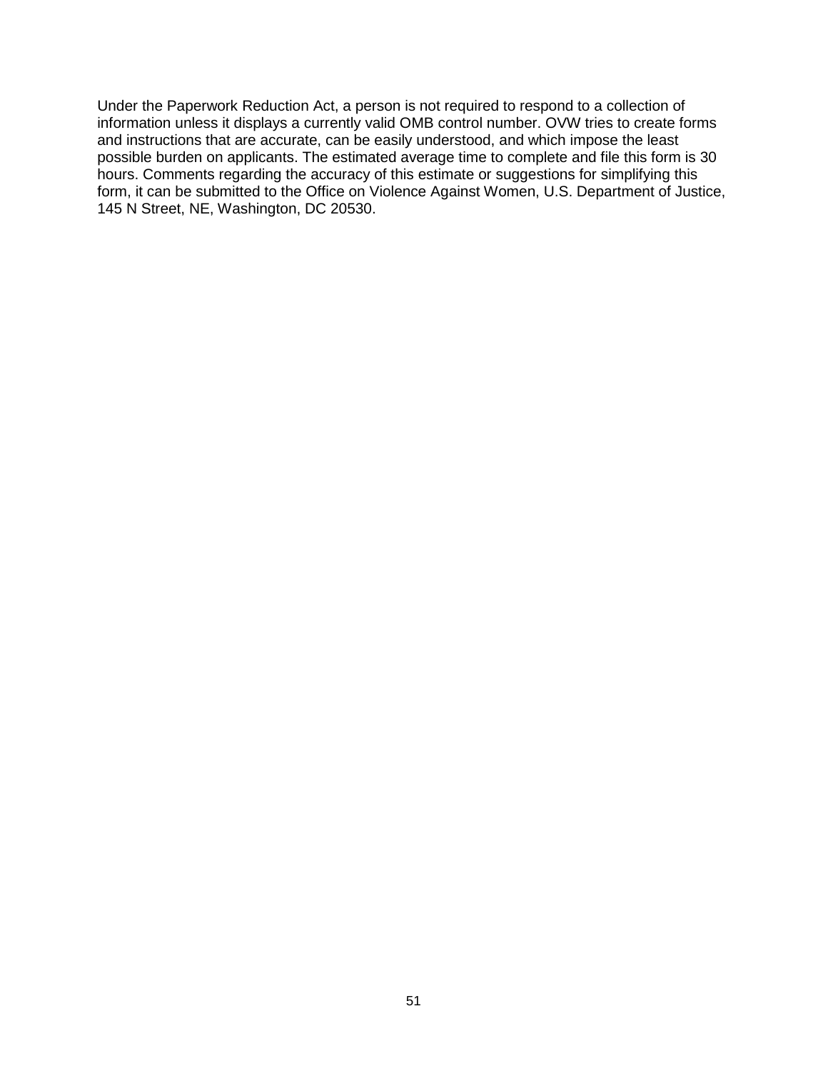Under the Paperwork Reduction Act, a person is not required to respond to a collection of information unless it displays a currently valid OMB control number. OVW tries to create forms and instructions that are accurate, can be easily understood, and which impose the least possible burden on applicants. The estimated average time to complete and file this form is 30 hours. Comments regarding the accuracy of this estimate or suggestions for simplifying this form, it can be submitted to the Office on Violence Against Women, U.S. Department of Justice, 145 N Street, NE, Washington, DC 20530.